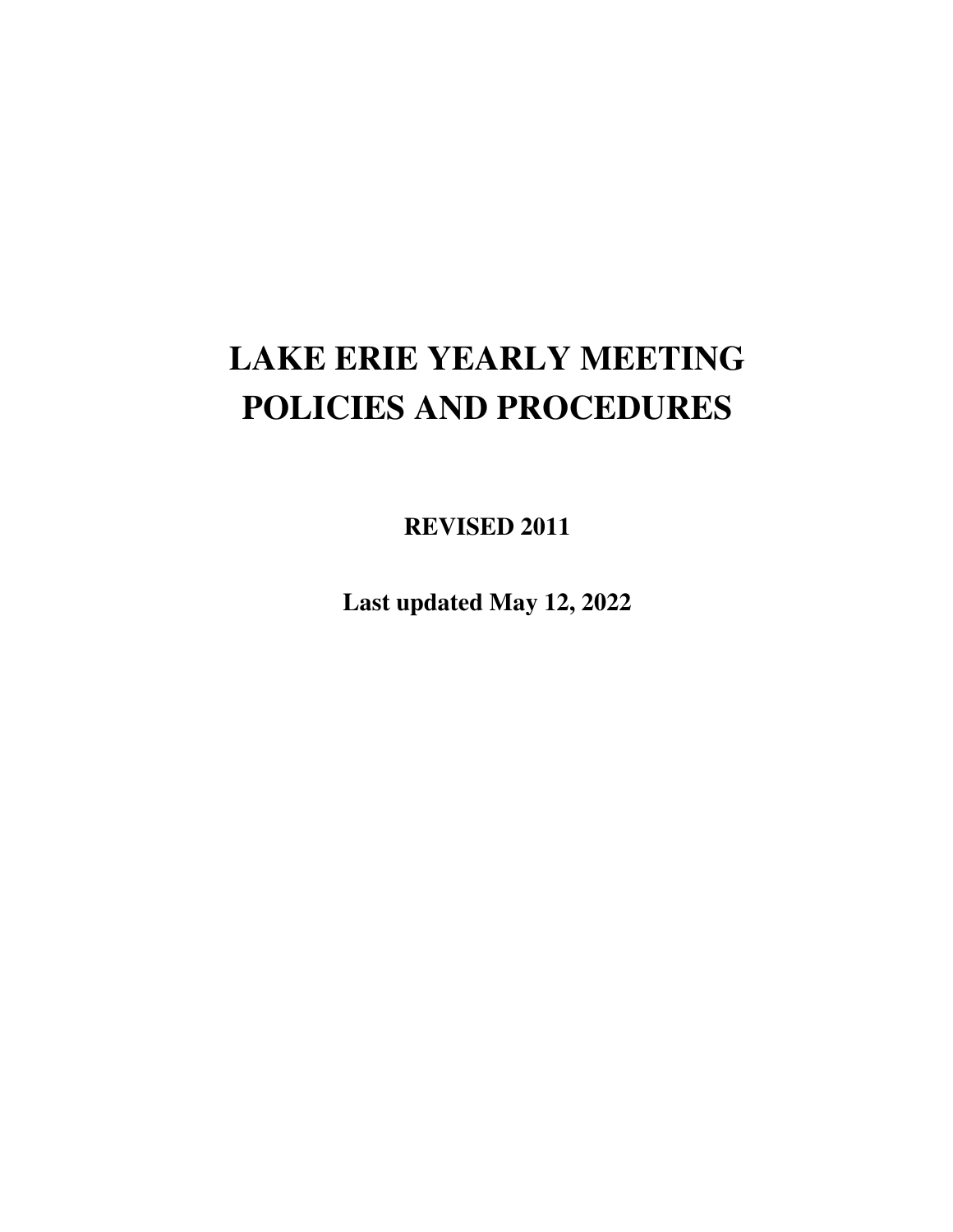# LAKE ERIE YEARLY MEETING POLICIES AND PROCEDURES

**REVISED 2011**

**Last updated May 12, 2022**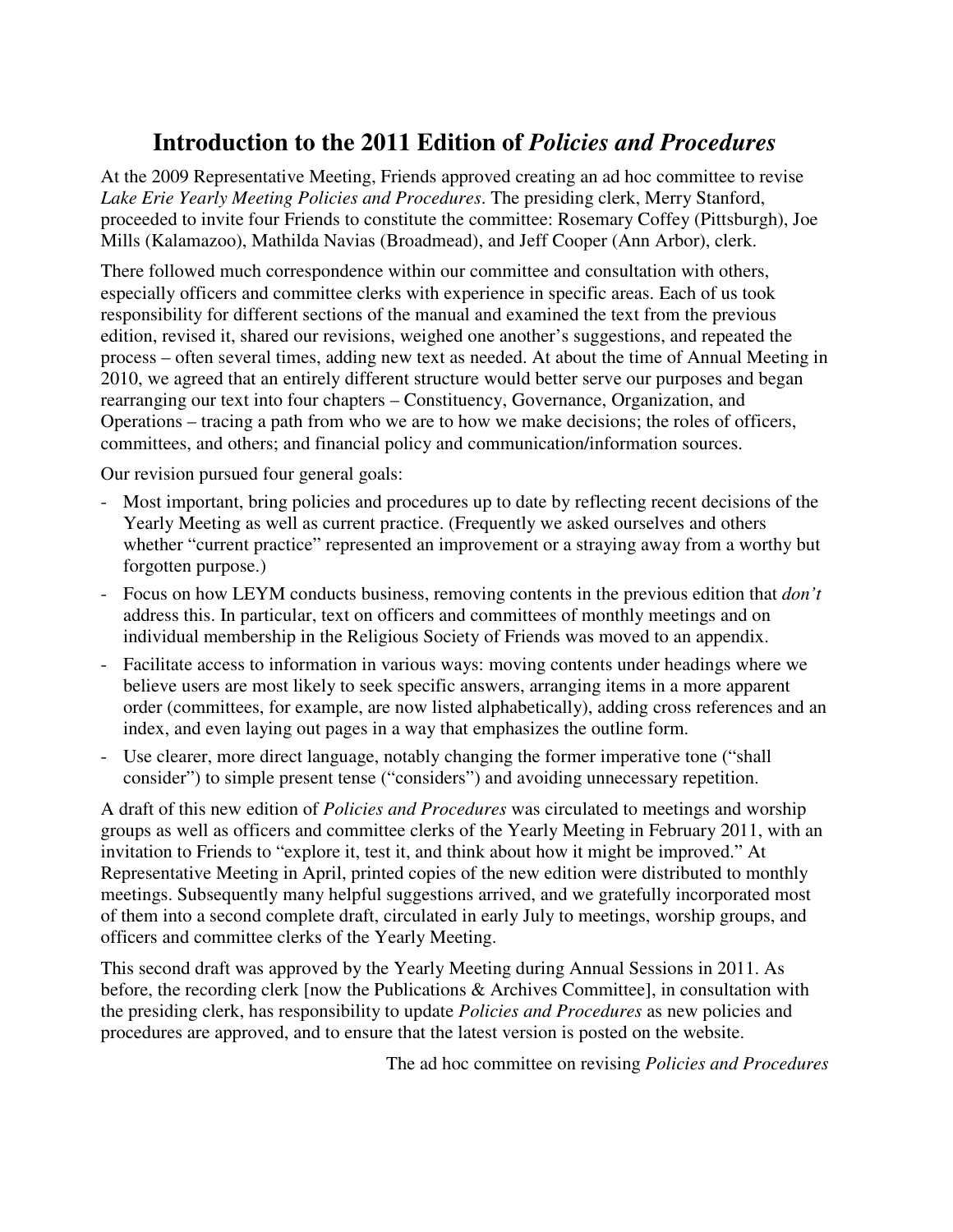# Introduction to the 2011 Edition of *Policies and Procedures*

At the 2009 Representative Meeting, Friends approved creating an ad hoc committee to revise *Lake Erie Yearly Meeting Policies and Procedures*. The presiding clerk, Merry Stanford, proceeded to invite four Friends to constitute the committee: Rosemary Coffey (Pittsburgh), Joe Mills (Kalamazoo), Mathilda Navias (Broadmead), and Jeff Cooper (Ann Arbor), clerk.

There followed much correspondence within our committee and consultation with others, especially officers and committee clerks with experience in specific areas. Each of us took responsibility for different sections of the manual and examined the text from the previous edition, revised it, shared our revisions, weighed one another's suggestions, and repeated the process – often several times, adding new text as needed. At about the time of Annual Meeting in 2010, we agreed that an entirely different structure would better serve our purposes and began rearranging our text into four chapters – Constituency, Governance, Organization, and Operations – tracing a path from who we are to how we make decisions; the roles of officers, committees, and others; and financial policy and communication/information sources.

Our revision pursued four general goals:

- Most important, bring policies and procedures up to date by reflecting recent decisions of the Yearly Meeting as well as current practice. (Frequently we asked ourselves and others whether "current practice" represented an improvement or a straying away from a worthy but forgotten purpose.)
- Focus on how LEYM conducts business, removing contents in the previous edition that *don't* address this. In particular, text on officers and committees of monthly meetings and on individual membership in the Religious Society of Friends was moved to an appendix.
- Facilitate access to information in various ways: moving contents under headings where we believe users are most likely to seek specific answers, arranging items in a more apparent order (committees, for example, are now listed alphabetically), adding cross references and an index, and even laying out pages in a way that emphasizes the outline form.
- Use clearer, more direct language, notably changing the former imperative tone ("shall consider") to simple present tense ("considers") and avoiding unnecessary repetition.

A draft of this new edition of *Policies and Procedures* was circulated to meetings and worship groups as well as officers and committee clerks of the Yearly Meeting in February 2011, with an invitation to Friends to "explore it, test it, and think about how it might be improved." At Representative Meeting in April, printed copies of the new edition were distributed to monthly meetings. Subsequently many helpful suggestions arrived, and we gratefully incorporated most of them into a second complete draft, circulated in early July to meetings, worship groups, and officers and committee clerks of the Yearly Meeting.

This second draft was approved by the Yearly Meeting during Annual Sessions in 2011. As before, the recording clerk [now the Publications & Archives Committee], in consultation with the presiding clerk, has responsibility to update *Policies and Procedures* as new policies and procedures are approved, and to ensure that the latest version is posted on the website.

The ad hoc committee on revising *Policies and Procedures*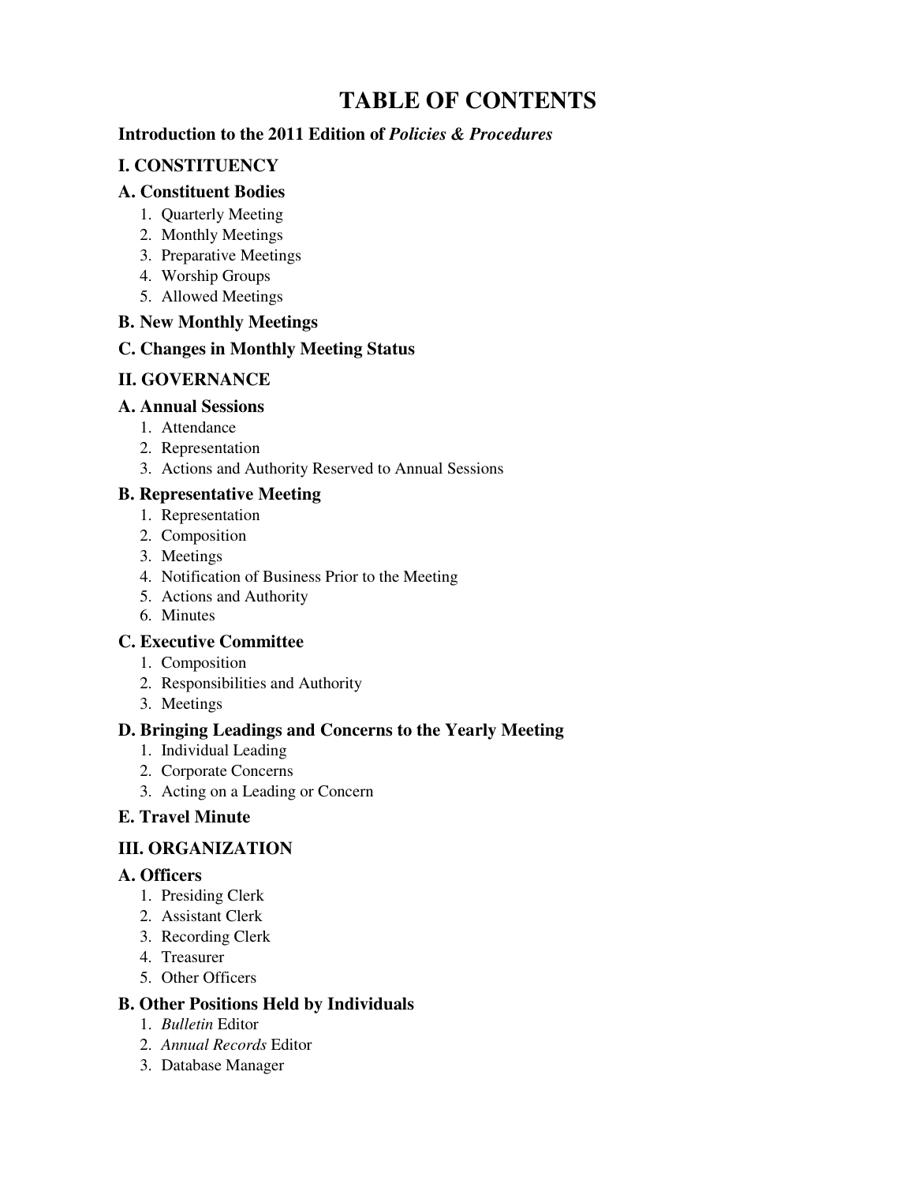# TABLE OF CONTENTS

**Introduction to the 2011 Edition of *Policies & Procedures***

## I. CONSTITUENCY

### A. Constituent Bodies

1. Quarterly Meeting
2. Monthly Meetings
3. Preparative Meetings
4. Worship Groups
5. Allowed Meetings

### B. New Monthly Meetings

### C. Changes in Monthly Meeting Status

## II. GOVERNANCE

### A. Annual Sessions

1. Attendance
2. Representation
3. Actions and Authority Reserved to Annual Sessions

### B. Representative Meeting

1. Representation
2. Composition
3. Meetings
4. Notification of Business Prior to the Meeting
5. Actions and Authority
6. Minutes

### C. Executive Committee

1. Composition
2. Responsibilities and Authority
3. Meetings

### D. Bringing Leadings and Concerns to the Yearly Meeting

1. Individual Leading
2. Corporate Concerns
3. Acting on a Leading or Concern

### E. Travel Minute

## III. ORGANIZATION

### A. Officers

1. Presiding Clerk
2. Assistant Clerk
3. Recording Clerk
4. Treasurer
5. Other Officers

### B. Other Positions Held by Individuals

1. *Bulletin* Editor
2. *Annual Records* Editor
3. Database Manager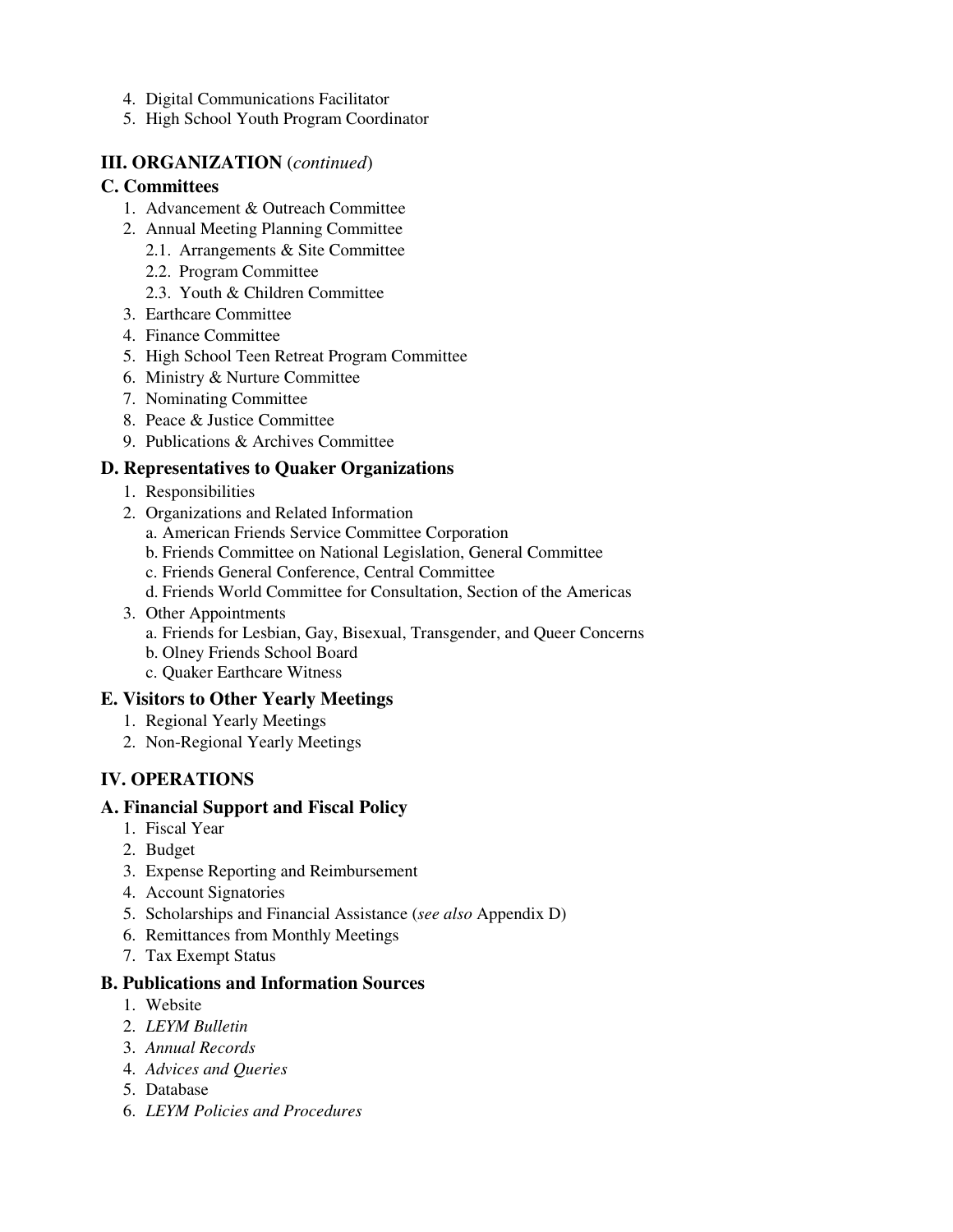4. Digital Communications Facilitator
5. High School Youth Program Coordinator

## III. ORGANIZATION (*continued*)

### C. Committees

1. Advancement & Outreach Committee
2. Annual Meeting Planning Committee
    - 2.1. Arrangements & Site Committee
    - 2.2. Program Committee
    - 2.3. Youth & Children Committee
3. Earthcare Committee
4. Finance Committee
5. High School Teen Retreat Program Committee
6. Ministry & Nurture Committee
7. Nominating Committee
8. Peace & Justice Committee
9. Publications & Archives Committee

### D. Representatives to Quaker Organizations

1. Responsibilities
2. Organizations and Related Information
    - a. American Friends Service Committee Corporation
    - b. Friends Committee on National Legislation, General Committee
    - c. Friends General Conference, Central Committee
    - d. Friends World Committee for Consultation, Section of the Americas
3. Other Appointments
    - a. Friends for Lesbian, Gay, Bisexual, Transgender, and Queer Concerns
    - b. Olney Friends School Board
    - c. Quaker Earthcare Witness

### E. Visitors to Other Yearly Meetings

1. Regional Yearly Meetings
2. Non-Regional Yearly Meetings

## IV. OPERATIONS

### A. Financial Support and Fiscal Policy

1. Fiscal Year
2. Budget
3. Expense Reporting and Reimbursement
4. Account Signatories
5. Scholarships and Financial Assistance (*see also* Appendix D)
6. Remittances from Monthly Meetings
7. Tax Exempt Status

### B. Publications and Information Sources

1. Website
2. *LEYM Bulletin*
3. *Annual Records*
4. *Advices and Queries*
5. Database
6. *LEYM Policies and Procedures*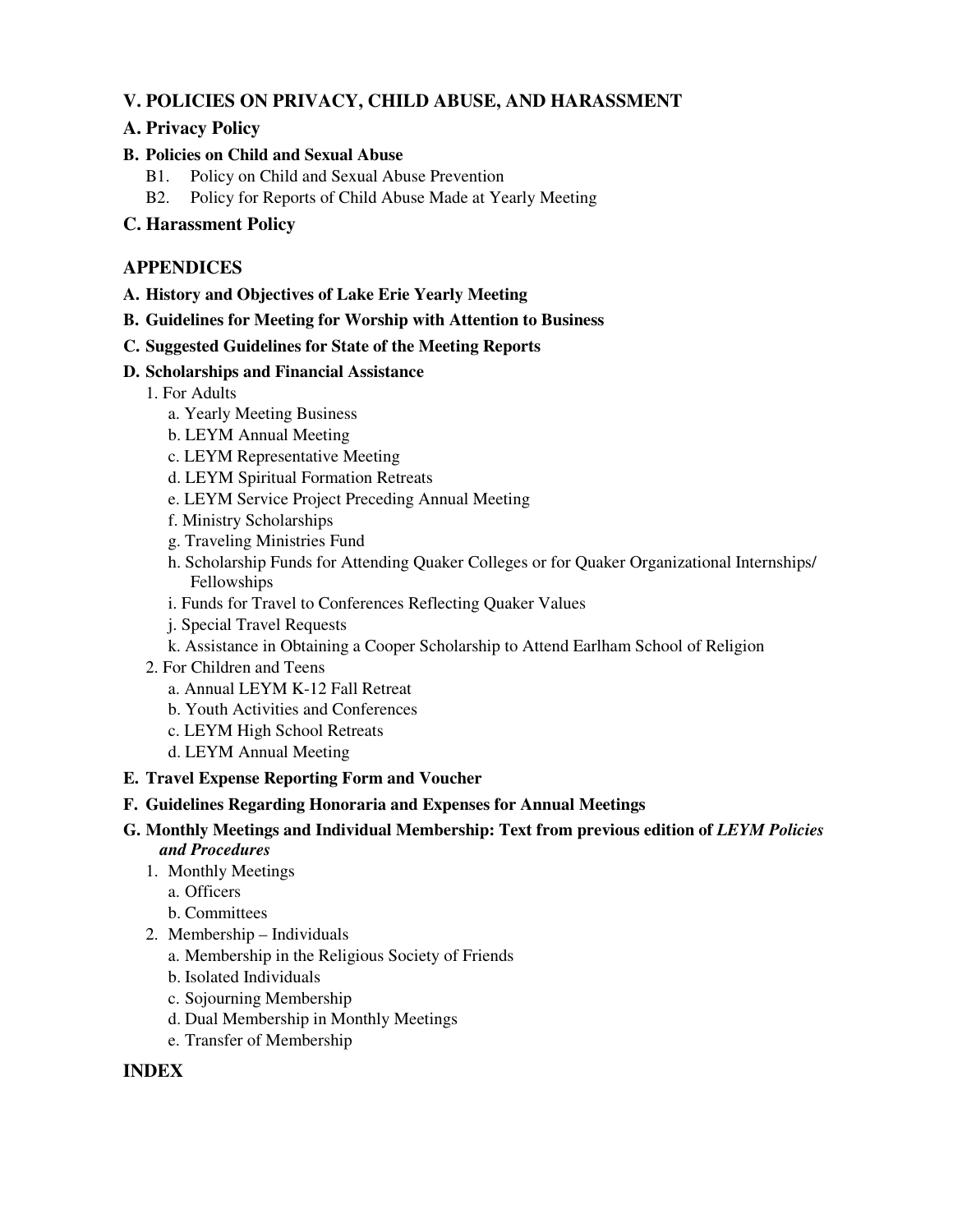## V. POLICIES ON PRIVACY, CHILD ABUSE, AND HARASSMENT

### A. Privacy Policy

#### B. Policies on Child and Sexual Abuse

- B1. Policy on Child and Sexual Abuse Prevention
- B2. Policy for Reports of Child Abuse Made at Yearly Meeting

### C. Harassment Policy

## APPENDICES

**A. History and Objectives of Lake Erie Yearly Meeting**

**B. Guidelines for Meeting for Worship with Attention to Business**

**C. Suggested Guidelines for State of the Meeting Reports**

**D. Scholarships and Financial Assistance**

1. For Adults
   - a. Yearly Meeting Business
   - b. LEYM Annual Meeting
   - c. LEYM Representative Meeting
   - d. LEYM Spiritual Formation Retreats
   - e. LEYM Service Project Preceding Annual Meeting
   - f. Ministry Scholarships
   - g. Traveling Ministries Fund
   - h. Scholarship Funds for Attending Quaker Colleges or for Quaker Organizational Internships/ Fellowships
   - i. Funds for Travel to Conferences Reflecting Quaker Values
   - j. Special Travel Requests
   - k. Assistance in Obtaining a Cooper Scholarship to Attend Earlham School of Religion
2. For Children and Teens
   - a. Annual LEYM K-12 Fall Retreat
   - b. Youth Activities and Conferences
   - c. LEYM High School Retreats
   - d. LEYM Annual Meeting

**E. Travel Expense Reporting Form and Voucher**

**F. Guidelines Regarding Honoraria and Expenses for Annual Meetings**

**G. Monthly Meetings and Individual Membership: Text from previous edition of *LEYM Policies and Procedures***

1. Monthly Meetings
   - a. Officers
   - b. Committees
2. Membership – Individuals
   - a. Membership in the Religious Society of Friends
   - b. Isolated Individuals
   - c. Sojourning Membership
   - d. Dual Membership in Monthly Meetings
   - e. Transfer of Membership

## INDEX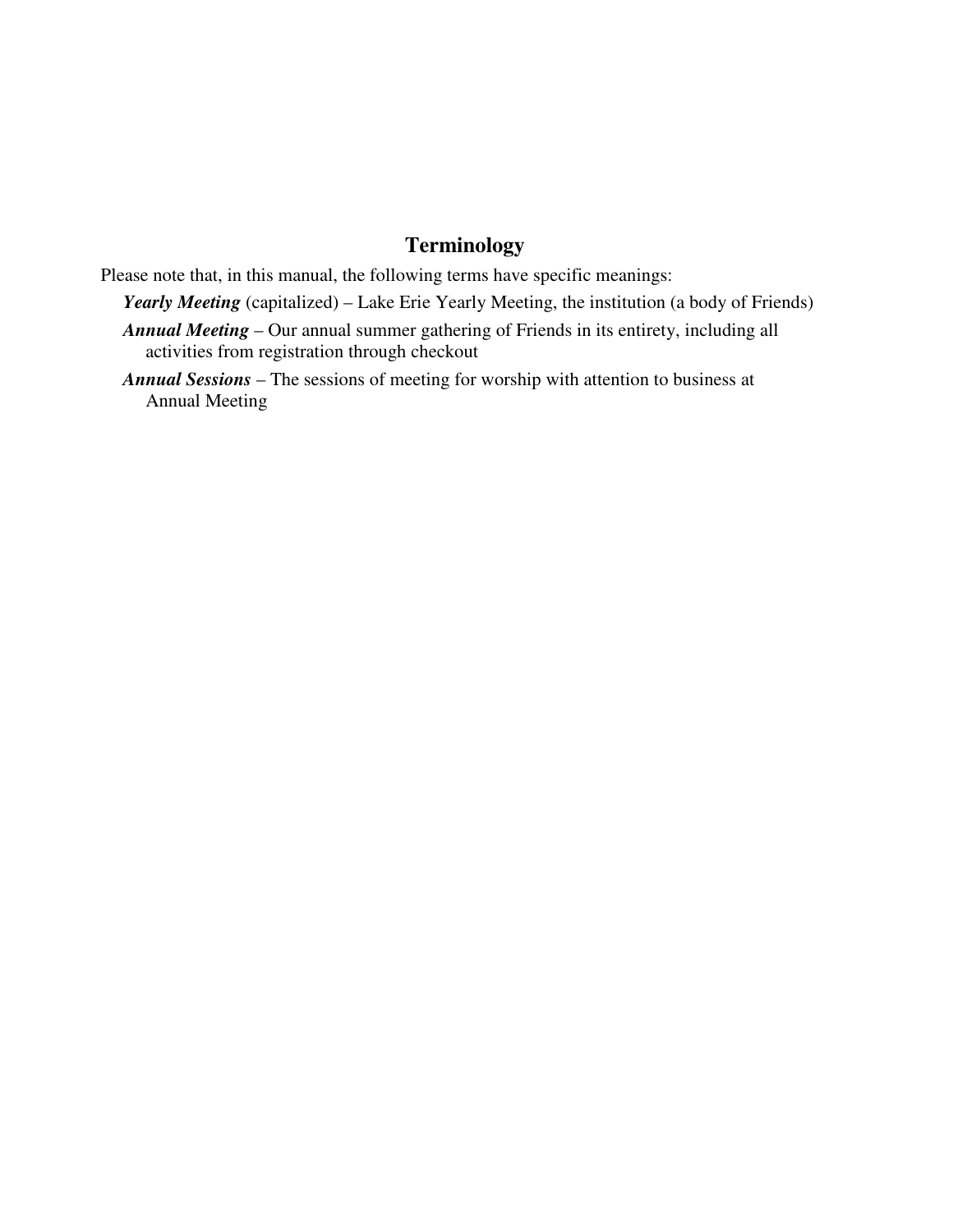## Terminology

Please note that, in this manual, the following terms have specific meanings:

- ***Yearly Meeting*** (capitalized) – Lake Erie Yearly Meeting, the institution (a body of Friends)
- ***Annual Meeting*** – Our annual summer gathering of Friends in its entirety, including all activities from registration through checkout
- ***Annual Sessions*** – The sessions of meeting for worship with attention to business at Annual Meeting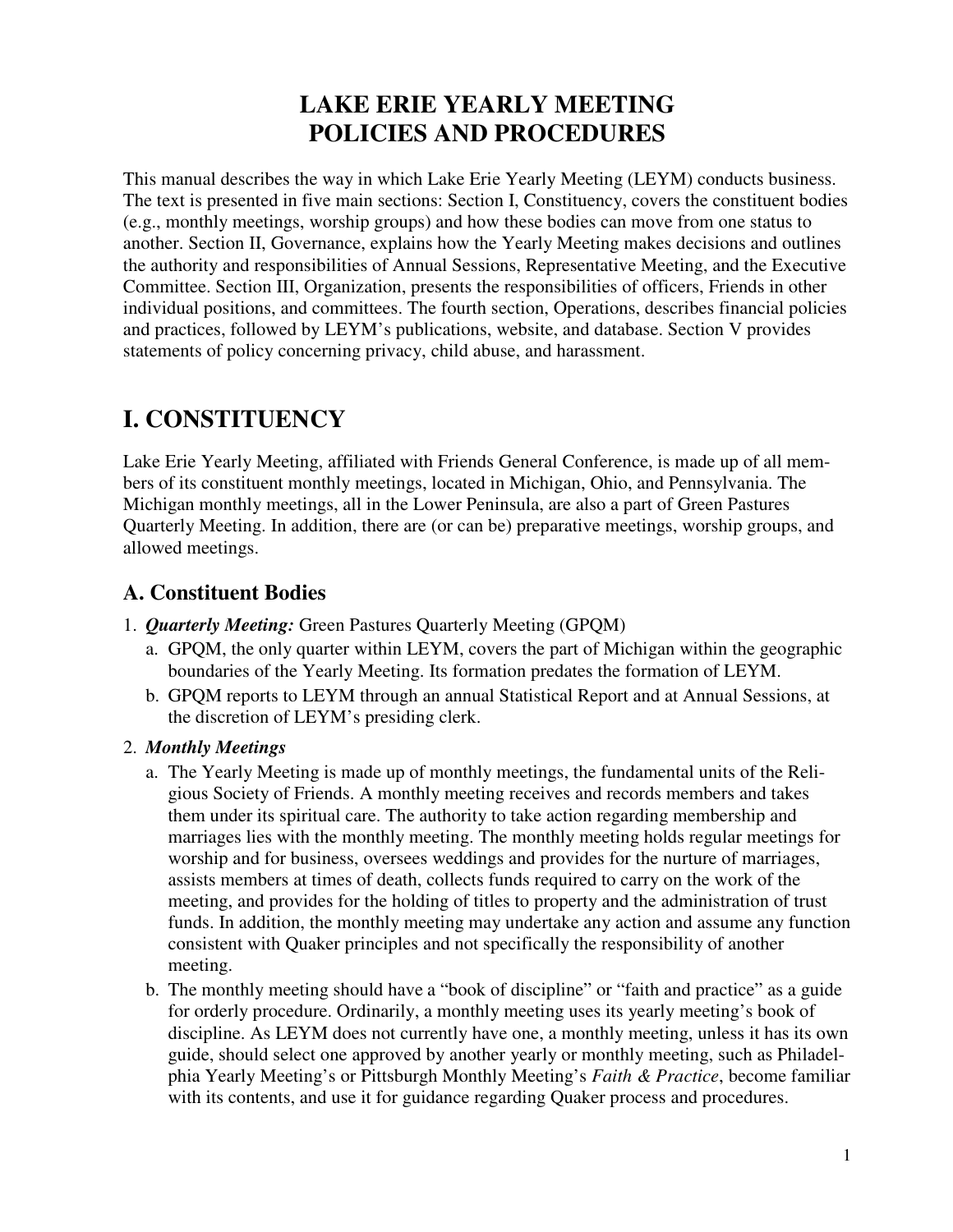# LAKE ERIE YEARLY MEETING
# POLICIES AND PROCEDURES

This manual describes the way in which Lake Erie Yearly Meeting (LEYM) conducts business. The text is presented in five main sections: Section I, Constituency, covers the constituent bodies (e.g., monthly meetings, worship groups) and how these bodies can move from one status to another. Section II, Governance, explains how the Yearly Meeting makes decisions and outlines the authority and responsibilities of Annual Sessions, Representative Meeting, and the Executive Committee. Section III, Organization, presents the responsibilities of officers, Friends in other individual positions, and committees. The fourth section, Operations, describes financial policies and practices, followed by LEYM's publications, website, and database. Section V provides statements of policy concerning privacy, child abuse, and harassment.

## I. CONSTITUENCY

Lake Erie Yearly Meeting, affiliated with Friends General Conference, is made up of all members of its constituent monthly meetings, located in Michigan, Ohio, and Pennsylvania. The Michigan monthly meetings, all in the Lower Peninsula, are also a part of Green Pastures Quarterly Meeting. In addition, there are (or can be) preparative meetings, worship groups, and allowed meetings.

### A. Constituent Bodies

1. ***Quarterly Meeting:*** Green Pastures Quarterly Meeting (GPQM)
   a. GPQM, the only quarter within LEYM, covers the part of Michigan within the geographic boundaries of the Yearly Meeting. Its formation predates the formation of LEYM.
   b. GPQM reports to LEYM through an annual Statistical Report and at Annual Sessions, at the discretion of LEYM's presiding clerk.
2. ***Monthly Meetings***
   a. The Yearly Meeting is made up of monthly meetings, the fundamental units of the Religious Society of Friends. A monthly meeting receives and records members and takes them under its spiritual care. The authority to take action regarding membership and marriages lies with the monthly meeting. The monthly meeting holds regular meetings for worship and for business, oversees weddings and provides for the nurture of marriages, assists members at times of death, collects funds required to carry on the work of the meeting, and provides for the holding of titles to property and the administration of trust funds. In addition, the monthly meeting may undertake any action and assume any function consistent with Quaker principles and not specifically the responsibility of another meeting.
   b. The monthly meeting should have a "book of discipline" or "faith and practice" as a guide for orderly procedure. Ordinarily, a monthly meeting uses its yearly meeting's book of discipline. As LEYM does not currently have one, a monthly meeting, unless it has its own guide, should select one approved by another yearly or monthly meeting, such as Philadelphia Yearly Meeting's or Pittsburgh Monthly Meeting's *Faith & Practice*, become familiar with its contents, and use it for guidance regarding Quaker process and procedures.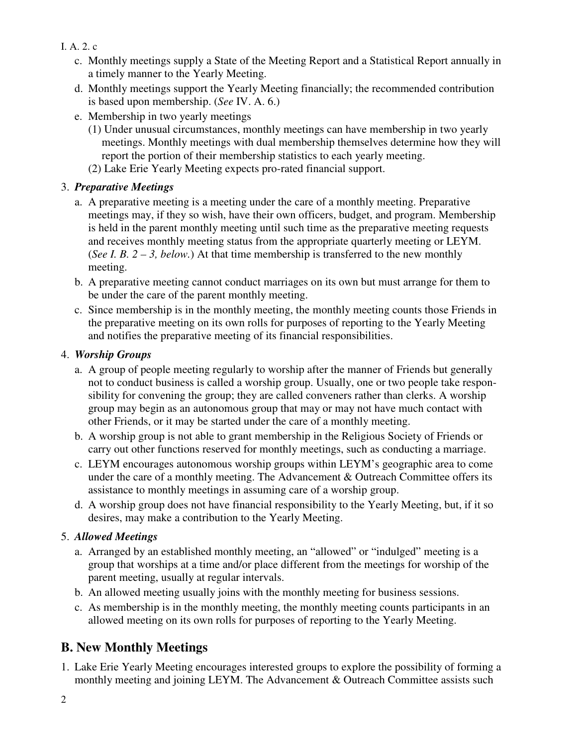I. A. 2. c

c. Monthly meetings supply a State of the Meeting Report and a Statistical Report annually in a timely manner to the Yearly Meeting.

d. Monthly meetings support the Yearly Meeting financially; the recommended contribution is based upon membership. (*See* IV. A. 6.)

e. Membership in two yearly meetings

(1) Under unusual circumstances, monthly meetings can have membership in two yearly meetings. Monthly meetings with dual membership themselves determine how they will report the portion of their membership statistics to each yearly meeting.

(2) Lake Erie Yearly Meeting expects pro-rated financial support.

3. ***Preparative Meetings***

a. A preparative meeting is a meeting under the care of a monthly meeting. Preparative meetings may, if they so wish, have their own officers, budget, and program. Membership is held in the parent monthly meeting until such time as the preparative meeting requests and receives monthly meeting status from the appropriate quarterly meeting or LEYM. (*See I. B. 2 – 3, below.*) At that time membership is transferred to the new monthly meeting.

b. A preparative meeting cannot conduct marriages on its own but must arrange for them to be under the care of the parent monthly meeting.

c. Since membership is in the monthly meeting, the monthly meeting counts those Friends in the preparative meeting on its own rolls for purposes of reporting to the Yearly Meeting and notifies the preparative meeting of its financial responsibilities.

4. ***Worship Groups***

a. A group of people meeting regularly to worship after the manner of Friends but generally not to conduct business is called a worship group. Usually, one or two people take responsibility for convening the group; they are called conveners rather than clerks. A worship group may begin as an autonomous group that may or may not have much contact with other Friends, or it may be started under the care of a monthly meeting.

b. A worship group is not able to grant membership in the Religious Society of Friends or carry out other functions reserved for monthly meetings, such as conducting a marriage.

c. LEYM encourages autonomous worship groups within LEYM's geographic area to come under the care of a monthly meeting. The Advancement & Outreach Committee offers its assistance to monthly meetings in assuming care of a worship group.

d. A worship group does not have financial responsibility to the Yearly Meeting, but, if it so desires, may make a contribution to the Yearly Meeting.

5. ***Allowed Meetings***

a. Arranged by an established monthly meeting, an "allowed" or "indulged" meeting is a group that worships at a time and/or place different from the meetings for worship of the parent meeting, usually at regular intervals.

b. An allowed meeting usually joins with the monthly meeting for business sessions.

c. As membership is in the monthly meeting, the monthly meeting counts participants in an allowed meeting on its own rolls for purposes of reporting to the Yearly Meeting.

## B. New Monthly Meetings

1. Lake Erie Yearly Meeting encourages interested groups to explore the possibility of forming a monthly meeting and joining LEYM. The Advancement & Outreach Committee assists such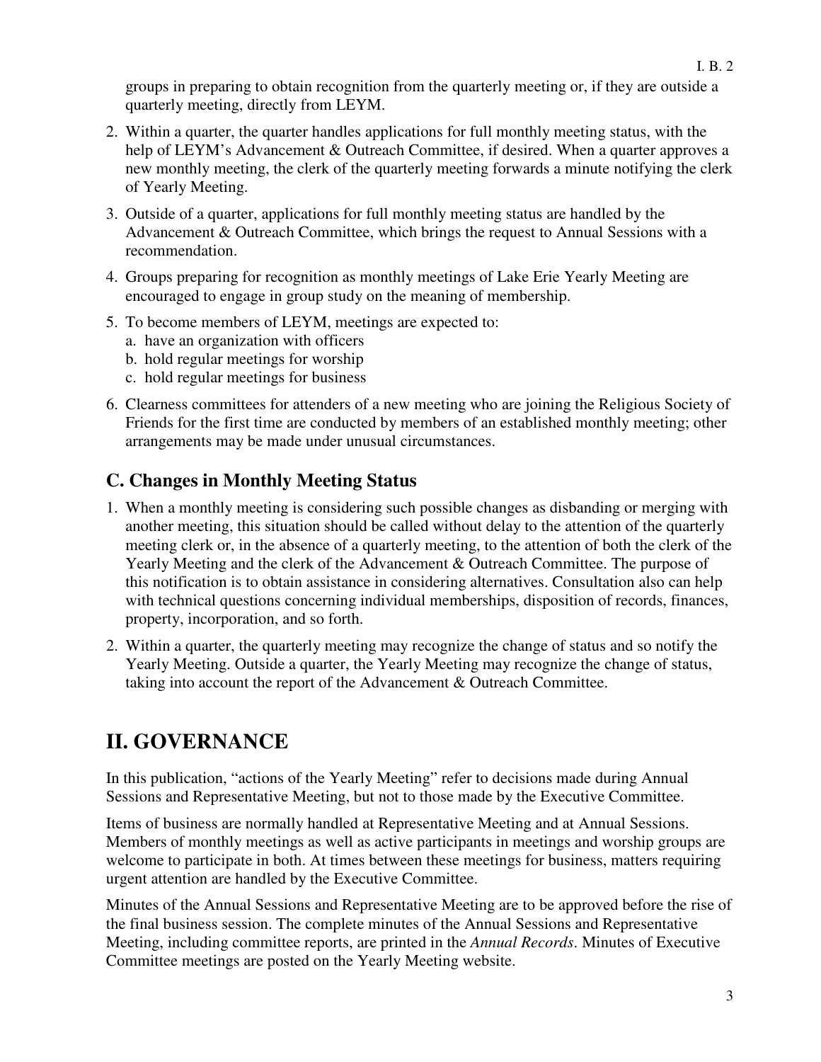groups in preparing to obtain recognition from the quarterly meeting or, if they are outside a quarterly meeting, directly from LEYM.

2. Within a quarter, the quarter handles applications for full monthly meeting status, with the help of LEYM's Advancement & Outreach Committee, if desired. When a quarter approves a new monthly meeting, the clerk of the quarterly meeting forwards a minute notifying the clerk of Yearly Meeting.
3. Outside of a quarter, applications for full monthly meeting status are handled by the Advancement & Outreach Committee, which brings the request to Annual Sessions with a recommendation.
4. Groups preparing for recognition as monthly meetings of Lake Erie Yearly Meeting are encouraged to engage in group study on the meaning of membership.
5. To become members of LEYM, meetings are expected to:
   a. have an organization with officers
   b. hold regular meetings for worship
   c. hold regular meetings for business
6. Clearness committees for attenders of a new meeting who are joining the Religious Society of Friends for the first time are conducted by members of an established monthly meeting; other arrangements may be made under unusual circumstances.

## C. Changes in Monthly Meeting Status

1. When a monthly meeting is considering such possible changes as disbanding or merging with another meeting, this situation should be called without delay to the attention of the quarterly meeting clerk or, in the absence of a quarterly meeting, to the attention of both the clerk of the Yearly Meeting and the clerk of the Advancement & Outreach Committee. The purpose of this notification is to obtain assistance in considering alternatives. Consultation also can help with technical questions concerning individual memberships, disposition of records, finances, property, incorporation, and so forth.
2. Within a quarter, the quarterly meeting may recognize the change of status and so notify the Yearly Meeting. Outside a quarter, the Yearly Meeting may recognize the change of status, taking into account the report of the Advancement & Outreach Committee.

# II. GOVERNANCE

In this publication, "actions of the Yearly Meeting" refer to decisions made during Annual Sessions and Representative Meeting, but not to those made by the Executive Committee.

Items of business are normally handled at Representative Meeting and at Annual Sessions. Members of monthly meetings as well as active participants in meetings and worship groups are welcome to participate in both. At times between these meetings for business, matters requiring urgent attention are handled by the Executive Committee.

Minutes of the Annual Sessions and Representative Meeting are to be approved before the rise of the final business session. The complete minutes of the Annual Sessions and Representative Meeting, including committee reports, are printed in the *Annual Records*. Minutes of Executive Committee meetings are posted on the Yearly Meeting website.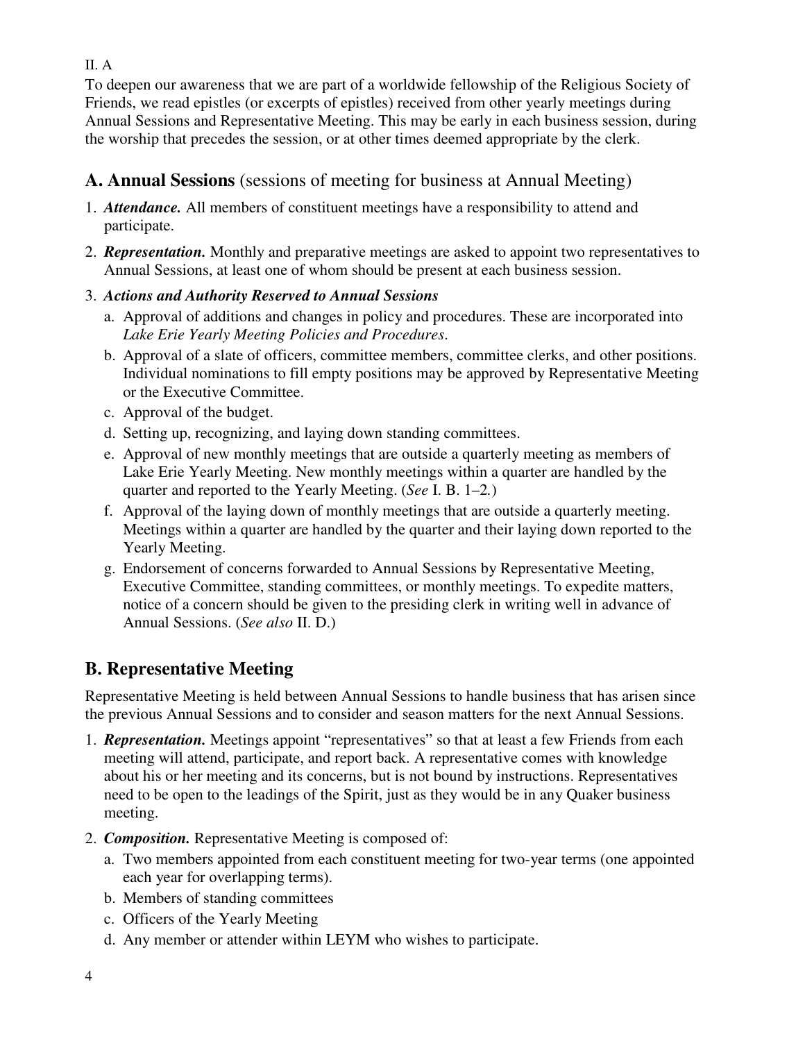II. A

To deepen our awareness that we are part of a worldwide fellowship of the Religious Society of Friends, we read epistles (or excerpts of epistles) received from other yearly meetings during Annual Sessions and Representative Meeting. This may be early in each business session, during the worship that precedes the session, or at other times deemed appropriate by the clerk.

## A. Annual Sessions (sessions of meeting for business at Annual Meeting)

1. ***Attendance.*** All members of constituent meetings have a responsibility to attend and participate.
2. ***Representation.*** Monthly and preparative meetings are asked to appoint two representatives to Annual Sessions, at least one of whom should be present at each business session.
3. ***Actions and Authority Reserved to Annual Sessions***
   a. Approval of additions and changes in policy and procedures. These are incorporated into *Lake Erie Yearly Meeting Policies and Procedures*.
   b. Approval of a slate of officers, committee members, committee clerks, and other positions. Individual nominations to fill empty positions may be approved by Representative Meeting or the Executive Committee.
   c. Approval of the budget.
   d. Setting up, recognizing, and laying down standing committees.
   e. Approval of new monthly meetings that are outside a quarterly meeting as members of Lake Erie Yearly Meeting. New monthly meetings within a quarter are handled by the quarter and reported to the Yearly Meeting. (*See* I. B. 1–2.)
   f. Approval of the laying down of monthly meetings that are outside a quarterly meeting. Meetings within a quarter are handled by the quarter and their laying down reported to the Yearly Meeting.
   g. Endorsement of concerns forwarded to Annual Sessions by Representative Meeting, Executive Committee, standing committees, or monthly meetings. To expedite matters, notice of a concern should be given to the presiding clerk in writing well in advance of Annual Sessions. (*See also* II. D.)

## B. Representative Meeting

Representative Meeting is held between Annual Sessions to handle business that has arisen since the previous Annual Sessions and to consider and season matters for the next Annual Sessions.

1. ***Representation.*** Meetings appoint "representatives" so that at least a few Friends from each meeting will attend, participate, and report back. A representative comes with knowledge about his or her meeting and its concerns, but is not bound by instructions. Representatives need to be open to the leadings of the Spirit, just as they would be in any Quaker business meeting.
2. ***Composition.*** Representative Meeting is composed of:
   a. Two members appointed from each constituent meeting for two-year terms (one appointed each year for overlapping terms).
   b. Members of standing committees
   c. Officers of the Yearly Meeting
   d. Any member or attender within LEYM who wishes to participate.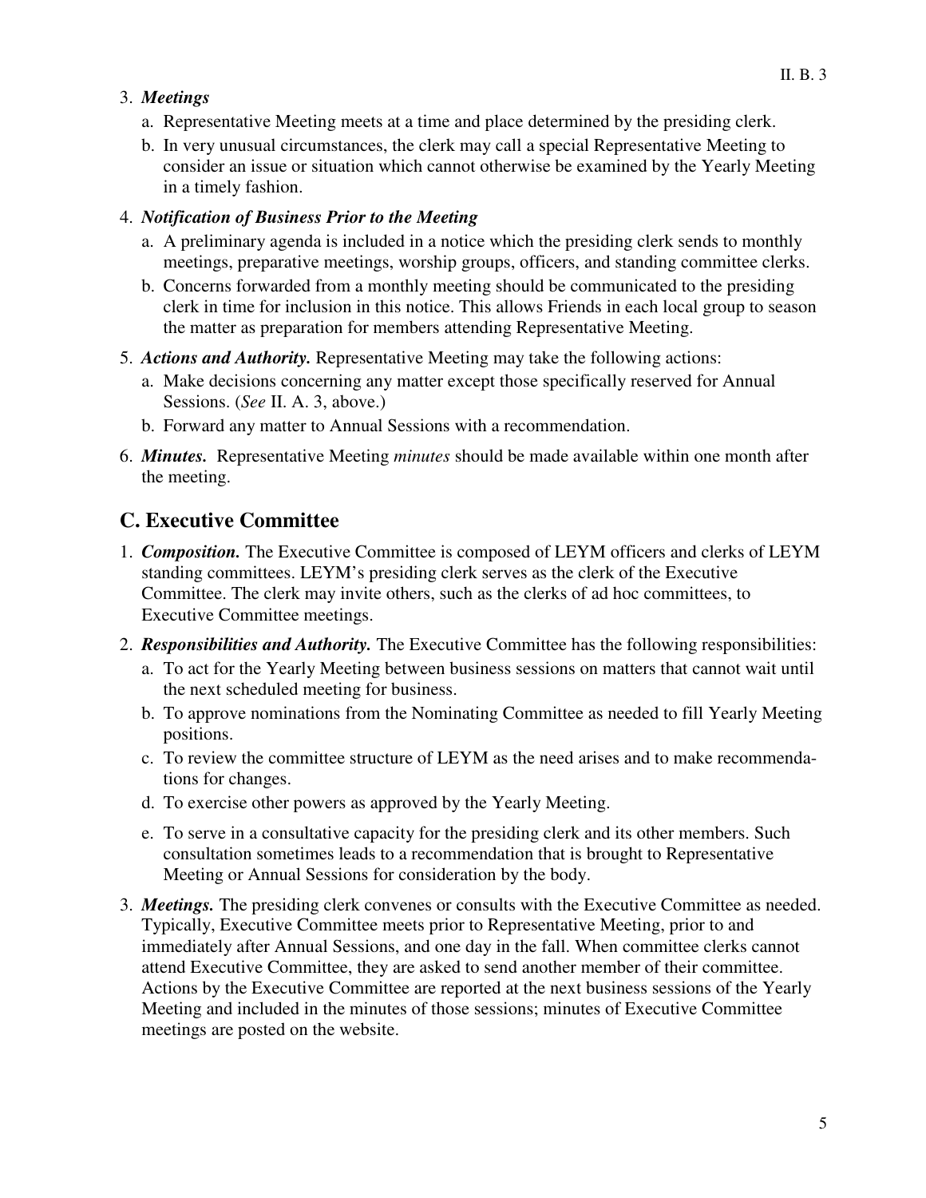3. ***Meetings***
   a. Representative Meeting meets at a time and place determined by the presiding clerk.
   b. In very unusual circumstances, the clerk may call a special Representative Meeting to consider an issue or situation which cannot otherwise be examined by the Yearly Meeting in a timely fashion.

4. ***Notification of Business Prior to the Meeting***
   a. A preliminary agenda is included in a notice which the presiding clerk sends to monthly meetings, preparative meetings, worship groups, officers, and standing committee clerks.
   b. Concerns forwarded from a monthly meeting should be communicated to the presiding clerk in time for inclusion in this notice. This allows Friends in each local group to season the matter as preparation for members attending Representative Meeting.

5. ***Actions and Authority.*** Representative Meeting may take the following actions:
   a. Make decisions concerning any matter except those specifically reserved for Annual Sessions. (*See* II. A. 3, above.)
   b. Forward any matter to Annual Sessions with a recommendation.

6. ***Minutes.*** Representative Meeting *minutes* should be made available within one month after the meeting.

## C. Executive Committee

1. ***Composition.*** The Executive Committee is composed of LEYM officers and clerks of LEYM standing committees. LEYM's presiding clerk serves as the clerk of the Executive Committee. The clerk may invite others, such as the clerks of ad hoc committees, to Executive Committee meetings.

2. ***Responsibilities and Authority.*** The Executive Committee has the following responsibilities:
   a. To act for the Yearly Meeting between business sessions on matters that cannot wait until the next scheduled meeting for business.
   b. To approve nominations from the Nominating Committee as needed to fill Yearly Meeting positions.
   c. To review the committee structure of LEYM as the need arises and to make recommendations for changes.
   d. To exercise other powers as approved by the Yearly Meeting.
   e. To serve in a consultative capacity for the presiding clerk and its other members. Such consultation sometimes leads to a recommendation that is brought to Representative Meeting or Annual Sessions for consideration by the body.

3. ***Meetings.*** The presiding clerk convenes or consults with the Executive Committee as needed. Typically, Executive Committee meets prior to Representative Meeting, prior to and immediately after Annual Sessions, and one day in the fall. When committee clerks cannot attend Executive Committee, they are asked to send another member of their committee. Actions by the Executive Committee are reported at the next business sessions of the Yearly Meeting and included in the minutes of those sessions; minutes of Executive Committee meetings are posted on the website.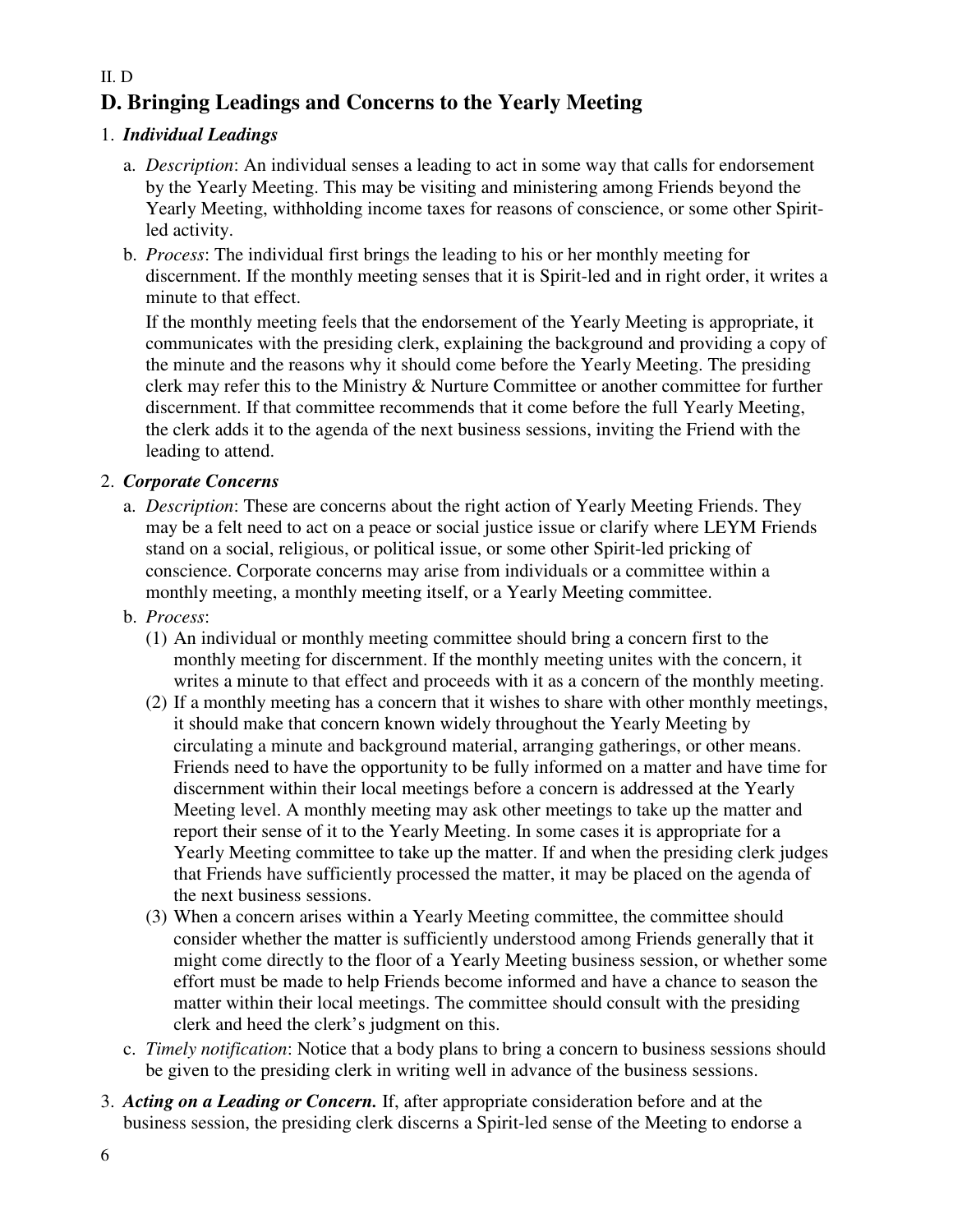II. D

## D. Bringing Leadings and Concerns to the Yearly Meeting

1. ***Individual Leadings***

   a. *Description*: An individual senses a leading to act in some way that calls for endorsement by the Yearly Meeting. This may be visiting and ministering among Friends beyond the Yearly Meeting, withholding income taxes for reasons of conscience, or some other Spirit-led activity.

   b. *Process*: The individual first brings the leading to his or her monthly meeting for discernment. If the monthly meeting senses that it is Spirit-led and in right order, it writes a minute to that effect.

      If the monthly meeting feels that the endorsement of the Yearly Meeting is appropriate, it communicates with the presiding clerk, explaining the background and providing a copy of the minute and the reasons why it should come before the Yearly Meeting. The presiding clerk may refer this to the Ministry & Nurture Committee or another committee for further discernment. If that committee recommends that it come before the full Yearly Meeting, the clerk adds it to the agenda of the next business sessions, inviting the Friend with the leading to attend.

2. ***Corporate Concerns***

   a. *Description*: These are concerns about the right action of Yearly Meeting Friends. They may be a felt need to act on a peace or social justice issue or clarify where LEYM Friends stand on a social, religious, or political issue, or some other Spirit-led pricking of conscience. Corporate concerns may arise from individuals or a committee within a monthly meeting, a monthly meeting itself, or a Yearly Meeting committee.

   b. *Process*:

      (1) An individual or monthly meeting committee should bring a concern first to the monthly meeting for discernment. If the monthly meeting unites with the concern, it writes a minute to that effect and proceeds with it as a concern of the monthly meeting.

      (2) If a monthly meeting has a concern that it wishes to share with other monthly meetings, it should make that concern known widely throughout the Yearly Meeting by circulating a minute and background material, arranging gatherings, or other means. Friends need to have the opportunity to be fully informed on a matter and have time for discernment within their local meetings before a concern is addressed at the Yearly Meeting level. A monthly meeting may ask other meetings to take up the matter and report their sense of it to the Yearly Meeting. In some cases it is appropriate for a Yearly Meeting committee to take up the matter. If and when the presiding clerk judges that Friends have sufficiently processed the matter, it may be placed on the agenda of the next business sessions.

      (3) When a concern arises within a Yearly Meeting committee, the committee should consider whether the matter is sufficiently understood among Friends generally that it might come directly to the floor of a Yearly Meeting business session, or whether some effort must be made to help Friends become informed and have a chance to season the matter within their local meetings. The committee should consult with the presiding clerk and heed the clerk's judgment on this.

   c. *Timely notification*: Notice that a body plans to bring a concern to business sessions should be given to the presiding clerk in writing well in advance of the business sessions.

3. ***Acting on a Leading or Concern.*** If, after appropriate consideration before and at the business session, the presiding clerk discerns a Spirit-led sense of the Meeting to endorse a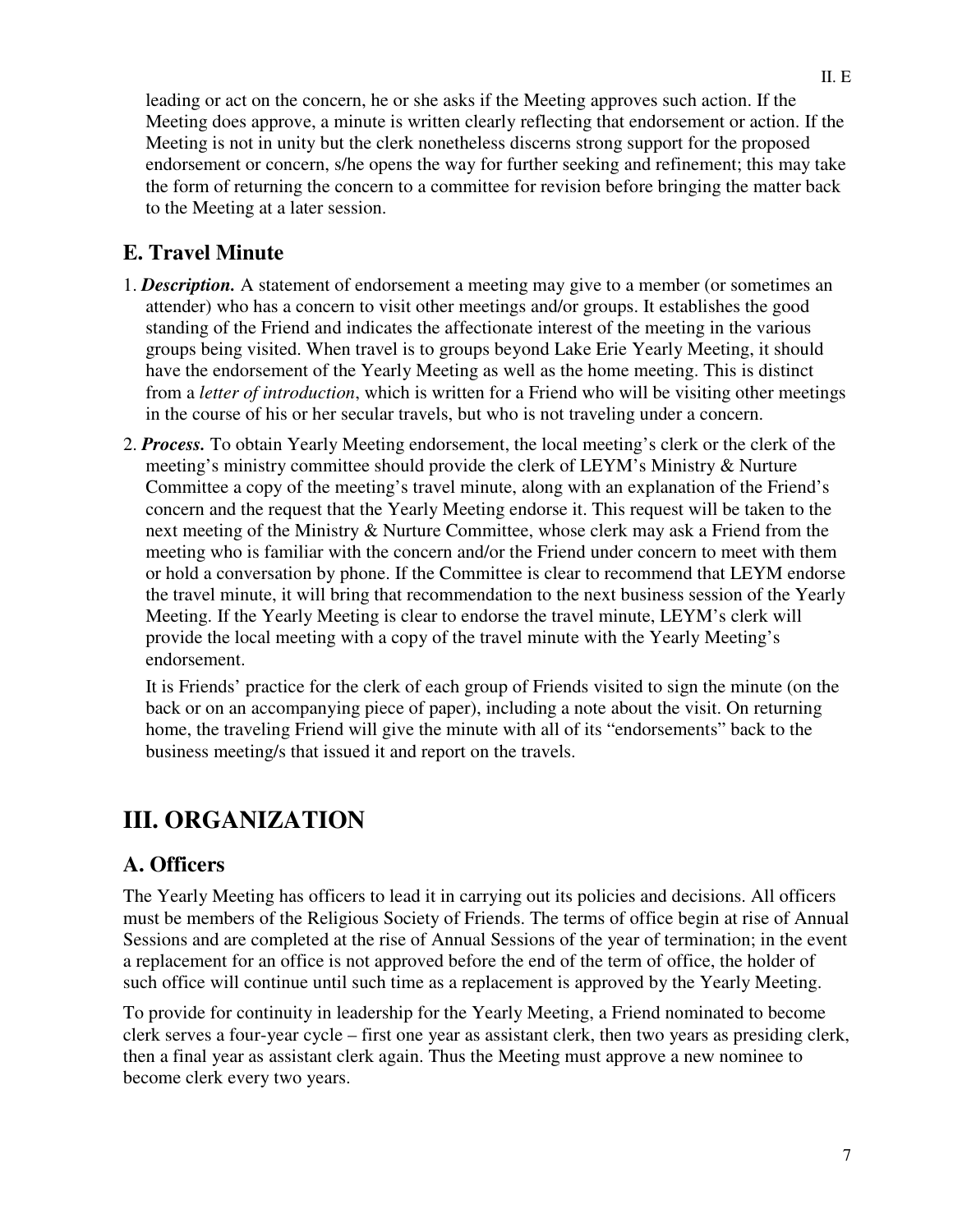leading or act on the concern, he or she asks if the Meeting approves such action. If the Meeting does approve, a minute is written clearly reflecting that endorsement or action. If the Meeting is not in unity but the clerk nonetheless discerns strong support for the proposed endorsement or concern, s/he opens the way for further seeking and refinement; this may take the form of returning the concern to a committee for revision before bringing the matter back to the Meeting at a later session.

## E. Travel Minute

1. ***Description.*** A statement of endorsement a meeting may give to a member (or sometimes an attender) who has a concern to visit other meetings and/or groups. It establishes the good standing of the Friend and indicates the affectionate interest of the meeting in the various groups being visited. When travel is to groups beyond Lake Erie Yearly Meeting, it should have the endorsement of the Yearly Meeting as well as the home meeting. This is distinct from a *letter of introduction*, which is written for a Friend who will be visiting other meetings in the course of his or her secular travels, but who is not traveling under a concern.

2. ***Process.*** To obtain Yearly Meeting endorsement, the local meeting's clerk or the clerk of the meeting's ministry committee should provide the clerk of LEYM's Ministry & Nurture Committee a copy of the meeting's travel minute, along with an explanation of the Friend's concern and the request that the Yearly Meeting endorse it. This request will be taken to the next meeting of the Ministry & Nurture Committee, whose clerk may ask a Friend from the meeting who is familiar with the concern and/or the Friend under concern to meet with them or hold a conversation by phone. If the Committee is clear to recommend that LEYM endorse the travel minute, it will bring that recommendation to the next business session of the Yearly Meeting. If the Yearly Meeting is clear to endorse the travel minute, LEYM's clerk will provide the local meeting with a copy of the travel minute with the Yearly Meeting's endorsement.

   It is Friends' practice for the clerk of each group of Friends visited to sign the minute (on the back or on an accompanying piece of paper), including a note about the visit. On returning home, the traveling Friend will give the minute with all of its "endorsements" back to the business meeting/s that issued it and report on the travels.

# III. ORGANIZATION

## A. Officers

The Yearly Meeting has officers to lead it in carrying out its policies and decisions. All officers must be members of the Religious Society of Friends. The terms of office begin at rise of Annual Sessions and are completed at the rise of Annual Sessions of the year of termination; in the event a replacement for an office is not approved before the end of the term of office, the holder of such office will continue until such time as a replacement is approved by the Yearly Meeting.

To provide for continuity in leadership for the Yearly Meeting, a Friend nominated to become clerk serves a four-year cycle – first one year as assistant clerk, then two years as presiding clerk, then a final year as assistant clerk again. Thus the Meeting must approve a new nominee to become clerk every two years.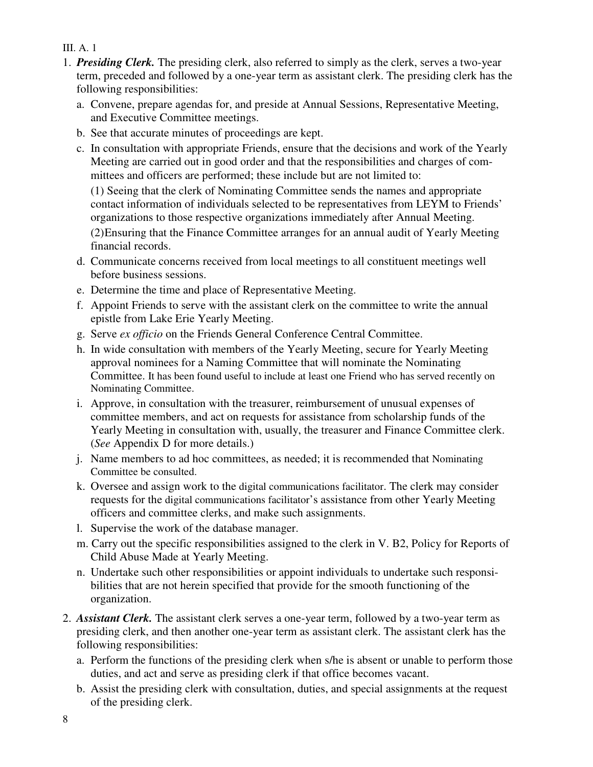III. A. 1

1. ***Presiding Clerk.*** The presiding clerk, also referred to simply as the clerk, serves a two-year term, preceded and followed by a one-year term as assistant clerk. The presiding clerk has the following responsibilities:
   a. Convene, prepare agendas for, and preside at Annual Sessions, Representative Meeting, and Executive Committee meetings.
   b. See that accurate minutes of proceedings are kept.
   c. In consultation with appropriate Friends, ensure that the decisions and work of the Yearly Meeting are carried out in good order and that the responsibilities and charges of committees and officers are performed; these include but are not limited to:

      (1) Seeing that the clerk of Nominating Committee sends the names and appropriate contact information of individuals selected to be representatives from LEYM to Friends' organizations to those respective organizations immediately after Annual Meeting.

      (2)Ensuring that the Finance Committee arranges for an annual audit of Yearly Meeting financial records.
   d. Communicate concerns received from local meetings to all constituent meetings well before business sessions.
   e. Determine the time and place of Representative Meeting.
   f. Appoint Friends to serve with the assistant clerk on the committee to write the annual epistle from Lake Erie Yearly Meeting.
   g. Serve *ex officio* on the Friends General Conference Central Committee.
   h. In wide consultation with members of the Yearly Meeting, secure for Yearly Meeting approval nominees for a Naming Committee that will nominate the Nominating Committee. It has been found useful to include at least one Friend who has served recently on Nominating Committee.
   i. Approve, in consultation with the treasurer, reimbursement of unusual expenses of committee members, and act on requests for assistance from scholarship funds of the Yearly Meeting in consultation with, usually, the treasurer and Finance Committee clerk. (*See* Appendix D for more details.)
   j. Name members to ad hoc committees, as needed; it is recommended that Nominating Committee be consulted.
   k. Oversee and assign work to the digital communications facilitator. The clerk may consider requests for the digital communications facilitator's assistance from other Yearly Meeting officers and committee clerks, and make such assignments.
   l. Supervise the work of the database manager.
   m. Carry out the specific responsibilities assigned to the clerk in V. B2, Policy for Reports of Child Abuse Made at Yearly Meeting.
   n. Undertake such other responsibilities or appoint individuals to undertake such responsibilities that are not herein specified that provide for the smooth functioning of the organization.

2. ***Assistant Clerk.*** The assistant clerk serves a one-year term, followed by a two-year term as presiding clerk, and then another one-year term as assistant clerk. The assistant clerk has the following responsibilities:
   a. Perform the functions of the presiding clerk when s/he is absent or unable to perform those duties, and act and serve as presiding clerk if that office becomes vacant.
   b. Assist the presiding clerk with consultation, duties, and special assignments at the request of the presiding clerk.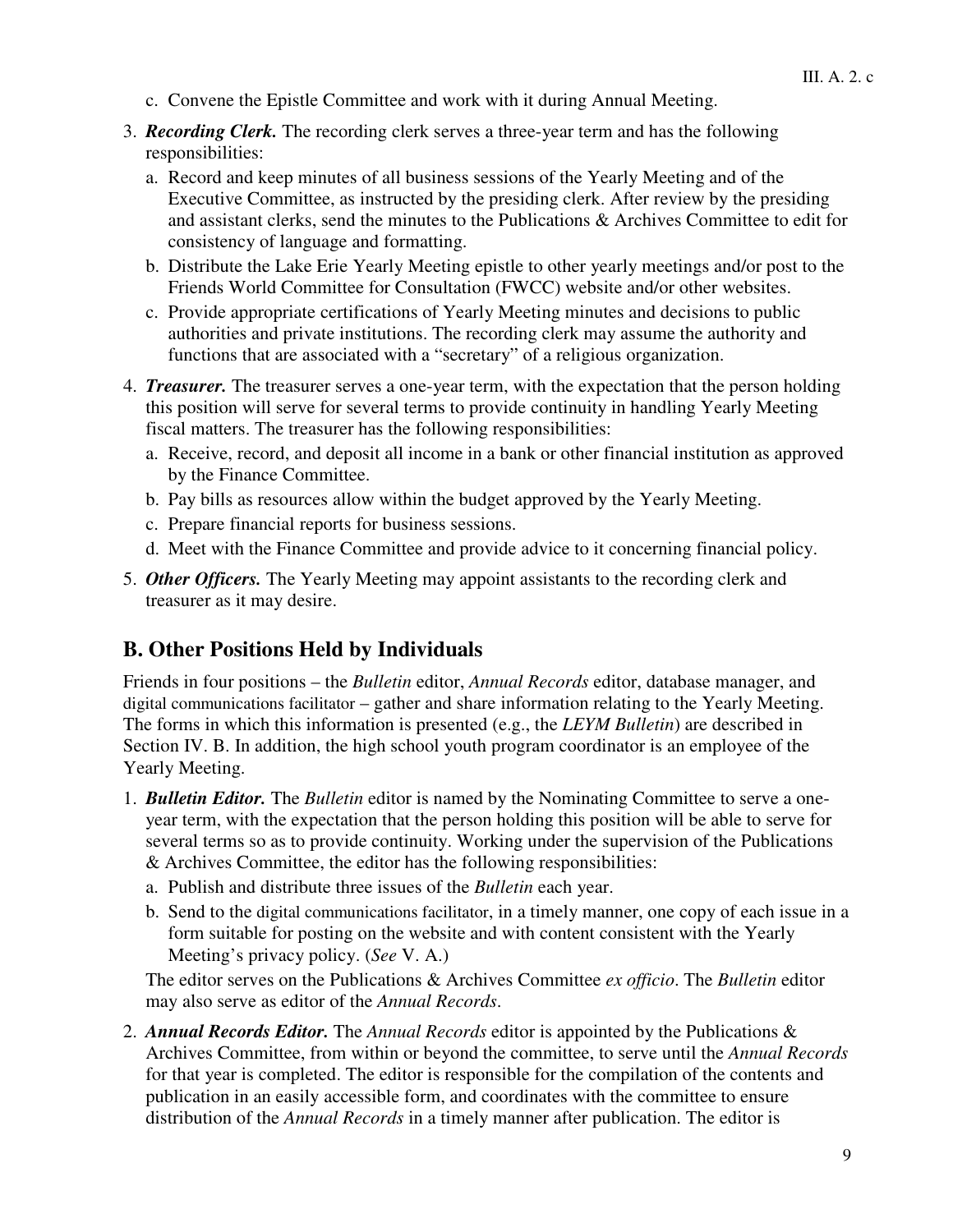c. Convene the Epistle Committee and work with it during Annual Meeting.

3. ***Recording Clerk.*** The recording clerk serves a three-year term and has the following responsibilities:
   a. Record and keep minutes of all business sessions of the Yearly Meeting and of the Executive Committee, as instructed by the presiding clerk. After review by the presiding and assistant clerks, send the minutes to the Publications & Archives Committee to edit for consistency of language and formatting.
   b. Distribute the Lake Erie Yearly Meeting epistle to other yearly meetings and/or post to the Friends World Committee for Consultation (FWCC) website and/or other websites.
   c. Provide appropriate certifications of Yearly Meeting minutes and decisions to public authorities and private institutions. The recording clerk may assume the authority and functions that are associated with a "secretary" of a religious organization.

4. ***Treasurer.*** The treasurer serves a one-year term, with the expectation that the person holding this position will serve for several terms to provide continuity in handling Yearly Meeting fiscal matters. The treasurer has the following responsibilities:
   a. Receive, record, and deposit all income in a bank or other financial institution as approved by the Finance Committee.
   b. Pay bills as resources allow within the budget approved by the Yearly Meeting.
   c. Prepare financial reports for business sessions.
   d. Meet with the Finance Committee and provide advice to it concerning financial policy.

5. ***Other Officers.*** The Yearly Meeting may appoint assistants to the recording clerk and treasurer as it may desire.

## B. Other Positions Held by Individuals

Friends in four positions – the *Bulletin* editor, *Annual Records* editor, database manager, and digital communications facilitator – gather and share information relating to the Yearly Meeting. The forms in which this information is presented (e.g., the *LEYM Bulletin*) are described in Section IV. B. In addition, the high school youth program coordinator is an employee of the Yearly Meeting.

1. ***Bulletin Editor.*** The *Bulletin* editor is named by the Nominating Committee to serve a one-year term, with the expectation that the person holding this position will be able to serve for several terms so as to provide continuity. Working under the supervision of the Publications & Archives Committee, the editor has the following responsibilities:
   a. Publish and distribute three issues of the *Bulletin* each year.
   b. Send to the digital communications facilitator, in a timely manner, one copy of each issue in a form suitable for posting on the website and with content consistent with the Yearly Meeting's privacy policy. (*See* V. A.)

   The editor serves on the Publications & Archives Committee *ex officio*. The *Bulletin* editor may also serve as editor of the *Annual Records*.

2. ***Annual Records Editor.*** The *Annual Records* editor is appointed by the Publications & Archives Committee, from within or beyond the committee, to serve until the *Annual Records* for that year is completed. The editor is responsible for the compilation of the contents and publication in an easily accessible form, and coordinates with the committee to ensure distribution of the *Annual Records* in a timely manner after publication. The editor is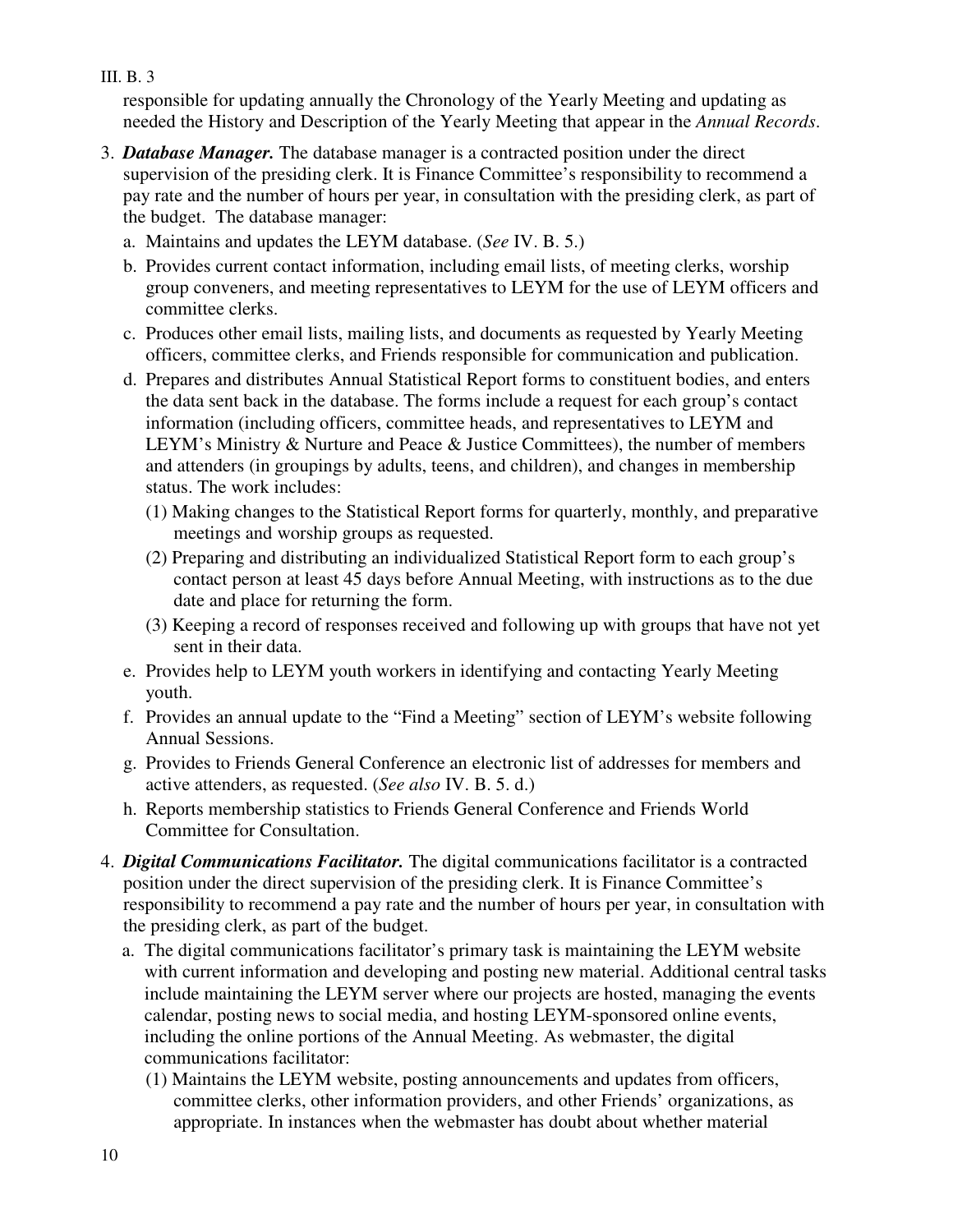responsible for updating annually the Chronology of the Yearly Meeting and updating as needed the History and Description of the Yearly Meeting that appear in the *Annual Records*.

3. ***Database Manager.*** The database manager is a contracted position under the direct supervision of the presiding clerk. It is Finance Committee's responsibility to recommend a pay rate and the number of hours per year, in consultation with the presiding clerk, as part of the budget. The database manager:
   a. Maintains and updates the LEYM database. (*See* IV. B. 5.)
   b. Provides current contact information, including email lists, of meeting clerks, worship group conveners, and meeting representatives to LEYM for the use of LEYM officers and committee clerks.
   c. Produces other email lists, mailing lists, and documents as requested by Yearly Meeting officers, committee clerks, and Friends responsible for communication and publication.
   d. Prepares and distributes Annual Statistical Report forms to constituent bodies, and enters the data sent back in the database. The forms include a request for each group's contact information (including officers, committee heads, and representatives to LEYM and LEYM's Ministry & Nurture and Peace & Justice Committees), the number of members and attenders (in groupings by adults, teens, and children), and changes in membership status. The work includes:
      (1) Making changes to the Statistical Report forms for quarterly, monthly, and preparative meetings and worship groups as requested.
      (2) Preparing and distributing an individualized Statistical Report form to each group's contact person at least 45 days before Annual Meeting, with instructions as to the due date and place for returning the form.
      (3) Keeping a record of responses received and following up with groups that have not yet sent in their data.
   e. Provides help to LEYM youth workers in identifying and contacting Yearly Meeting youth.
   f. Provides an annual update to the "Find a Meeting" section of LEYM's website following Annual Sessions.
   g. Provides to Friends General Conference an electronic list of addresses for members and active attenders, as requested. (*See also* IV. B. 5. d.)
   h. Reports membership statistics to Friends General Conference and Friends World Committee for Consultation.

4. ***Digital Communications Facilitator.*** The digital communications facilitator is a contracted position under the direct supervision of the presiding clerk. It is Finance Committee's responsibility to recommend a pay rate and the number of hours per year, in consultation with the presiding clerk, as part of the budget.
   a. The digital communications facilitator's primary task is maintaining the LEYM website with current information and developing and posting new material. Additional central tasks include maintaining the LEYM server where our projects are hosted, managing the events calendar, posting news to social media, and hosting LEYM-sponsored online events, including the online portions of the Annual Meeting. As webmaster, the digital communications facilitator:
      (1) Maintains the LEYM website, posting announcements and updates from officers, committee clerks, other information providers, and other Friends' organizations, as appropriate. In instances when the webmaster has doubt about whether material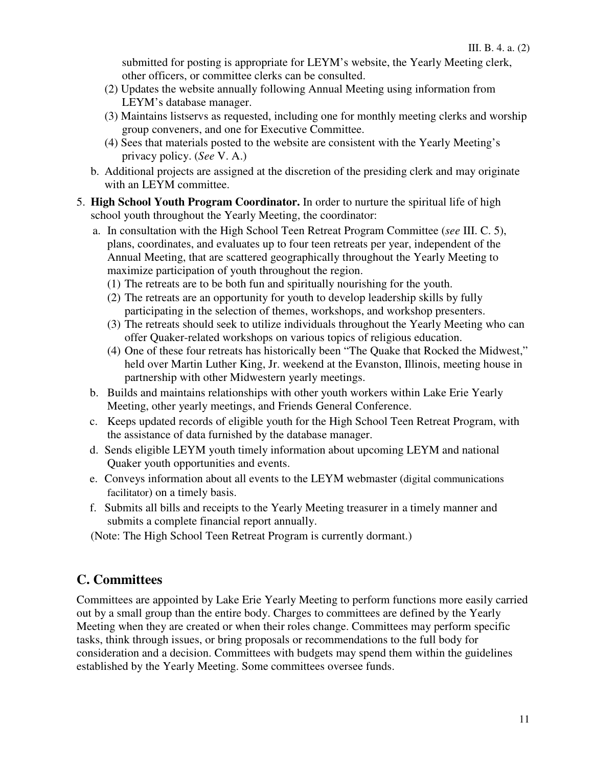submitted for posting is appropriate for LEYM's website, the Yearly Meeting clerk, other officers, or committee clerks can be consulted.

(2) Updates the website annually following Annual Meeting using information from LEYM's database manager.

(3) Maintains listservs as requested, including one for monthly meeting clerks and worship group conveners, and one for Executive Committee.

(4) Sees that materials posted to the website are consistent with the Yearly Meeting's privacy policy. (*See* V. A.)

b. Additional projects are assigned at the discretion of the presiding clerk and may originate with an LEYM committee.

5. **High School Youth Program Coordinator.** In order to nurture the spiritual life of high school youth throughout the Yearly Meeting, the coordinator:

   a. In consultation with the High School Teen Retreat Program Committee (*see* III. C. 5), plans, coordinates, and evaluates up to four teen retreats per year, independent of the Annual Meeting, that are scattered geographically throughout the Yearly Meeting to maximize participation of youth throughout the region.

      (1) The retreats are to be both fun and spiritually nourishing for the youth.

      (2) The retreats are an opportunity for youth to develop leadership skills by fully participating in the selection of themes, workshops, and workshop presenters.

      (3) The retreats should seek to utilize individuals throughout the Yearly Meeting who can offer Quaker-related workshops on various topics of religious education.

      (4) One of these four retreats has historically been "The Quake that Rocked the Midwest," held over Martin Luther King, Jr. weekend at the Evanston, Illinois, meeting house in partnership with other Midwestern yearly meetings.

   b. Builds and maintains relationships with other youth workers within Lake Erie Yearly Meeting, other yearly meetings, and Friends General Conference.

   c. Keeps updated records of eligible youth for the High School Teen Retreat Program, with the assistance of data furnished by the database manager.

   d. Sends eligible LEYM youth timely information about upcoming LEYM and national Quaker youth opportunities and events.

   e. Conveys information about all events to the LEYM webmaster (digital communications facilitator) on a timely basis.

   f. Submits all bills and receipts to the Yearly Meeting treasurer in a timely manner and submits a complete financial report annually.

   (Note: The High School Teen Retreat Program is currently dormant.)

## C. Committees

Committees are appointed by Lake Erie Yearly Meeting to perform functions more easily carried out by a small group than the entire body. Charges to committees are defined by the Yearly Meeting when they are created or when their roles change. Committees may perform specific tasks, think through issues, or bring proposals or recommendations to the full body for consideration and a decision. Committees with budgets may spend them within the guidelines established by the Yearly Meeting. Some committees oversee funds.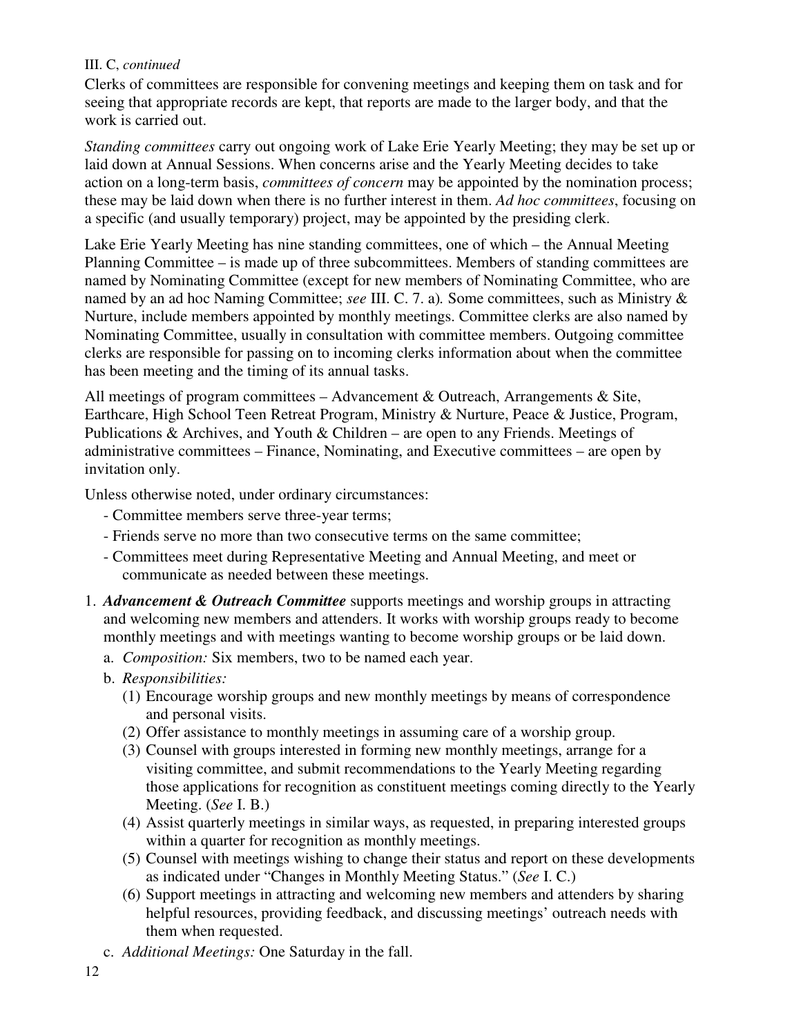III. C, *continued*

Clerks of committees are responsible for convening meetings and keeping them on task and for seeing that appropriate records are kept, that reports are made to the larger body, and that the work is carried out.

*Standing committees* carry out ongoing work of Lake Erie Yearly Meeting; they may be set up or laid down at Annual Sessions. When concerns arise and the Yearly Meeting decides to take action on a long-term basis, *committees of concern* may be appointed by the nomination process; these may be laid down when there is no further interest in them. *Ad hoc committees*, focusing on a specific (and usually temporary) project, may be appointed by the presiding clerk.

Lake Erie Yearly Meeting has nine standing committees, one of which – the Annual Meeting Planning Committee – is made up of three subcommittees. Members of standing committees are named by Nominating Committee (except for new members of Nominating Committee, who are named by an ad hoc Naming Committee; *see* III. C. 7. a)*.* Some committees, such as Ministry & Nurture, include members appointed by monthly meetings. Committee clerks are also named by Nominating Committee, usually in consultation with committee members. Outgoing committee clerks are responsible for passing on to incoming clerks information about when the committee has been meeting and the timing of its annual tasks.

All meetings of program committees – Advancement & Outreach, Arrangements & Site, Earthcare, High School Teen Retreat Program, Ministry & Nurture, Peace & Justice, Program, Publications & Archives, and Youth & Children – are open to any Friends. Meetings of administrative committees – Finance, Nominating, and Executive committees – are open by invitation only.

Unless otherwise noted, under ordinary circumstances:

- Committee members serve three-year terms;
- Friends serve no more than two consecutive terms on the same committee;
- Committees meet during Representative Meeting and Annual Meeting, and meet or communicate as needed between these meetings.

1. ***Advancement & Outreach Committee*** supports meetings and worship groups in attracting and welcoming new members and attenders. It works with worship groups ready to become monthly meetings and with meetings wanting to become worship groups or be laid down.
   a. *Composition:* Six members, two to be named each year.
   b. *Responsibilities:*
      (1) Encourage worship groups and new monthly meetings by means of correspondence and personal visits.
      (2) Offer assistance to monthly meetings in assuming care of a worship group.
      (3) Counsel with groups interested in forming new monthly meetings, arrange for a visiting committee, and submit recommendations to the Yearly Meeting regarding those applications for recognition as constituent meetings coming directly to the Yearly Meeting. (*See* I. B.)
      (4) Assist quarterly meetings in similar ways, as requested, in preparing interested groups within a quarter for recognition as monthly meetings.
      (5) Counsel with meetings wishing to change their status and report on these developments as indicated under "Changes in Monthly Meeting Status." (*See* I. C.)
      (6) Support meetings in attracting and welcoming new members and attenders by sharing helpful resources, providing feedback, and discussing meetings' outreach needs with them when requested.
   c. *Additional Meetings:* One Saturday in the fall.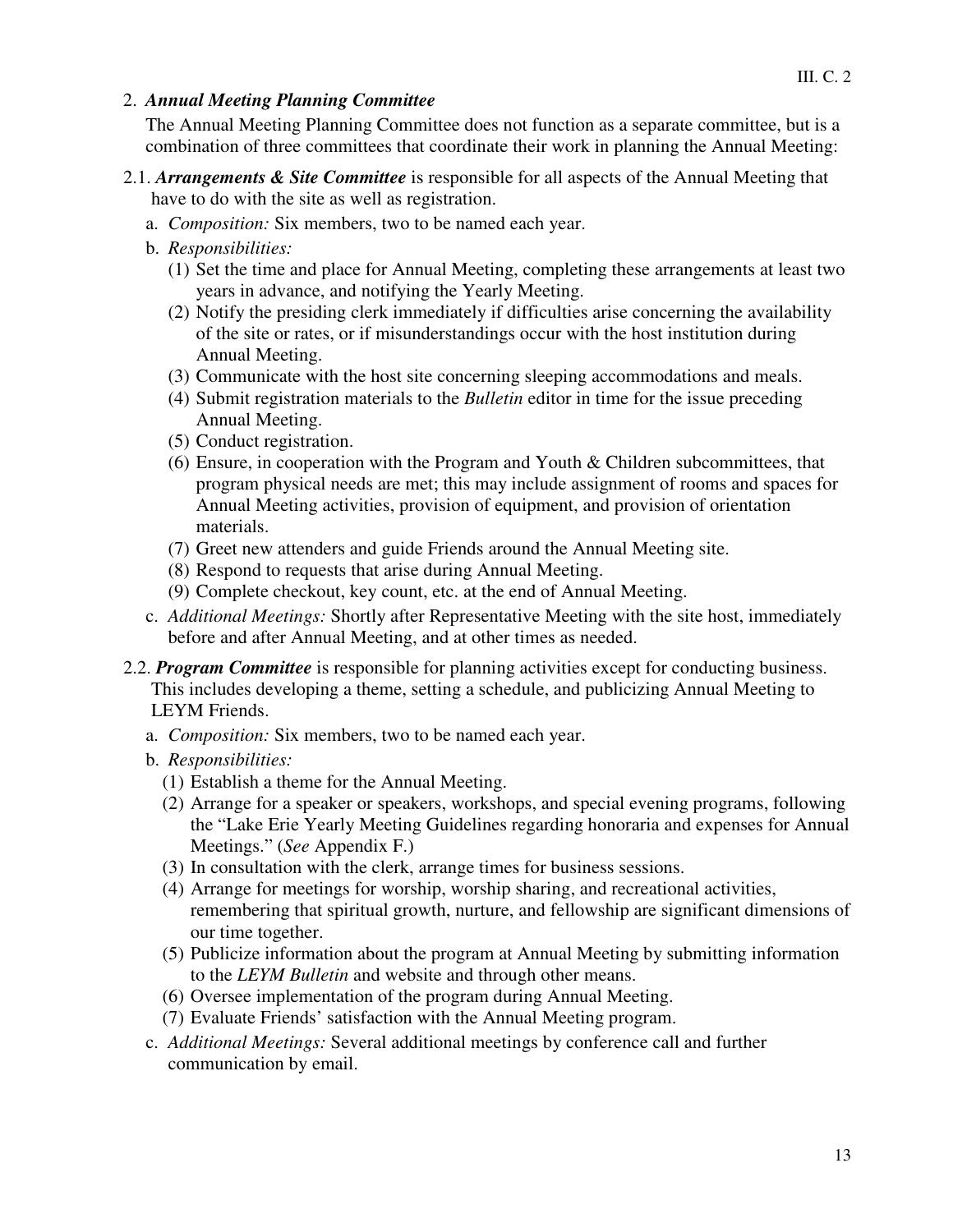2. ***Annual Meeting Planning Committee***

   The Annual Meeting Planning Committee does not function as a separate committee, but is a combination of three committees that coordinate their work in planning the Annual Meeting:

2.1. ***Arrangements & Site Committee*** is responsible for all aspects of the Annual Meeting that have to do with the site as well as registration.

   a. *Composition:* Six members, two to be named each year.

   b. *Responsibilities:*

      (1) Set the time and place for Annual Meeting, completing these arrangements at least two years in advance, and notifying the Yearly Meeting.

      (2) Notify the presiding clerk immediately if difficulties arise concerning the availability of the site or rates, or if misunderstandings occur with the host institution during Annual Meeting.

      (3) Communicate with the host site concerning sleeping accommodations and meals.

      (4) Submit registration materials to the *Bulletin* editor in time for the issue preceding Annual Meeting.

      (5) Conduct registration.

      (6) Ensure, in cooperation with the Program and Youth & Children subcommittees, that program physical needs are met; this may include assignment of rooms and spaces for Annual Meeting activities, provision of equipment, and provision of orientation materials.

      (7) Greet new attenders and guide Friends around the Annual Meeting site.

      (8) Respond to requests that arise during Annual Meeting.

      (9) Complete checkout, key count, etc. at the end of Annual Meeting.

   c. *Additional Meetings:* Shortly after Representative Meeting with the site host, immediately before and after Annual Meeting, and at other times as needed.

2.2. ***Program Committee*** is responsible for planning activities except for conducting business. This includes developing a theme, setting a schedule, and publicizing Annual Meeting to LEYM Friends.

   a. *Composition:* Six members, two to be named each year.

   b. *Responsibilities:*

      (1) Establish a theme for the Annual Meeting.

      (2) Arrange for a speaker or speakers, workshops, and special evening programs, following the "Lake Erie Yearly Meeting Guidelines regarding honoraria and expenses for Annual Meetings." (*See* Appendix F.)

      (3) In consultation with the clerk, arrange times for business sessions.

      (4) Arrange for meetings for worship, worship sharing, and recreational activities, remembering that spiritual growth, nurture, and fellowship are significant dimensions of our time together.

      (5) Publicize information about the program at Annual Meeting by submitting information to the *LEYM Bulletin* and website and through other means.

      (6) Oversee implementation of the program during Annual Meeting.

      (7) Evaluate Friends' satisfaction with the Annual Meeting program.

   c. *Additional Meetings:* Several additional meetings by conference call and further communication by email.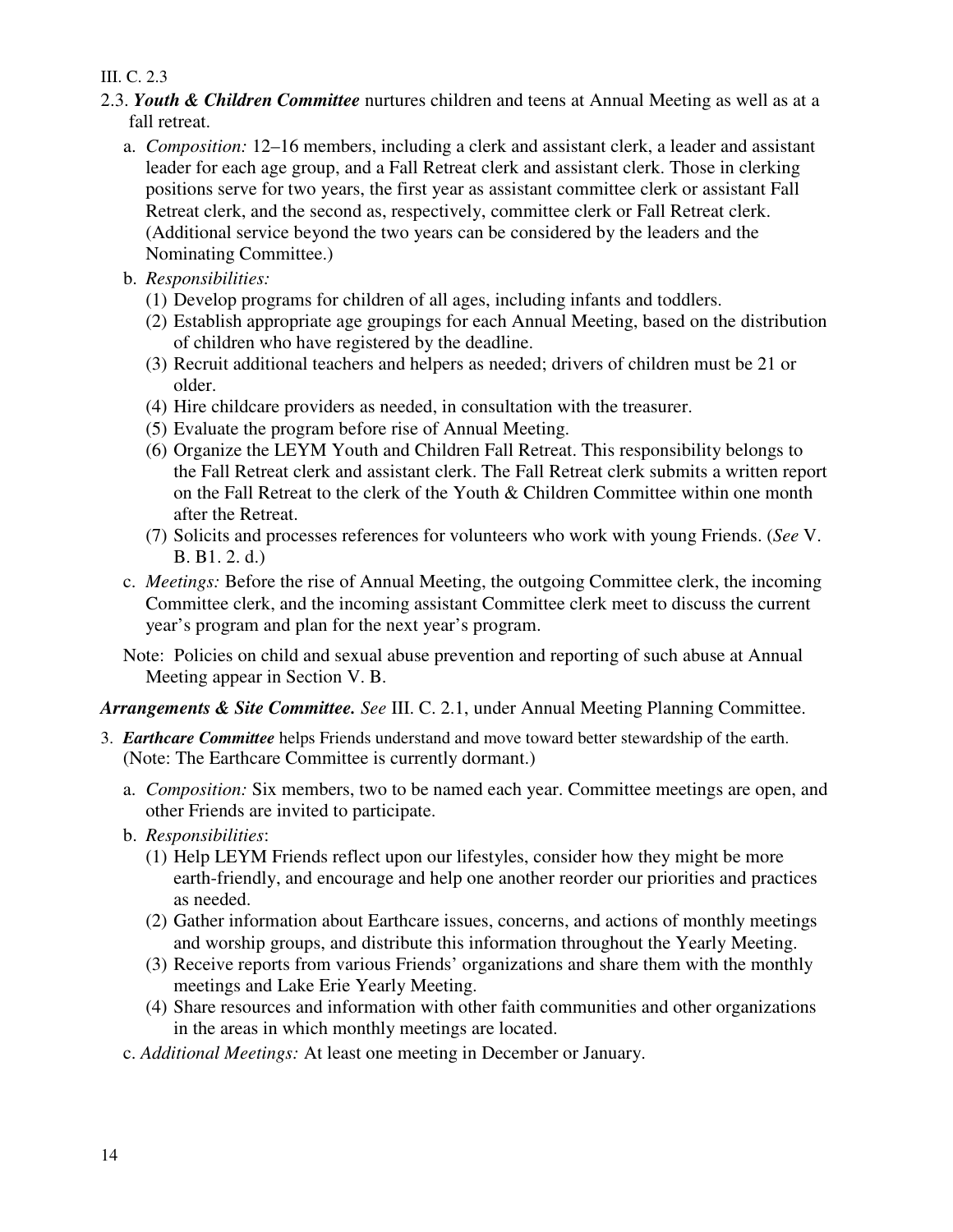III. C. 2.3

2.3. ***Youth & Children Committee*** nurtures children and teens at Annual Meeting as well as at a fall retreat.

a. *Composition:* 12–16 members, including a clerk and assistant clerk, a leader and assistant leader for each age group, and a Fall Retreat clerk and assistant clerk. Those in clerking positions serve for two years, the first year as assistant committee clerk or assistant Fall Retreat clerk, and the second as, respectively, committee clerk or Fall Retreat clerk. (Additional service beyond the two years can be considered by the leaders and the Nominating Committee.)

b. *Responsibilities:*

(1) Develop programs for children of all ages, including infants and toddlers.

(2) Establish appropriate age groupings for each Annual Meeting, based on the distribution of children who have registered by the deadline.

(3) Recruit additional teachers and helpers as needed; drivers of children must be 21 or older.

(4) Hire childcare providers as needed, in consultation with the treasurer.

(5) Evaluate the program before rise of Annual Meeting.

(6) Organize the LEYM Youth and Children Fall Retreat. This responsibility belongs to the Fall Retreat clerk and assistant clerk. The Fall Retreat clerk submits a written report on the Fall Retreat to the clerk of the Youth & Children Committee within one month after the Retreat.

(7) Solicits and processes references for volunteers who work with young Friends. (*See* V. B. B1. 2. d.)

c. *Meetings:* Before the rise of Annual Meeting, the outgoing Committee clerk, the incoming Committee clerk, and the incoming assistant Committee clerk meet to discuss the current year's program and plan for the next year's program.

Note: Policies on child and sexual abuse prevention and reporting of such abuse at Annual Meeting appear in Section V. B.

***Arrangements & Site Committee.*** *See* III. C. 2.1, under Annual Meeting Planning Committee.

3. ***Earthcare Committee*** helps Friends understand and move toward better stewardship of the earth. (Note: The Earthcare Committee is currently dormant.)

a. *Composition:* Six members, two to be named each year. Committee meetings are open, and other Friends are invited to participate.

b. *Responsibilities*:

(1) Help LEYM Friends reflect upon our lifestyles, consider how they might be more earth-friendly, and encourage and help one another reorder our priorities and practices as needed.

(2) Gather information about Earthcare issues, concerns, and actions of monthly meetings and worship groups, and distribute this information throughout the Yearly Meeting.

(3) Receive reports from various Friends' organizations and share them with the monthly meetings and Lake Erie Yearly Meeting.

(4) Share resources and information with other faith communities and other organizations in the areas in which monthly meetings are located.

c. *Additional Meetings:* At least one meeting in December or January.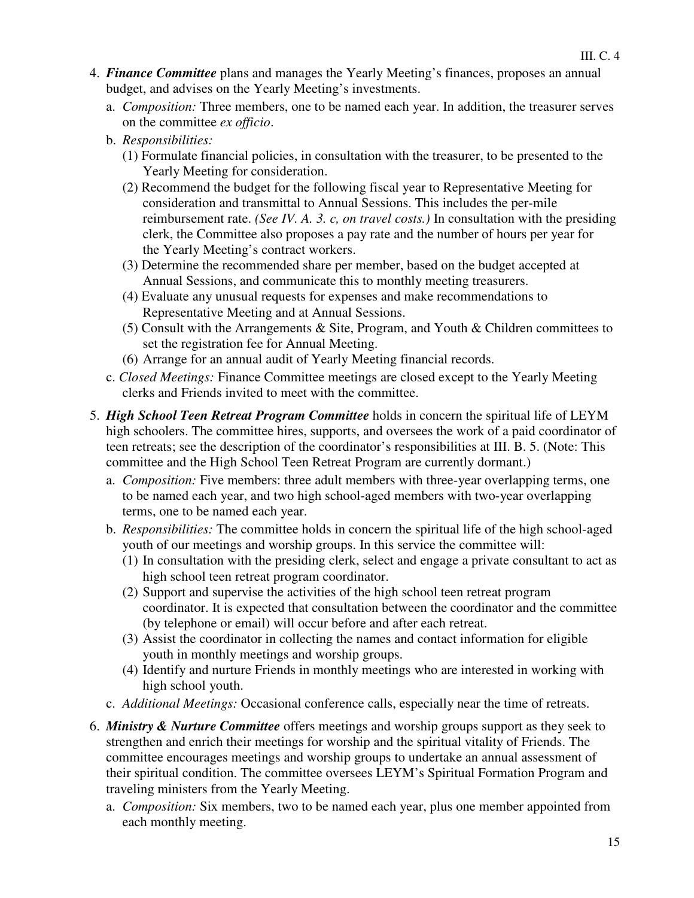4. ***Finance Committee*** plans and manages the Yearly Meeting's finances, proposes an annual budget, and advises on the Yearly Meeting's investments.
   a. *Composition:* Three members, one to be named each year. In addition, the treasurer serves on the committee *ex officio*.
   b. *Responsibilities:*
      (1) Formulate financial policies, in consultation with the treasurer, to be presented to the Yearly Meeting for consideration.
      (2) Recommend the budget for the following fiscal year to Representative Meeting for consideration and transmittal to Annual Sessions. This includes the per-mile reimbursement rate. *(See IV. A. 3. c, on travel costs.)* In consultation with the presiding clerk, the Committee also proposes a pay rate and the number of hours per year for the Yearly Meeting's contract workers.
      (3) Determine the recommended share per member, based on the budget accepted at Annual Sessions, and communicate this to monthly meeting treasurers.
      (4) Evaluate any unusual requests for expenses and make recommendations to Representative Meeting and at Annual Sessions.
      (5) Consult with the Arrangements & Site, Program, and Youth & Children committees to set the registration fee for Annual Meeting.
      (6) Arrange for an annual audit of Yearly Meeting financial records.
   c. *Closed Meetings:* Finance Committee meetings are closed except to the Yearly Meeting clerks and Friends invited to meet with the committee.

5. ***High School Teen Retreat Program Committee*** holds in concern the spiritual life of LEYM high schoolers. The committee hires, supports, and oversees the work of a paid coordinator of teen retreats; see the description of the coordinator's responsibilities at III. B. 5. (Note: This committee and the High School Teen Retreat Program are currently dormant.)
   a. *Composition:* Five members: three adult members with three-year overlapping terms, one to be named each year, and two high school-aged members with two-year overlapping terms, one to be named each year.
   b. *Responsibilities:* The committee holds in concern the spiritual life of the high school-aged youth of our meetings and worship groups. In this service the committee will:
      (1) In consultation with the presiding clerk, select and engage a private consultant to act as high school teen retreat program coordinator.
      (2) Support and supervise the activities of the high school teen retreat program coordinator. It is expected that consultation between the coordinator and the committee (by telephone or email) will occur before and after each retreat.
      (3) Assist the coordinator in collecting the names and contact information for eligible youth in monthly meetings and worship groups.
      (4) Identify and nurture Friends in monthly meetings who are interested in working with high school youth.
   c. *Additional Meetings:* Occasional conference calls, especially near the time of retreats.

6. ***Ministry & Nurture Committee*** offers meetings and worship groups support as they seek to strengthen and enrich their meetings for worship and the spiritual vitality of Friends. The committee encourages meetings and worship groups to undertake an annual assessment of their spiritual condition. The committee oversees LEYM's Spiritual Formation Program and traveling ministers from the Yearly Meeting.
   a. *Composition:* Six members, two to be named each year, plus one member appointed from each monthly meeting.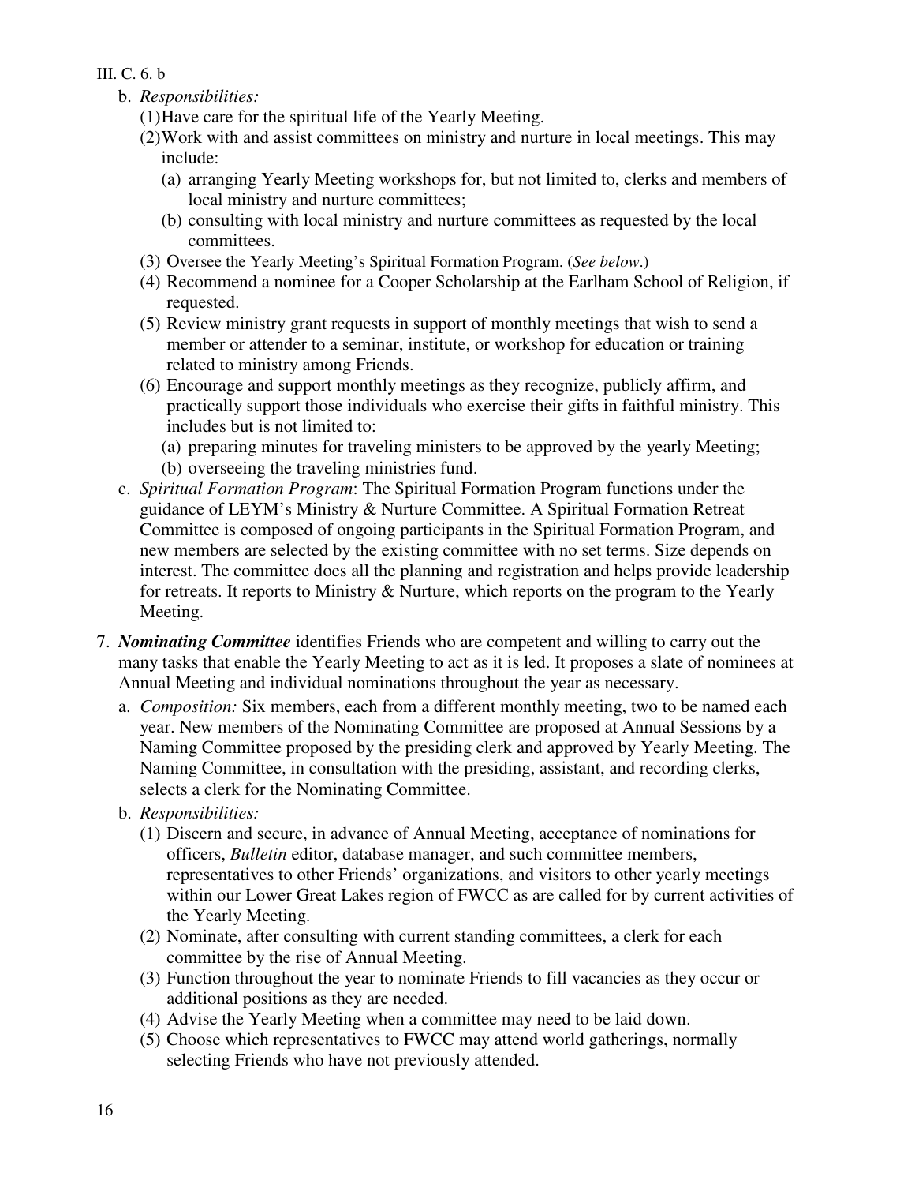III. C. 6. b

b. *Responsibilities:*
   (1) Have care for the spiritual life of the Yearly Meeting.
   (2) Work with and assist committees on ministry and nurture in local meetings. This may include:
      (a) arranging Yearly Meeting workshops for, but not limited to, clerks and members of local ministry and nurture committees;
      (b) consulting with local ministry and nurture committees as requested by the local committees.
   (3) Oversee the Yearly Meeting's Spiritual Formation Program. (*See below*.)
   (4) Recommend a nominee for a Cooper Scholarship at the Earlham School of Religion, if requested.
   (5) Review ministry grant requests in support of monthly meetings that wish to send a member or attender to a seminar, institute, or workshop for education or training related to ministry among Friends.
   (6) Encourage and support monthly meetings as they recognize, publicly affirm, and practically support those individuals who exercise their gifts in faithful ministry. This includes but is not limited to:
      (a) preparing minutes for traveling ministers to be approved by the yearly Meeting;
      (b) overseeing the traveling ministries fund.

c. *Spiritual Formation Program*: The Spiritual Formation Program functions under the guidance of LEYM's Ministry & Nurture Committee. A Spiritual Formation Retreat Committee is composed of ongoing participants in the Spiritual Formation Program, and new members are selected by the existing committee with no set terms. Size depends on interest. The committee does all the planning and registration and helps provide leadership for retreats. It reports to Ministry & Nurture, which reports on the program to the Yearly Meeting.

7. ***Nominating Committee*** identifies Friends who are competent and willing to carry out the many tasks that enable the Yearly Meeting to act as it is led. It proposes a slate of nominees at Annual Meeting and individual nominations throughout the year as necessary.

   a. *Composition:* Six members, each from a different monthly meeting, two to be named each year. New members of the Nominating Committee are proposed at Annual Sessions by a Naming Committee proposed by the presiding clerk and approved by Yearly Meeting. The Naming Committee, in consultation with the presiding, assistant, and recording clerks, selects a clerk for the Nominating Committee.

   b. *Responsibilities:*
      (1) Discern and secure, in advance of Annual Meeting, acceptance of nominations for officers, *Bulletin* editor, database manager, and such committee members, representatives to other Friends' organizations, and visitors to other yearly meetings within our Lower Great Lakes region of FWCC as are called for by current activities of the Yearly Meeting.
      (2) Nominate, after consulting with current standing committees, a clerk for each committee by the rise of Annual Meeting.
      (3) Function throughout the year to nominate Friends to fill vacancies as they occur or additional positions as they are needed.
      (4) Advise the Yearly Meeting when a committee may need to be laid down.
      (5) Choose which representatives to FWCC may attend world gatherings, normally selecting Friends who have not previously attended.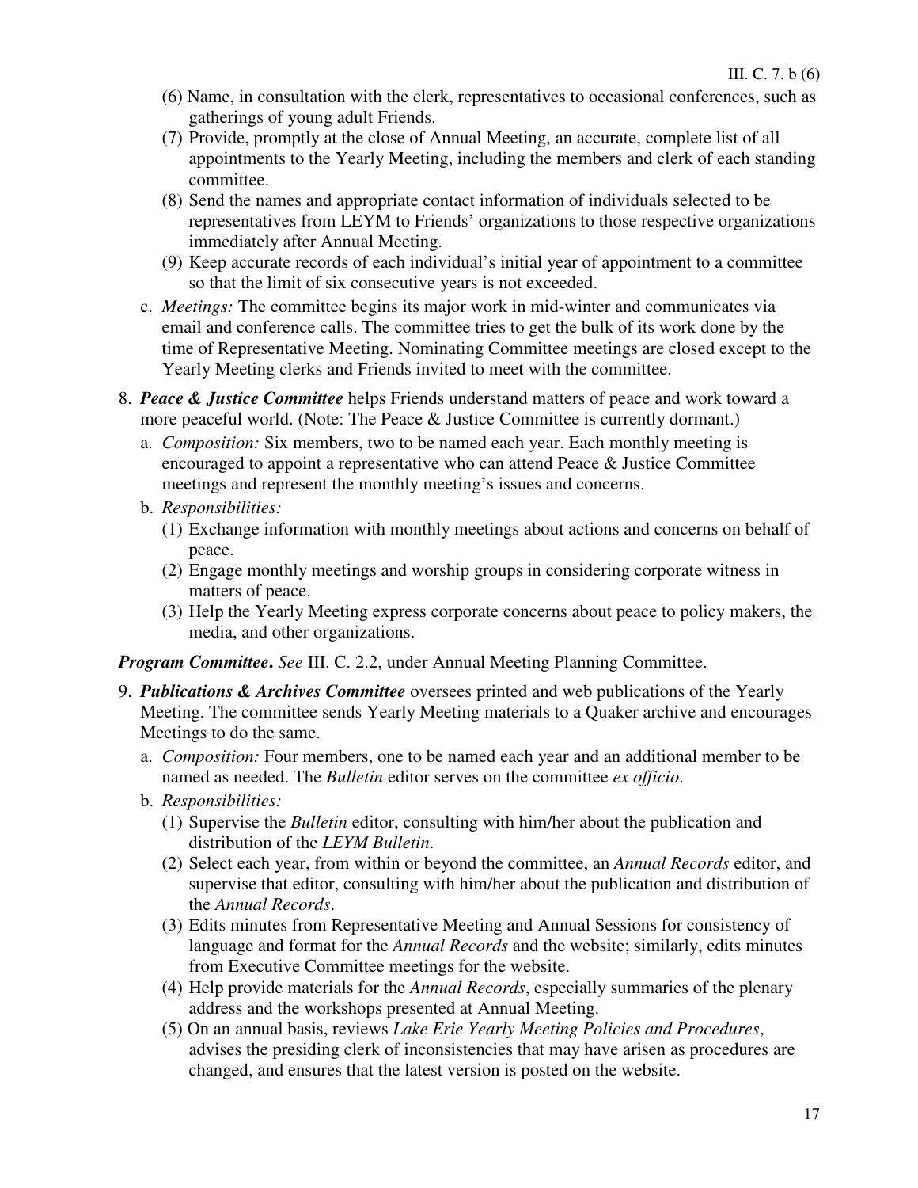(6) Name, in consultation with the clerk, representatives to occasional conferences, such as gatherings of young adult Friends.

(7) Provide, promptly at the close of Annual Meeting, an accurate, complete list of all appointments to the Yearly Meeting, including the members and clerk of each standing committee.

(8) Send the names and appropriate contact information of individuals selected to be representatives from LEYM to Friends' organizations to those respective organizations immediately after Annual Meeting.

(9) Keep accurate records of each individual's initial year of appointment to a committee so that the limit of six consecutive years is not exceeded.

c. *Meetings:* The committee begins its major work in mid-winter and communicates via email and conference calls. The committee tries to get the bulk of its work done by the time of Representative Meeting. Nominating Committee meetings are closed except to the Yearly Meeting clerks and Friends invited to meet with the committee.

8. ***Peace & Justice Committee*** helps Friends understand matters of peace and work toward a more peaceful world. (Note: The Peace & Justice Committee is currently dormant.)

   a. *Composition:* Six members, two to be named each year. Each monthly meeting is encouraged to appoint a representative who can attend Peace & Justice Committee meetings and represent the monthly meeting's issues and concerns.

   b. *Responsibilities:*

      (1) Exchange information with monthly meetings about actions and concerns on behalf of peace.

      (2) Engage monthly meetings and worship groups in considering corporate witness in matters of peace.

      (3) Help the Yearly Meeting express corporate concerns about peace to policy makers, the media, and other organizations.

***Program Committee*****.** *See* III. C. 2.2, under Annual Meeting Planning Committee.

9. ***Publications & Archives Committee*** oversees printed and web publications of the Yearly Meeting. The committee sends Yearly Meeting materials to a Quaker archive and encourages Meetings to do the same.

   a. *Composition:* Four members, one to be named each year and an additional member to be named as needed. The *Bulletin* editor serves on the committee *ex officio*.

   b. *Responsibilities:*

      (1) Supervise the *Bulletin* editor, consulting with him/her about the publication and distribution of the *LEYM Bulletin*.

      (2) Select each year, from within or beyond the committee, an *Annual Records* editor, and supervise that editor, consulting with him/her about the publication and distribution of the *Annual Records*.

      (3) Edits minutes from Representative Meeting and Annual Sessions for consistency of language and format for the *Annual Records* and the website; similarly, edits minutes from Executive Committee meetings for the website.

      (4) Help provide materials for the *Annual Records*, especially summaries of the plenary address and the workshops presented at Annual Meeting.

      (5) On an annual basis, reviews *Lake Erie Yearly Meeting Policies and Procedures*, advises the presiding clerk of inconsistencies that may have arisen as procedures are changed, and ensures that the latest version is posted on the website.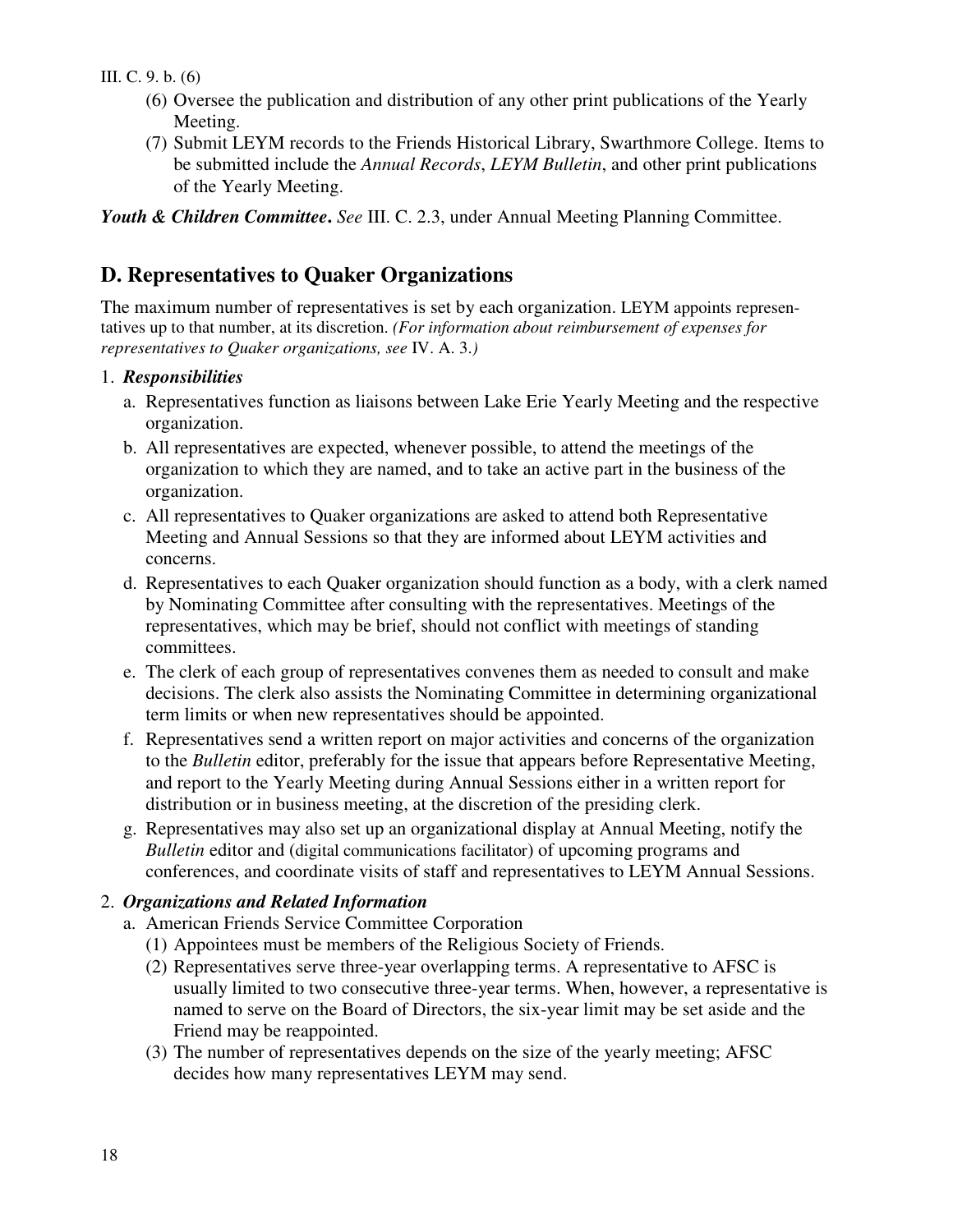III. C. 9. b. (6)

(6) Oversee the publication and distribution of any other print publications of the Yearly Meeting.
(7) Submit LEYM records to the Friends Historical Library, Swarthmore College. Items to be submitted include the *Annual Records*, *LEYM Bulletin*, and other print publications of the Yearly Meeting.

***Youth & Children Committee*. *See*** III. C. 2.3, under Annual Meeting Planning Committee.

## D. Representatives to Quaker Organizations

The maximum number of representatives is set by each organization. LEYM appoints representatives up to that number, at its discretion. *(For information about reimbursement of expenses for representatives to Quaker organizations, see* IV. A. 3.*)*

1. ***Responsibilities***
   a. Representatives function as liaisons between Lake Erie Yearly Meeting and the respective organization.
   b. All representatives are expected, whenever possible, to attend the meetings of the organization to which they are named, and to take an active part in the business of the organization.
   c. All representatives to Quaker organizations are asked to attend both Representative Meeting and Annual Sessions so that they are informed about LEYM activities and concerns.
   d. Representatives to each Quaker organization should function as a body, with a clerk named by Nominating Committee after consulting with the representatives. Meetings of the representatives, which may be brief, should not conflict with meetings of standing committees.
   e. The clerk of each group of representatives convenes them as needed to consult and make decisions. The clerk also assists the Nominating Committee in determining organizational term limits or when new representatives should be appointed.
   f. Representatives send a written report on major activities and concerns of the organization to the *Bulletin* editor, preferably for the issue that appears before Representative Meeting, and report to the Yearly Meeting during Annual Sessions either in a written report for distribution or in business meeting, at the discretion of the presiding clerk.
   g. Representatives may also set up an organizational display at Annual Meeting, notify the *Bulletin* editor and (digital communications facilitator) of upcoming programs and conferences, and coordinate visits of staff and representatives to LEYM Annual Sessions.

2. ***Organizations and Related Information***
   a. American Friends Service Committee Corporation
      (1) Appointees must be members of the Religious Society of Friends.
      (2) Representatives serve three-year overlapping terms. A representative to AFSC is usually limited to two consecutive three-year terms. When, however, a representative is named to serve on the Board of Directors, the six-year limit may be set aside and the Friend may be reappointed.
      (3) The number of representatives depends on the size of the yearly meeting; AFSC decides how many representatives LEYM may send.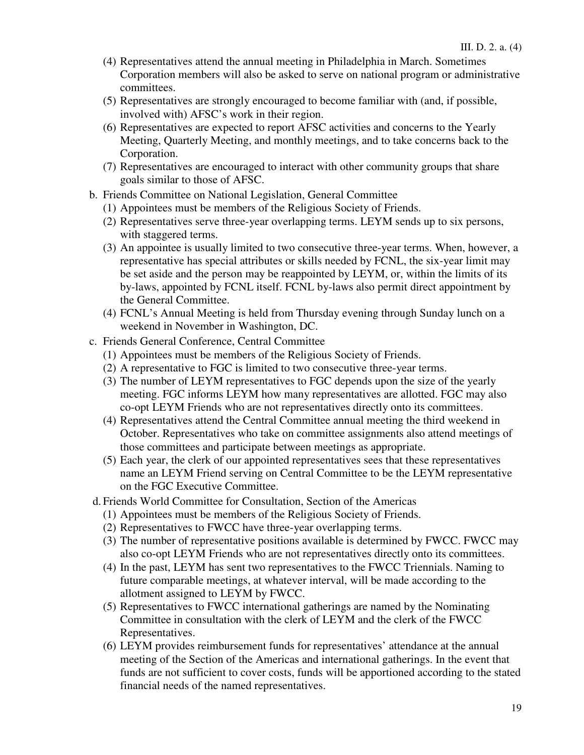(4) Representatives attend the annual meeting in Philadelphia in March. Sometimes Corporation members will also be asked to serve on national program or administrative committees.

(5) Representatives are strongly encouraged to become familiar with (and, if possible, involved with) AFSC's work in their region.

(6) Representatives are expected to report AFSC activities and concerns to the Yearly Meeting, Quarterly Meeting, and monthly meetings, and to take concerns back to the Corporation.

(7) Representatives are encouraged to interact with other community groups that share goals similar to those of AFSC.

b. Friends Committee on National Legislation, General Committee

(1) Appointees must be members of the Religious Society of Friends.

(2) Representatives serve three-year overlapping terms. LEYM sends up to six persons, with staggered terms.

(3) An appointee is usually limited to two consecutive three-year terms. When, however, a representative has special attributes or skills needed by FCNL, the six-year limit may be set aside and the person may be reappointed by LEYM, or, within the limits of its by-laws, appointed by FCNL itself. FCNL by-laws also permit direct appointment by the General Committee.

(4) FCNL's Annual Meeting is held from Thursday evening through Sunday lunch on a weekend in November in Washington, DC.

c. Friends General Conference, Central Committee

(1) Appointees must be members of the Religious Society of Friends.

(2) A representative to FGC is limited to two consecutive three-year terms.

(3) The number of LEYM representatives to FGC depends upon the size of the yearly meeting. FGC informs LEYM how many representatives are allotted. FGC may also co-opt LEYM Friends who are not representatives directly onto its committees.

(4) Representatives attend the Central Committee annual meeting the third weekend in October. Representatives who take on committee assignments also attend meetings of those committees and participate between meetings as appropriate.

(5) Each year, the clerk of our appointed representatives sees that these representatives name an LEYM Friend serving on Central Committee to be the LEYM representative on the FGC Executive Committee.

d. Friends World Committee for Consultation, Section of the Americas

(1) Appointees must be members of the Religious Society of Friends.

(2) Representatives to FWCC have three-year overlapping terms.

(3) The number of representative positions available is determined by FWCC. FWCC may also co-opt LEYM Friends who are not representatives directly onto its committees.

(4) In the past, LEYM has sent two representatives to the FWCC Triennials. Naming to future comparable meetings, at whatever interval, will be made according to the allotment assigned to LEYM by FWCC.

(5) Representatives to FWCC international gatherings are named by the Nominating Committee in consultation with the clerk of LEYM and the clerk of the FWCC Representatives.

(6) LEYM provides reimbursement funds for representatives' attendance at the annual meeting of the Section of the Americas and international gatherings. In the event that funds are not sufficient to cover costs, funds will be apportioned according to the stated financial needs of the named representatives.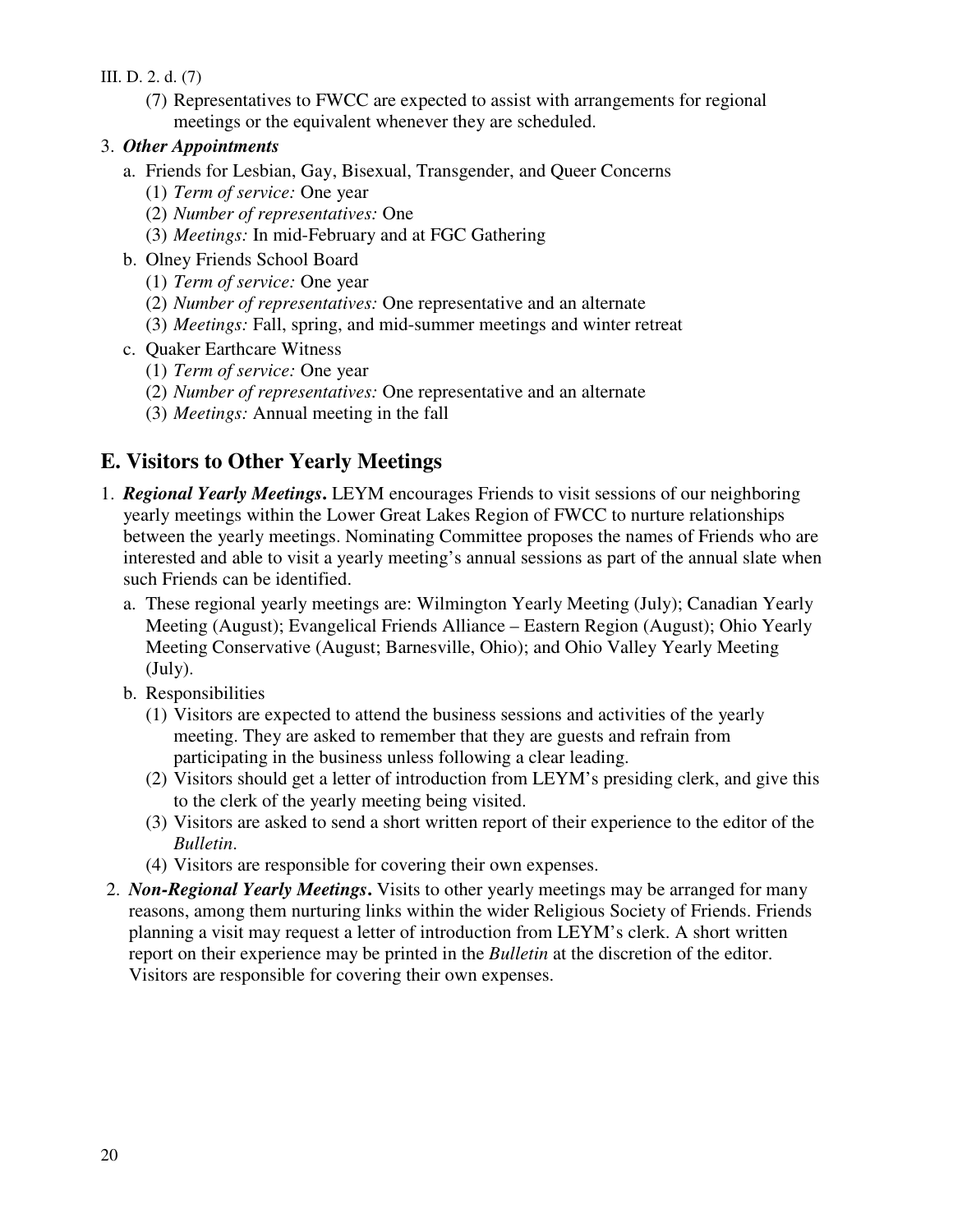III. D. 2. d. (7)

(7) Representatives to FWCC are expected to assist with arrangements for regional meetings or the equivalent whenever they are scheduled.

3. ***Other Appointments***
   a. Friends for Lesbian, Gay, Bisexual, Transgender, and Queer Concerns
      (1) *Term of service:* One year
      (2) *Number of representatives:* One
      (3) *Meetings:* In mid-February and at FGC Gathering
   b. Olney Friends School Board
      (1) *Term of service:* One year
      (2) *Number of representatives:* One representative and an alternate
      (3) *Meetings:* Fall, spring, and mid-summer meetings and winter retreat
   c. Quaker Earthcare Witness
      (1) *Term of service:* One year
      (2) *Number of representatives:* One representative and an alternate
      (3) *Meetings:* Annual meeting in the fall

## E. Visitors to Other Yearly Meetings

1. ***Regional Yearly Meetings*.** LEYM encourages Friends to visit sessions of our neighboring yearly meetings within the Lower Great Lakes Region of FWCC to nurture relationships between the yearly meetings. Nominating Committee proposes the names of Friends who are interested and able to visit a yearly meeting's annual sessions as part of the annual slate when such Friends can be identified.
   a. These regional yearly meetings are: Wilmington Yearly Meeting (July); Canadian Yearly Meeting (August); Evangelical Friends Alliance – Eastern Region (August); Ohio Yearly Meeting Conservative (August; Barnesville, Ohio); and Ohio Valley Yearly Meeting (July).
   b. Responsibilities
      (1) Visitors are expected to attend the business sessions and activities of the yearly meeting. They are asked to remember that they are guests and refrain from participating in the business unless following a clear leading.
      (2) Visitors should get a letter of introduction from LEYM's presiding clerk, and give this to the clerk of the yearly meeting being visited.
      (3) Visitors are asked to send a short written report of their experience to the editor of the *Bulletin*.
      (4) Visitors are responsible for covering their own expenses.
2. ***Non-Regional Yearly Meetings*.** Visits to other yearly meetings may be arranged for many reasons, among them nurturing links within the wider Religious Society of Friends. Friends planning a visit may request a letter of introduction from LEYM's clerk. A short written report on their experience may be printed in the *Bulletin* at the discretion of the editor. Visitors are responsible for covering their own expenses.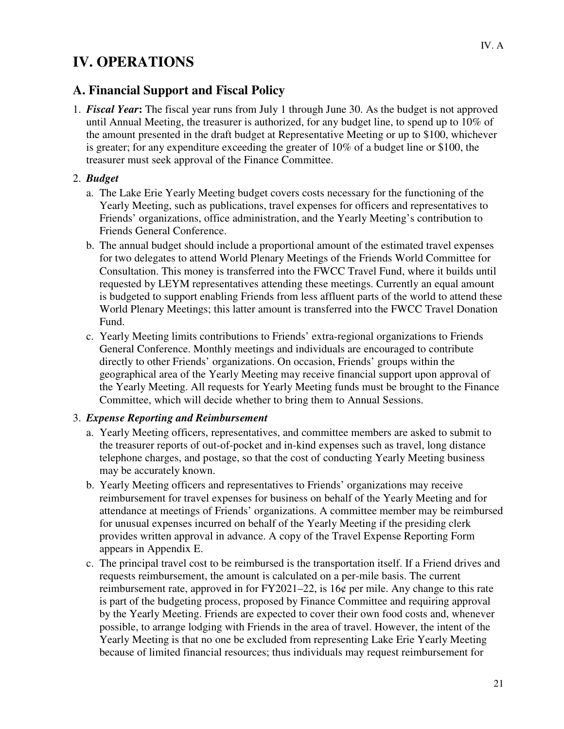# IV. OPERATIONS

## A. Financial Support and Fiscal Policy

1. ***Fiscal Year*:** The fiscal year runs from July 1 through June 30. As the budget is not approved until Annual Meeting, the treasurer is authorized, for any budget line, to spend up to 10% of the amount presented in the draft budget at Representative Meeting or up to $100, whichever is greater; for any expenditure exceeding the greater of 10% of a budget line or $100, the treasurer must seek approval of the Finance Committee.

2. ***Budget***
   a. The Lake Erie Yearly Meeting budget covers costs necessary for the functioning of the Yearly Meeting, such as publications, travel expenses for officers and representatives to Friends' organizations, office administration, and the Yearly Meeting's contribution to Friends General Conference.
   b. The annual budget should include a proportional amount of the estimated travel expenses for two delegates to attend World Plenary Meetings of the Friends World Committee for Consultation. This money is transferred into the FWCC Travel Fund, where it builds until requested by LEYM representatives attending these meetings. Currently an equal amount is budgeted to support enabling Friends from less affluent parts of the world to attend these World Plenary Meetings; this latter amount is transferred into the FWCC Travel Donation Fund.
   c. Yearly Meeting limits contributions to Friends' extra-regional organizations to Friends General Conference. Monthly meetings and individuals are encouraged to contribute directly to other Friends' organizations. On occasion, Friends' groups within the geographical area of the Yearly Meeting may receive financial support upon approval of the Yearly Meeting. All requests for Yearly Meeting funds must be brought to the Finance Committee, which will decide whether to bring them to Annual Sessions.

3. ***Expense Reporting and Reimbursement***
   a. Yearly Meeting officers, representatives, and committee members are asked to submit to the treasurer reports of out-of-pocket and in-kind expenses such as travel, long distance telephone charges, and postage, so that the cost of conducting Yearly Meeting business may be accurately known.
   b. Yearly Meeting officers and representatives to Friends' organizations may receive reimbursement for travel expenses for business on behalf of the Yearly Meeting and for attendance at meetings of Friends' organizations. A committee member may be reimbursed for unusual expenses incurred on behalf of the Yearly Meeting if the presiding clerk provides written approval in advance. A copy of the Travel Expense Reporting Form appears in Appendix E.
   c. The principal travel cost to be reimbursed is the transportation itself. If a Friend drives and requests reimbursement, the amount is calculated on a per-mile basis. The current reimbursement rate, approved in for FY2021–22, is 16¢ per mile. Any change to this rate is part of the budgeting process, proposed by Finance Committee and requiring approval by the Yearly Meeting. Friends are expected to cover their own food costs and, whenever possible, to arrange lodging with Friends in the area of travel. However, the intent of the Yearly Meeting is that no one be excluded from representing Lake Erie Yearly Meeting because of limited financial resources; thus individuals may request reimbursement for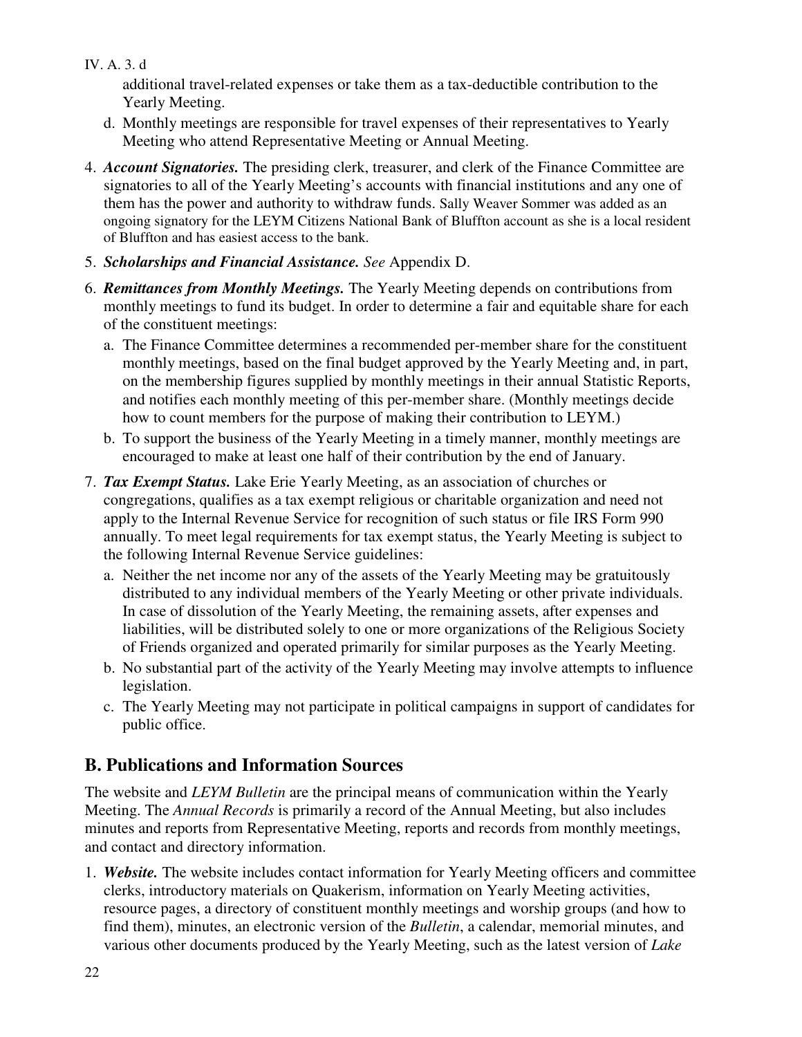additional travel-related expenses or take them as a tax-deductible contribution to the Yearly Meeting.

d. Monthly meetings are responsible for travel expenses of their representatives to Yearly Meeting who attend Representative Meeting or Annual Meeting.

4. ***Account Signatories.*** The presiding clerk, treasurer, and clerk of the Finance Committee are signatories to all of the Yearly Meeting's accounts with financial institutions and any one of them has the power and authority to withdraw funds. Sally Weaver Sommer was added as an ongoing signatory for the LEYM Citizens National Bank of Bluffton account as she is a local resident of Bluffton and has easiest access to the bank.

5. ***Scholarships and Financial Assistance.*** *See* Appendix D.

6. ***Remittances from Monthly Meetings.*** The Yearly Meeting depends on contributions from monthly meetings to fund its budget. In order to determine a fair and equitable share for each of the constituent meetings:
   a. The Finance Committee determines a recommended per-member share for the constituent monthly meetings, based on the final budget approved by the Yearly Meeting and, in part, on the membership figures supplied by monthly meetings in their annual Statistic Reports, and notifies each monthly meeting of this per-member share. (Monthly meetings decide how to count members for the purpose of making their contribution to LEYM.)
   b. To support the business of the Yearly Meeting in a timely manner, monthly meetings are encouraged to make at least one half of their contribution by the end of January.

7. ***Tax Exempt Status.*** Lake Erie Yearly Meeting, as an association of churches or congregations, qualifies as a tax exempt religious or charitable organization and need not apply to the Internal Revenue Service for recognition of such status or file IRS Form 990 annually. To meet legal requirements for tax exempt status, the Yearly Meeting is subject to the following Internal Revenue Service guidelines:
   a. Neither the net income nor any of the assets of the Yearly Meeting may be gratuitously distributed to any individual members of the Yearly Meeting or other private individuals. In case of dissolution of the Yearly Meeting, the remaining assets, after expenses and liabilities, will be distributed solely to one or more organizations of the Religious Society of Friends organized and operated primarily for similar purposes as the Yearly Meeting.
   b. No substantial part of the activity of the Yearly Meeting may involve attempts to influence legislation.
   c. The Yearly Meeting may not participate in political campaigns in support of candidates for public office.

## B. Publications and Information Sources

The website and *LEYM Bulletin* are the principal means of communication within the Yearly Meeting. The *Annual Records* is primarily a record of the Annual Meeting, but also includes minutes and reports from Representative Meeting, reports and records from monthly meetings, and contact and directory information.

1. ***Website.*** The website includes contact information for Yearly Meeting officers and committee clerks, introductory materials on Quakerism, information on Yearly Meeting activities, resource pages, a directory of constituent monthly meetings and worship groups (and how to find them), minutes, an electronic version of the *Bulletin*, a calendar, memorial minutes, and various other documents produced by the Yearly Meeting, such as the latest version of *Lake*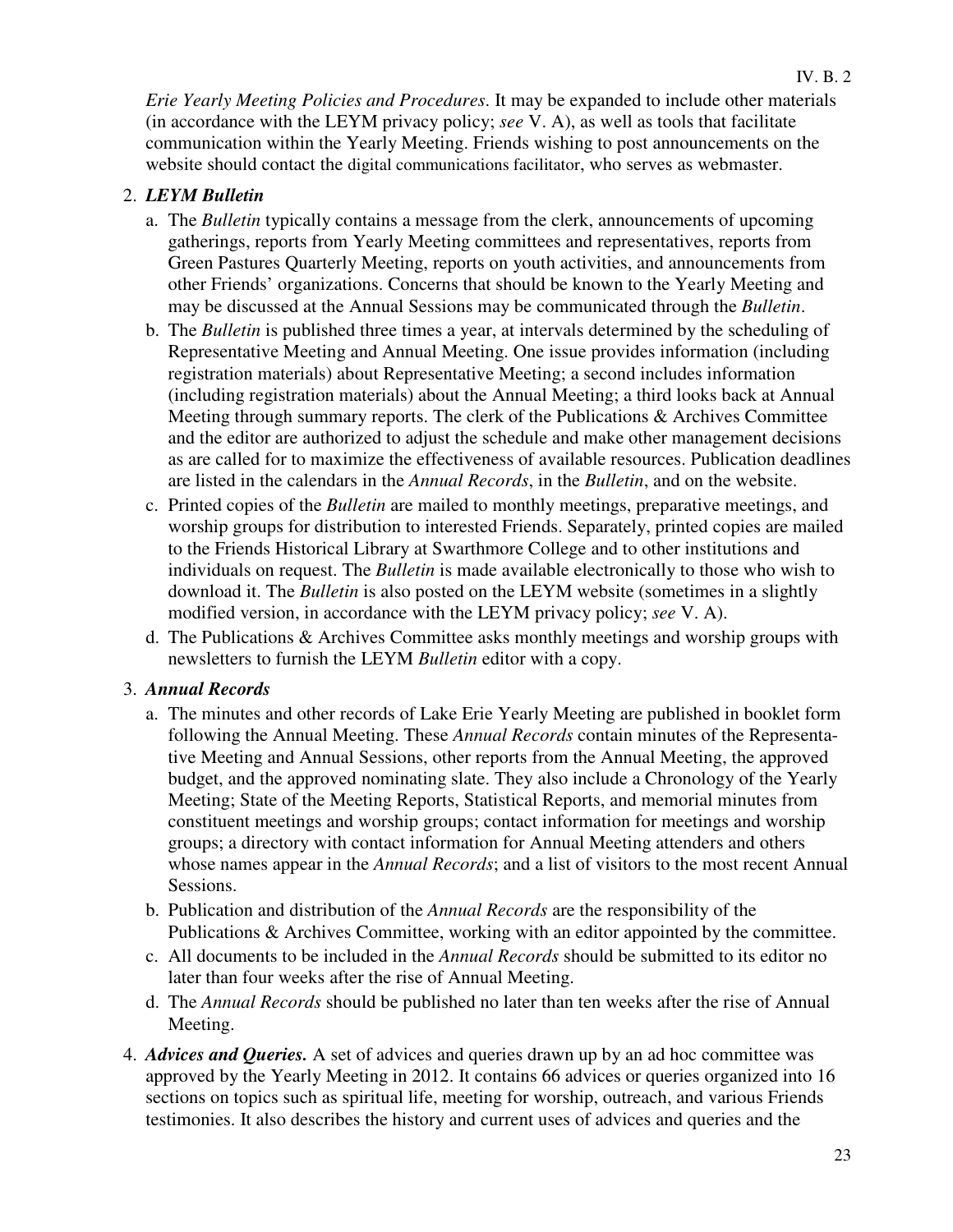*Erie Yearly Meeting Policies and Procedures*. It may be expanded to include other materials (in accordance with the LEYM privacy policy; *see* V. A), as well as tools that facilitate communication within the Yearly Meeting. Friends wishing to post announcements on the website should contact the digital communications facilitator, who serves as webmaster.

2. ***LEYM Bulletin***
   a. The *Bulletin* typically contains a message from the clerk, announcements of upcoming gatherings, reports from Yearly Meeting committees and representatives, reports from Green Pastures Quarterly Meeting, reports on youth activities, and announcements from other Friends' organizations. Concerns that should be known to the Yearly Meeting and may be discussed at the Annual Sessions may be communicated through the *Bulletin*.
   b. The *Bulletin* is published three times a year, at intervals determined by the scheduling of Representative Meeting and Annual Meeting. One issue provides information (including registration materials) about Representative Meeting; a second includes information (including registration materials) about the Annual Meeting; a third looks back at Annual Meeting through summary reports. The clerk of the Publications & Archives Committee and the editor are authorized to adjust the schedule and make other management decisions as are called for to maximize the effectiveness of available resources. Publication deadlines are listed in the calendars in the *Annual Records*, in the *Bulletin*, and on the website.
   c. Printed copies of the *Bulletin* are mailed to monthly meetings, preparative meetings, and worship groups for distribution to interested Friends. Separately, printed copies are mailed to the Friends Historical Library at Swarthmore College and to other institutions and individuals on request. The *Bulletin* is made available electronically to those who wish to download it. The *Bulletin* is also posted on the LEYM website (sometimes in a slightly modified version, in accordance with the LEYM privacy policy; *see* V. A).
   d. The Publications & Archives Committee asks monthly meetings and worship groups with newsletters to furnish the LEYM *Bulletin* editor with a copy.

3. ***Annual Records***
   a. The minutes and other records of Lake Erie Yearly Meeting are published in booklet form following the Annual Meeting. These *Annual Records* contain minutes of the Representative Meeting and Annual Sessions, other reports from the Annual Meeting, the approved budget, and the approved nominating slate. They also include a Chronology of the Yearly Meeting; State of the Meeting Reports, Statistical Reports, and memorial minutes from constituent meetings and worship groups; contact information for meetings and worship groups; a directory with contact information for Annual Meeting attenders and others whose names appear in the *Annual Records*; and a list of visitors to the most recent Annual Sessions.
   b. Publication and distribution of the *Annual Records* are the responsibility of the Publications & Archives Committee, working with an editor appointed by the committee.
   c. All documents to be included in the *Annual Records* should be submitted to its editor no later than four weeks after the rise of Annual Meeting.
   d. The *Annual Records* should be published no later than ten weeks after the rise of Annual Meeting.

4. ***Advices and Queries.*** A set of advices and queries drawn up by an ad hoc committee was approved by the Yearly Meeting in 2012. It contains 66 advices or queries organized into 16 sections on topics such as spiritual life, meeting for worship, outreach, and various Friends testimonies. It also describes the history and current uses of advices and queries and the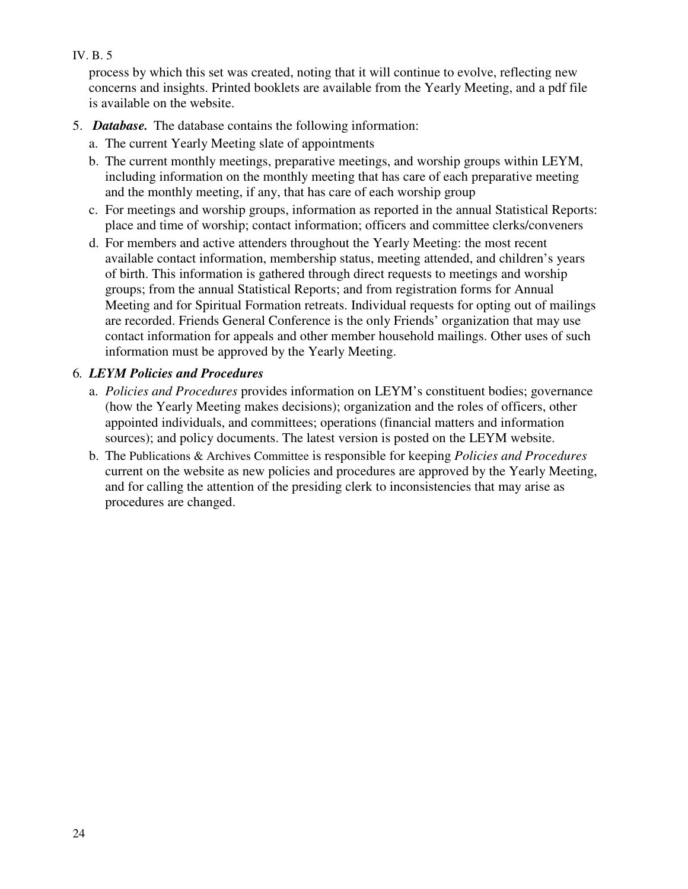process by which this set was created, noting that it will continue to evolve, reflecting new concerns and insights. Printed booklets are available from the Yearly Meeting, and a pdf file is available on the website.

5. ***Database.*** The database contains the following information:
   a. The current Yearly Meeting slate of appointments
   b. The current monthly meetings, preparative meetings, and worship groups within LEYM, including information on the monthly meeting that has care of each preparative meeting and the monthly meeting, if any, that has care of each worship group
   c. For meetings and worship groups, information as reported in the annual Statistical Reports: place and time of worship; contact information; officers and committee clerks/conveners
   d. For members and active attenders throughout the Yearly Meeting: the most recent available contact information, membership status, meeting attended, and children's years of birth. This information is gathered through direct requests to meetings and worship groups; from the annual Statistical Reports; and from registration forms for Annual Meeting and for Spiritual Formation retreats. Individual requests for opting out of mailings are recorded. Friends General Conference is the only Friends' organization that may use contact information for appeals and other member household mailings. Other uses of such information must be approved by the Yearly Meeting.

6. ***LEYM Policies and Procedures***
   a. *Policies and Procedures* provides information on LEYM's constituent bodies; governance (how the Yearly Meeting makes decisions); organization and the roles of officers, other appointed individuals, and committees; operations (financial matters and information sources); and policy documents. The latest version is posted on the LEYM website.
   b. The Publications & Archives Committee is responsible for keeping *Policies and Procedures* current on the website as new policies and procedures are approved by the Yearly Meeting, and for calling the attention of the presiding clerk to inconsistencies that may arise as procedures are changed.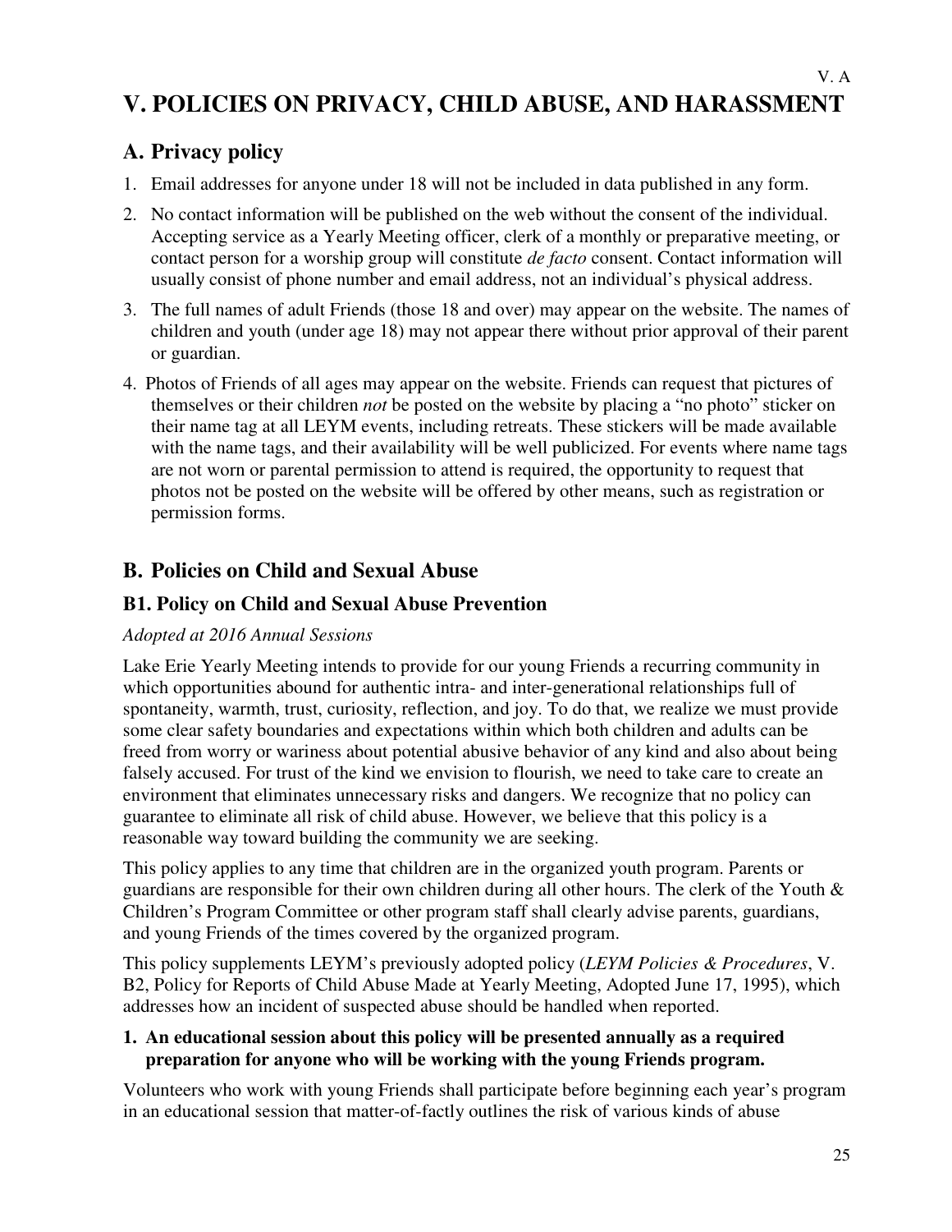# V. POLICIES ON PRIVACY, CHILD ABUSE, AND HARASSMENT

## A. Privacy policy

1. Email addresses for anyone under 18 will not be included in data published in any form.
2. No contact information will be published on the web without the consent of the individual. Accepting service as a Yearly Meeting officer, clerk of a monthly or preparative meeting, or contact person for a worship group will constitute *de facto* consent. Contact information will usually consist of phone number and email address, not an individual's physical address.
3. The full names of adult Friends (those 18 and over) may appear on the website. The names of children and youth (under age 18) may not appear there without prior approval of their parent or guardian.
4. Photos of Friends of all ages may appear on the website. Friends can request that pictures of themselves or their children *not* be posted on the website by placing a "no photo" sticker on their name tag at all LEYM events, including retreats. These stickers will be made available with the name tags, and their availability will be well publicized. For events where name tags are not worn or parental permission to attend is required, the opportunity to request that photos not be posted on the website will be offered by other means, such as registration or permission forms.

## B. Policies on Child and Sexual Abuse

### B1. Policy on Child and Sexual Abuse Prevention

*Adopted at 2016 Annual Sessions*

Lake Erie Yearly Meeting intends to provide for our young Friends a recurring community in which opportunities abound for authentic intra- and inter-generational relationships full of spontaneity, warmth, trust, curiosity, reflection, and joy. To do that, we realize we must provide some clear safety boundaries and expectations within which both children and adults can be freed from worry or wariness about potential abusive behavior of any kind and also about being falsely accused. For trust of the kind we envision to flourish, we need to take care to create an environment that eliminates unnecessary risks and dangers. We recognize that no policy can guarantee to eliminate all risk of child abuse. However, we believe that this policy is a reasonable way toward building the community we are seeking.

This policy applies to any time that children are in the organized youth program. Parents or guardians are responsible for their own children during all other hours. The clerk of the Youth & Children's Program Committee or other program staff shall clearly advise parents, guardians, and young Friends of the times covered by the organized program.

This policy supplements LEYM's previously adopted policy (*LEYM Policies & Procedures*, V. B2, Policy for Reports of Child Abuse Made at Yearly Meeting, Adopted June 17, 1995), which addresses how an incident of suspected abuse should be handled when reported.

**1. An educational session about this policy will be presented annually as a required preparation for anyone who will be working with the young Friends program.**

Volunteers who work with young Friends shall participate before beginning each year's program in an educational session that matter-of-factly outlines the risk of various kinds of abuse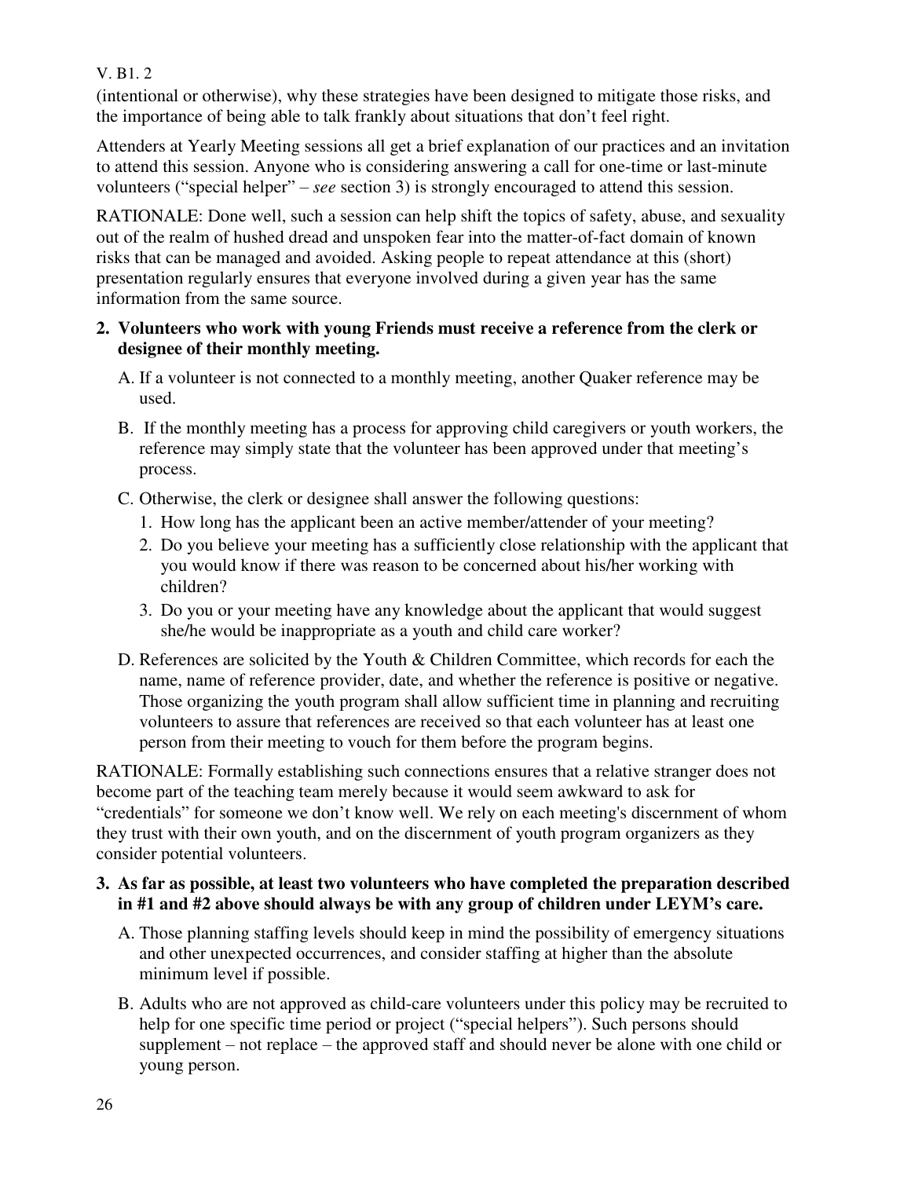(intentional or otherwise), why these strategies have been designed to mitigate those risks, and the importance of being able to talk frankly about situations that don't feel right.

Attenders at Yearly Meeting sessions all get a brief explanation of our practices and an invitation to attend this session. Anyone who is considering answering a call for one-time or last-minute volunteers ("special helper" – *see* section 3) is strongly encouraged to attend this session.

RATIONALE: Done well, such a session can help shift the topics of safety, abuse, and sexuality out of the realm of hushed dread and unspoken fear into the matter-of-fact domain of known risks that can be managed and avoided. Asking people to repeat attendance at this (short) presentation regularly ensures that everyone involved during a given year has the same information from the same source.

**2. Volunteers who work with young Friends must receive a reference from the clerk or designee of their monthly meeting.**

A. If a volunteer is not connected to a monthly meeting, another Quaker reference may be used.

B. If the monthly meeting has a process for approving child caregivers or youth workers, the reference may simply state that the volunteer has been approved under that meeting's process.

C. Otherwise, the clerk or designee shall answer the following questions:

1. How long has the applicant been an active member/attender of your meeting?
2. Do you believe your meeting has a sufficiently close relationship with the applicant that you would know if there was reason to be concerned about his/her working with children?
3. Do you or your meeting have any knowledge about the applicant that would suggest she/he would be inappropriate as a youth and child care worker?

D. References are solicited by the Youth & Children Committee, which records for each the name, name of reference provider, date, and whether the reference is positive or negative. Those organizing the youth program shall allow sufficient time in planning and recruiting volunteers to assure that references are received so that each volunteer has at least one person from their meeting to vouch for them before the program begins.

RATIONALE: Formally establishing such connections ensures that a relative stranger does not become part of the teaching team merely because it would seem awkward to ask for "credentials" for someone we don't know well. We rely on each meeting's discernment of whom they trust with their own youth, and on the discernment of youth program organizers as they consider potential volunteers.

**3. As far as possible, at least two volunteers who have completed the preparation described in #1 and #2 above should always be with any group of children under LEYM's care.**

A. Those planning staffing levels should keep in mind the possibility of emergency situations and other unexpected occurrences, and consider staffing at higher than the absolute minimum level if possible.

B. Adults who are not approved as child-care volunteers under this policy may be recruited to help for one specific time period or project ("special helpers"). Such persons should supplement – not replace – the approved staff and should never be alone with one child or young person.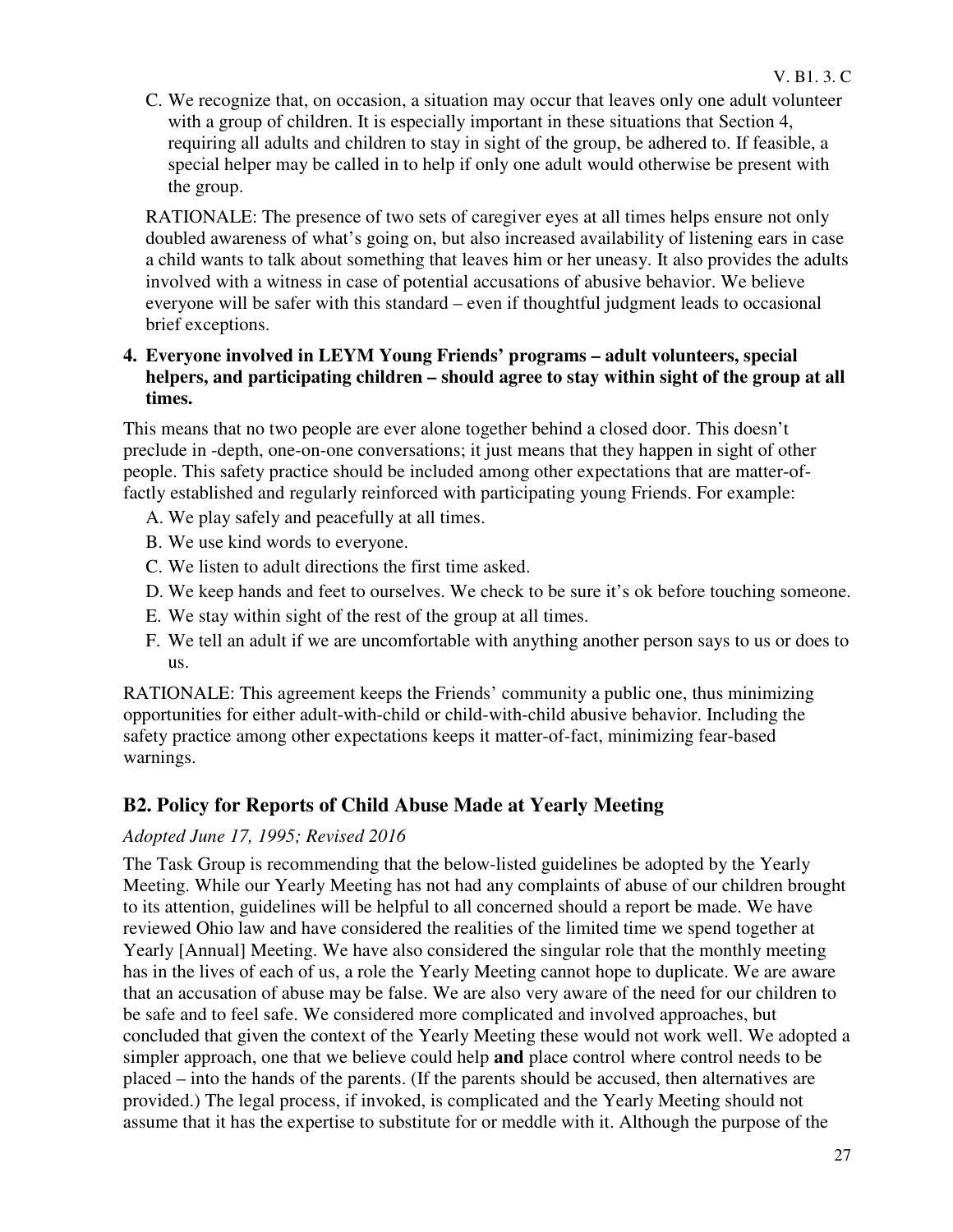C. We recognize that, on occasion, a situation may occur that leaves only one adult volunteer with a group of children. It is especially important in these situations that Section 4, requiring all adults and children to stay in sight of the group, be adhered to. If feasible, a special helper may be called in to help if only one adult would otherwise be present with the group.

RATIONALE: The presence of two sets of caregiver eyes at all times helps ensure not only doubled awareness of what's going on, but also increased availability of listening ears in case a child wants to talk about something that leaves him or her uneasy. It also provides the adults involved with a witness in case of potential accusations of abusive behavior. We believe everyone will be safer with this standard – even if thoughtful judgment leads to occasional brief exceptions.

**4. Everyone involved in LEYM Young Friends' programs – adult volunteers, special helpers, and participating children – should agree to stay within sight of the group at all times.**

This means that no two people are ever alone together behind a closed door. This doesn't preclude in -depth, one-on-one conversations; it just means that they happen in sight of other people. This safety practice should be included among other expectations that are matter-of-factly established and regularly reinforced with participating young Friends. For example:

A. We play safely and peacefully at all times.

B. We use kind words to everyone.

C. We listen to adult directions the first time asked.

D. We keep hands and feet to ourselves. We check to be sure it's ok before touching someone.

E. We stay within sight of the rest of the group at all times.

F. We tell an adult if we are uncomfortable with anything another person says to us or does to us.

RATIONALE: This agreement keeps the Friends' community a public one, thus minimizing opportunities for either adult-with-child or child-with-child abusive behavior. Including the safety practice among other expectations keeps it matter-of-fact, minimizing fear-based warnings.

## B2. Policy for Reports of Child Abuse Made at Yearly Meeting

*Adopted June 17, 1995; Revised 2016*

The Task Group is recommending that the below-listed guidelines be adopted by the Yearly Meeting. While our Yearly Meeting has not had any complaints of abuse of our children brought to its attention, guidelines will be helpful to all concerned should a report be made. We have reviewed Ohio law and have considered the realities of the limited time we spend together at Yearly [Annual] Meeting. We have also considered the singular role that the monthly meeting has in the lives of each of us, a role the Yearly Meeting cannot hope to duplicate. We are aware that an accusation of abuse may be false. We are also very aware of the need for our children to be safe and to feel safe. We considered more complicated and involved approaches, but concluded that given the context of the Yearly Meeting these would not work well. We adopted a simpler approach, one that we believe could help **and** place control where control needs to be placed – into the hands of the parents. (If the parents should be accused, then alternatives are provided.) The legal process, if invoked, is complicated and the Yearly Meeting should not assume that it has the expertise to substitute for or meddle with it. Although the purpose of the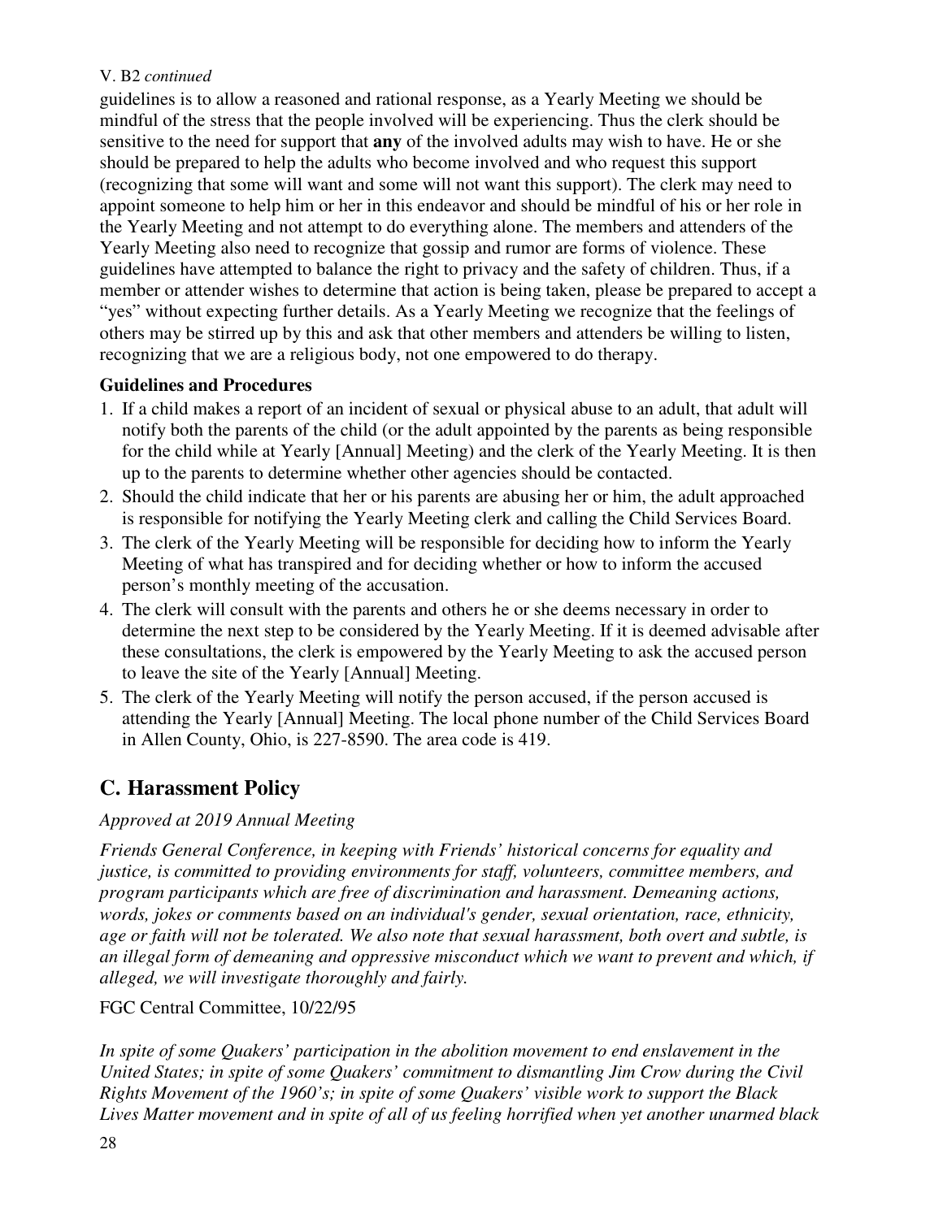V. B2 *continued*

guidelines is to allow a reasoned and rational response, as a Yearly Meeting we should be mindful of the stress that the people involved will be experiencing. Thus the clerk should be sensitive to the need for support that **any** of the involved adults may wish to have. He or she should be prepared to help the adults who become involved and who request this support (recognizing that some will want and some will not want this support). The clerk may need to appoint someone to help him or her in this endeavor and should be mindful of his or her role in the Yearly Meeting and not attempt to do everything alone. The members and attenders of the Yearly Meeting also need to recognize that gossip and rumor are forms of violence. These guidelines have attempted to balance the right to privacy and the safety of children. Thus, if a member or attender wishes to determine that action is being taken, please be prepared to accept a "yes" without expecting further details. As a Yearly Meeting we recognize that the feelings of others may be stirred up by this and ask that other members and attenders be willing to listen, recognizing that we are a religious body, not one empowered to do therapy.

**Guidelines and Procedures**

1. If a child makes a report of an incident of sexual or physical abuse to an adult, that adult will notify both the parents of the child (or the adult appointed by the parents as being responsible for the child while at Yearly [Annual] Meeting) and the clerk of the Yearly Meeting. It is then up to the parents to determine whether other agencies should be contacted.
2. Should the child indicate that her or his parents are abusing her or him, the adult approached is responsible for notifying the Yearly Meeting clerk and calling the Child Services Board.
3. The clerk of the Yearly Meeting will be responsible for deciding how to inform the Yearly Meeting of what has transpired and for deciding whether or how to inform the accused person's monthly meeting of the accusation.
4. The clerk will consult with the parents and others he or she deems necessary in order to determine the next step to be considered by the Yearly Meeting. If it is deemed advisable after these consultations, the clerk is empowered by the Yearly Meeting to ask the accused person to leave the site of the Yearly [Annual] Meeting.
5. The clerk of the Yearly Meeting will notify the person accused, if the person accused is attending the Yearly [Annual] Meeting. The local phone number of the Child Services Board in Allen County, Ohio, is 227-8590. The area code is 419.

## C. Harassment Policy

*Approved at 2019 Annual Meeting*

*Friends General Conference, in keeping with Friends' historical concerns for equality and justice, is committed to providing environments for staff, volunteers, committee members, and program participants which are free of discrimination and harassment. Demeaning actions, words, jokes or comments based on an individual's gender, sexual orientation, race, ethnicity, age or faith will not be tolerated. We also note that sexual harassment, both overt and subtle, is an illegal form of demeaning and oppressive misconduct which we want to prevent and which, if alleged, we will investigate thoroughly and fairly.*

FGC Central Committee, 10/22/95

*In spite of some Quakers' participation in the abolition movement to end enslavement in the United States; in spite of some Quakers' commitment to dismantling Jim Crow during the Civil Rights Movement of the 1960's; in spite of some Quakers' visible work to support the Black Lives Matter movement and in spite of all of us feeling horrified when yet another unarmed black*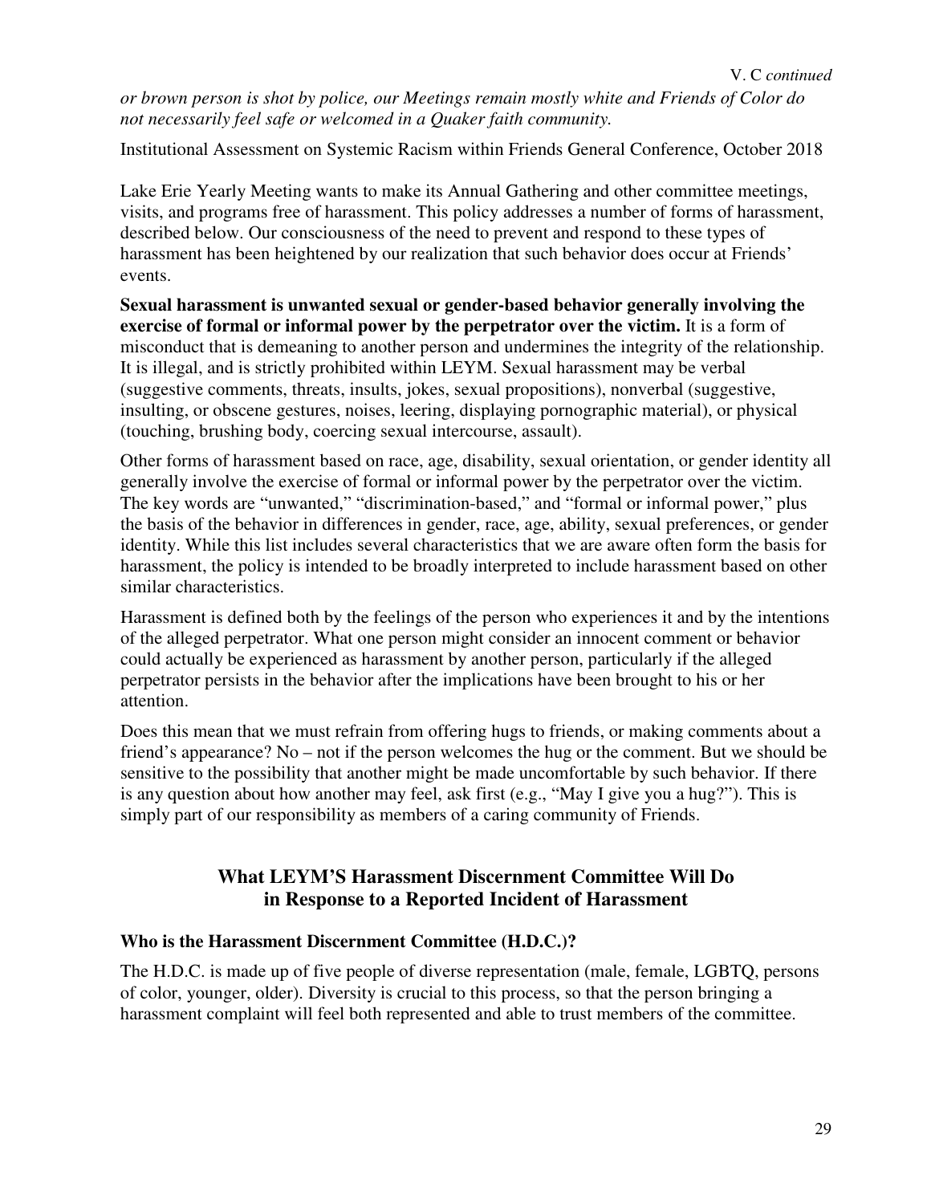*or brown person is shot by police, our Meetings remain mostly white and Friends of Color do not necessarily feel safe or welcomed in a Quaker faith community.*

Institutional Assessment on Systemic Racism within Friends General Conference, October 2018

Lake Erie Yearly Meeting wants to make its Annual Gathering and other committee meetings, visits, and programs free of harassment. This policy addresses a number of forms of harassment, described below. Our consciousness of the need to prevent and respond to these types of harassment has been heightened by our realization that such behavior does occur at Friends' events.

**Sexual harassment is unwanted sexual or gender-based behavior generally involving the exercise of formal or informal power by the perpetrator over the victim.** It is a form of misconduct that is demeaning to another person and undermines the integrity of the relationship. It is illegal, and is strictly prohibited within LEYM. Sexual harassment may be verbal (suggestive comments, threats, insults, jokes, sexual propositions), nonverbal (suggestive, insulting, or obscene gestures, noises, leering, displaying pornographic material), or physical (touching, brushing body, coercing sexual intercourse, assault).

Other forms of harassment based on race, age, disability, sexual orientation, or gender identity all generally involve the exercise of formal or informal power by the perpetrator over the victim. The key words are "unwanted," "discrimination-based," and "formal or informal power," plus the basis of the behavior in differences in gender, race, age, ability, sexual preferences, or gender identity. While this list includes several characteristics that we are aware often form the basis for harassment, the policy is intended to be broadly interpreted to include harassment based on other similar characteristics.

Harassment is defined both by the feelings of the person who experiences it and by the intentions of the alleged perpetrator. What one person might consider an innocent comment or behavior could actually be experienced as harassment by another person, particularly if the alleged perpetrator persists in the behavior after the implications have been brought to his or her attention.

Does this mean that we must refrain from offering hugs to friends, or making comments about a friend's appearance? No – not if the person welcomes the hug or the comment. But we should be sensitive to the possibility that another might be made uncomfortable by such behavior. If there is any question about how another may feel, ask first (e.g., "May I give you a hug?"). This is simply part of our responsibility as members of a caring community of Friends.

## What LEYM'S Harassment Discernment Committee Will Do in Response to a Reported Incident of Harassment

### Who is the Harassment Discernment Committee (H.D.C.)?

The H.D.C. is made up of five people of diverse representation (male, female, LGBTQ, persons of color, younger, older). Diversity is crucial to this process, so that the person bringing a harassment complaint will feel both represented and able to trust members of the committee.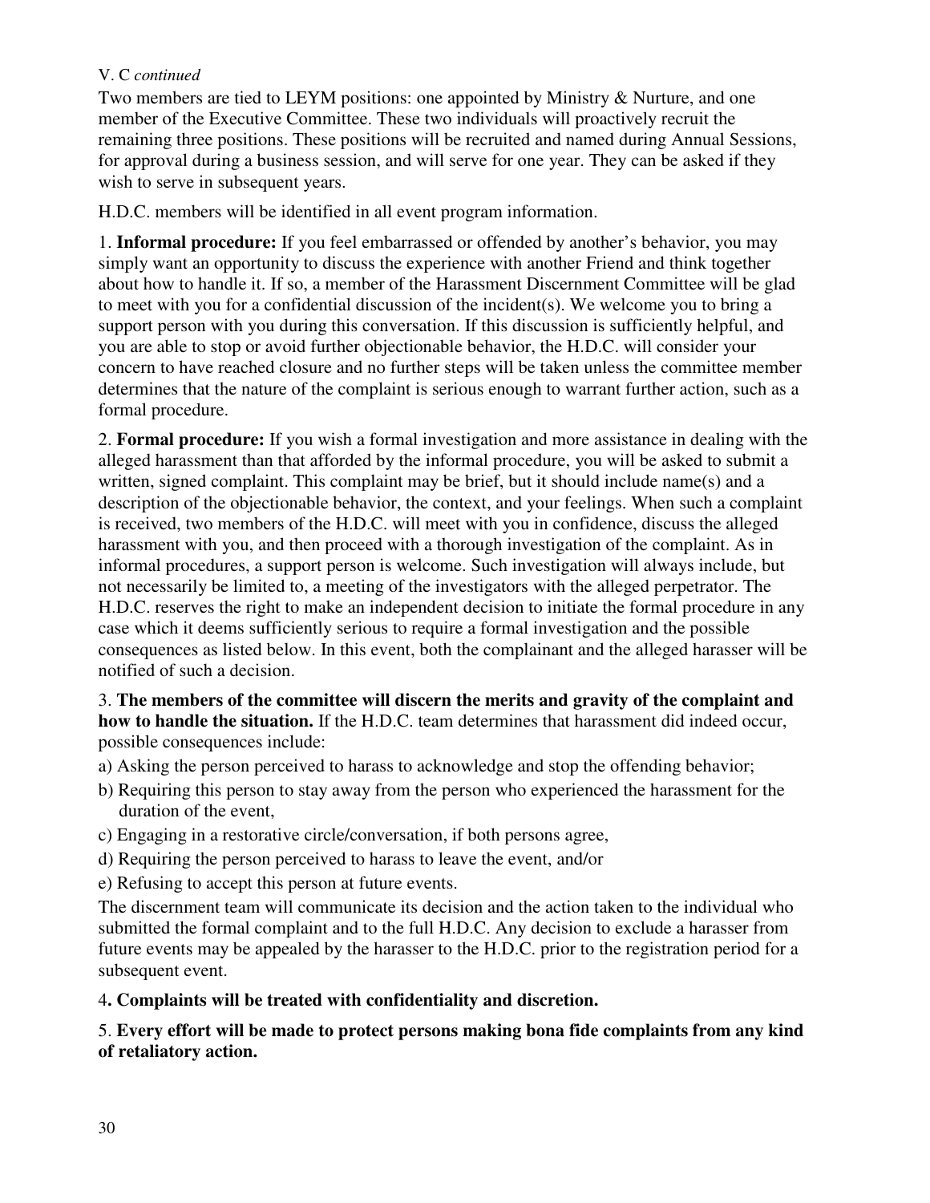V. C *continued*

Two members are tied to LEYM positions: one appointed by Ministry & Nurture, and one member of the Executive Committee. These two individuals will proactively recruit the remaining three positions. These positions will be recruited and named during Annual Sessions, for approval during a business session, and will serve for one year. They can be asked if they wish to serve in subsequent years.

H.D.C. members will be identified in all event program information.

1. **Informal procedure:** If you feel embarrassed or offended by another's behavior, you may simply want an opportunity to discuss the experience with another Friend and think together about how to handle it. If so, a member of the Harassment Discernment Committee will be glad to meet with you for a confidential discussion of the incident(s). We welcome you to bring a support person with you during this conversation. If this discussion is sufficiently helpful, and you are able to stop or avoid further objectionable behavior, the H.D.C. will consider your concern to have reached closure and no further steps will be taken unless the committee member determines that the nature of the complaint is serious enough to warrant further action, such as a formal procedure.

2. **Formal procedure:** If you wish a formal investigation and more assistance in dealing with the alleged harassment than that afforded by the informal procedure, you will be asked to submit a written, signed complaint. This complaint may be brief, but it should include name(s) and a description of the objectionable behavior, the context, and your feelings. When such a complaint is received, two members of the H.D.C. will meet with you in confidence, discuss the alleged harassment with you, and then proceed with a thorough investigation of the complaint. As in informal procedures, a support person is welcome. Such investigation will always include, but not necessarily be limited to, a meeting of the investigators with the alleged perpetrator. The H.D.C. reserves the right to make an independent decision to initiate the formal procedure in any case which it deems sufficiently serious to require a formal investigation and the possible consequences as listed below. In this event, both the complainant and the alleged harasser will be notified of such a decision.

3. **The members of the committee will discern the merits and gravity of the complaint and how to handle the situation.** If the H.D.C. team determines that harassment did indeed occur, possible consequences include:

a) Asking the person perceived to harass to acknowledge and stop the offending behavior;

b) Requiring this person to stay away from the person who experienced the harassment for the duration of the event,

c) Engaging in a restorative circle/conversation, if both persons agree,

d) Requiring the person perceived to harass to leave the event, and/or

e) Refusing to accept this person at future events.

The discernment team will communicate its decision and the action taken to the individual who submitted the formal complaint and to the full H.D.C. Any decision to exclude a harasser from future events may be appealed by the harasser to the H.D.C. prior to the registration period for a subsequent event.

4**. Complaints will be treated with confidentiality and discretion.**

5. **Every effort will be made to protect persons making bona fide complaints from any kind of retaliatory action.**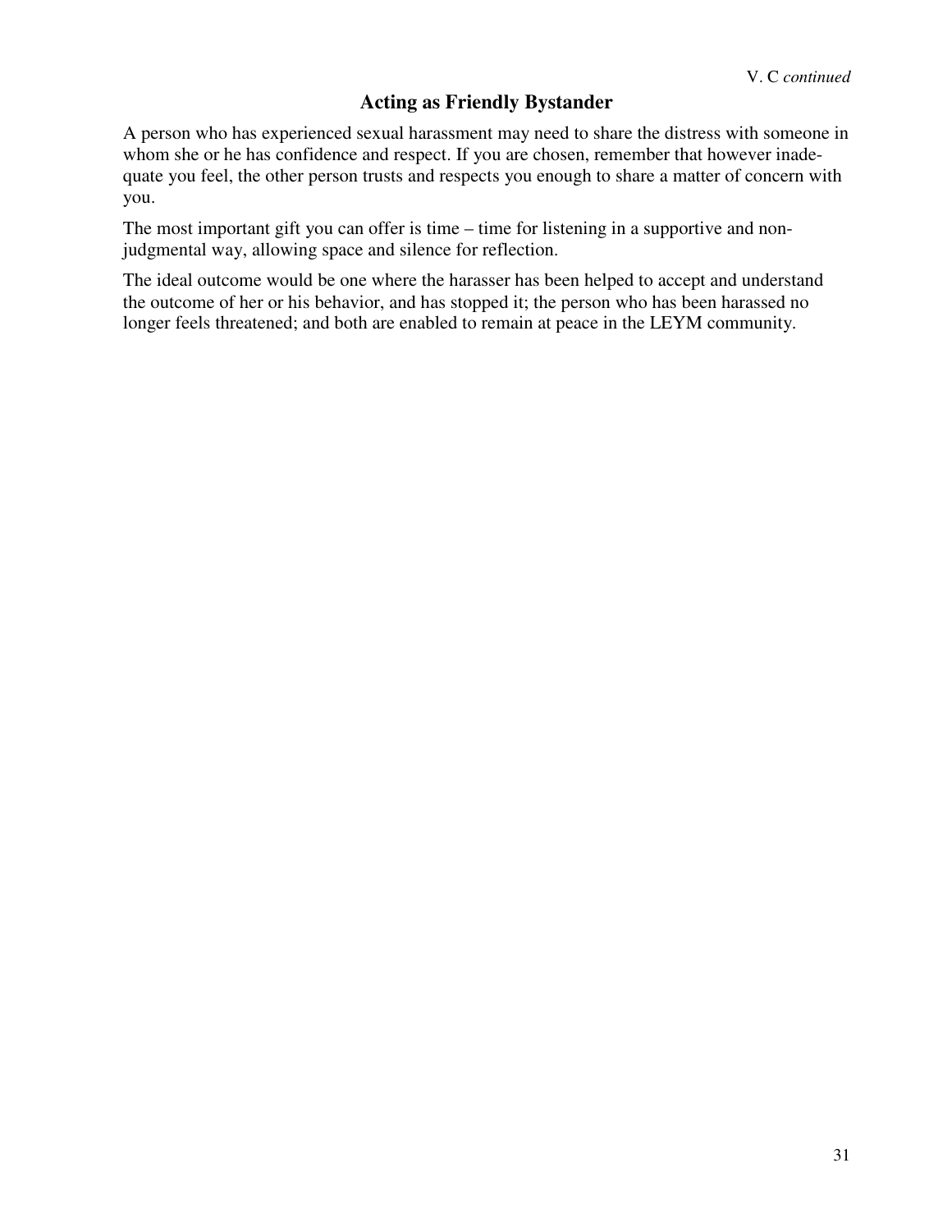V. C *continued*

## Acting as Friendly Bystander

A person who has experienced sexual harassment may need to share the distress with someone in whom she or he has confidence and respect. If you are chosen, remember that however inadequate you feel, the other person trusts and respects you enough to share a matter of concern with you.

The most important gift you can offer is time – time for listening in a supportive and non-judgmental way, allowing space and silence for reflection.

The ideal outcome would be one where the harasser has been helped to accept and understand the outcome of her or his behavior, and has stopped it; the person who has been harassed no longer feels threatened; and both are enabled to remain at peace in the LEYM community.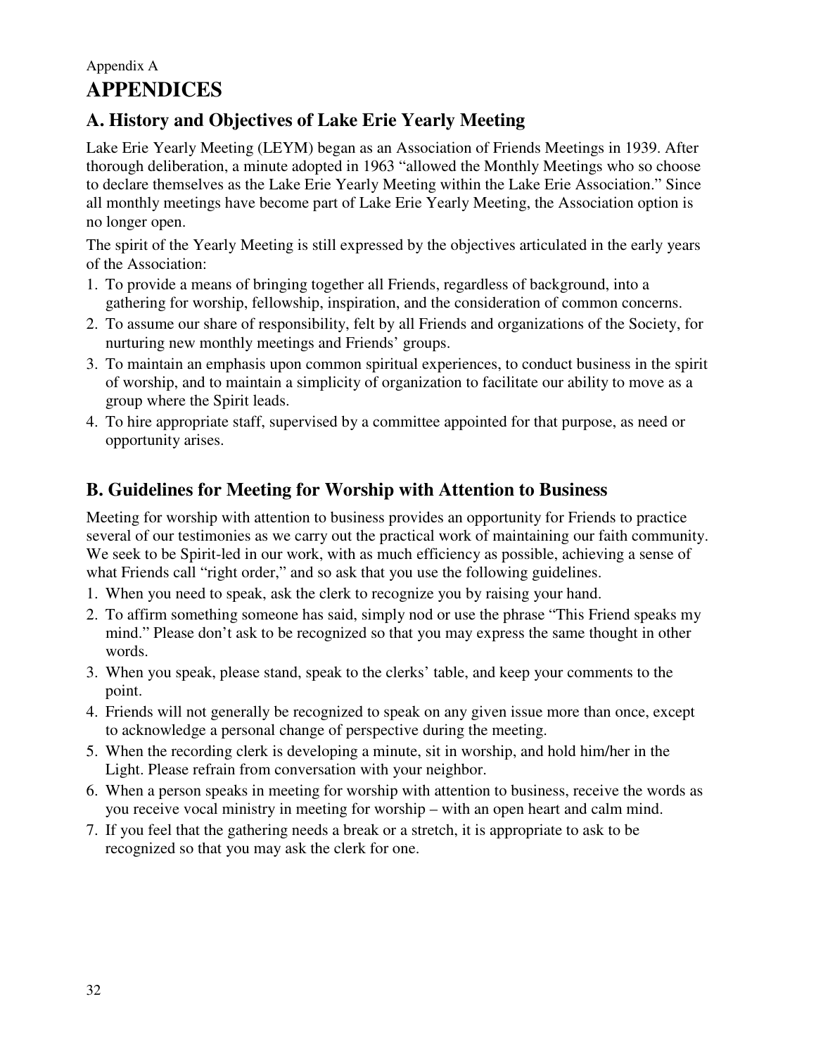Appendix A

# APPENDICES

## A. History and Objectives of Lake Erie Yearly Meeting

Lake Erie Yearly Meeting (LEYM) began as an Association of Friends Meetings in 1939. After thorough deliberation, a minute adopted in 1963 "allowed the Monthly Meetings who so choose to declare themselves as the Lake Erie Yearly Meeting within the Lake Erie Association." Since all monthly meetings have become part of Lake Erie Yearly Meeting, the Association option is no longer open.

The spirit of the Yearly Meeting is still expressed by the objectives articulated in the early years of the Association:

1. To provide a means of bringing together all Friends, regardless of background, into a gathering for worship, fellowship, inspiration, and the consideration of common concerns.
2. To assume our share of responsibility, felt by all Friends and organizations of the Society, for nurturing new monthly meetings and Friends' groups.
3. To maintain an emphasis upon common spiritual experiences, to conduct business in the spirit of worship, and to maintain a simplicity of organization to facilitate our ability to move as a group where the Spirit leads.
4. To hire appropriate staff, supervised by a committee appointed for that purpose, as need or opportunity arises.

## B. Guidelines for Meeting for Worship with Attention to Business

Meeting for worship with attention to business provides an opportunity for Friends to practice several of our testimonies as we carry out the practical work of maintaining our faith community. We seek to be Spirit-led in our work, with as much efficiency as possible, achieving a sense of what Friends call "right order," and so ask that you use the following guidelines.

1. When you need to speak, ask the clerk to recognize you by raising your hand.
2. To affirm something someone has said, simply nod or use the phrase "This Friend speaks my mind." Please don't ask to be recognized so that you may express the same thought in other words.
3. When you speak, please stand, speak to the clerks' table, and keep your comments to the point.
4. Friends will not generally be recognized to speak on any given issue more than once, except to acknowledge a personal change of perspective during the meeting.
5. When the recording clerk is developing a minute, sit in worship, and hold him/her in the Light. Please refrain from conversation with your neighbor.
6. When a person speaks in meeting for worship with attention to business, receive the words as you receive vocal ministry in meeting for worship – with an open heart and calm mind.
7. If you feel that the gathering needs a break or a stretch, it is appropriate to ask to be recognized so that you may ask the clerk for one.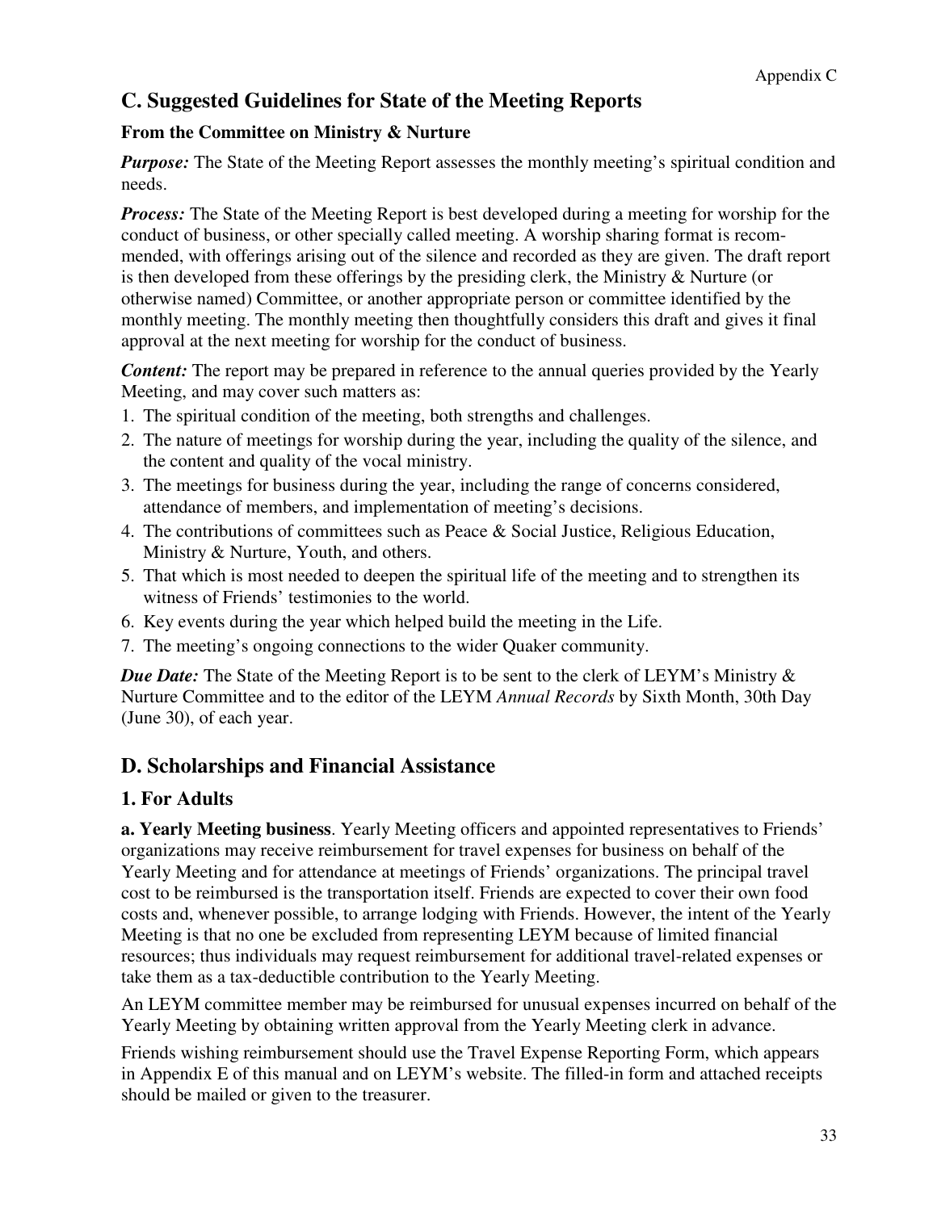## C. Suggested Guidelines for State of the Meeting Reports

### From the Committee on Ministry & Nurture

***Purpose:*** The State of the Meeting Report assesses the monthly meeting's spiritual condition and needs.

***Process:*** The State of the Meeting Report is best developed during a meeting for worship for the conduct of business, or other specially called meeting. A worship sharing format is recommended, with offerings arising out of the silence and recorded as they are given. The draft report is then developed from these offerings by the presiding clerk, the Ministry & Nurture (or otherwise named) Committee, or another appropriate person or committee identified by the monthly meeting. The monthly meeting then thoughtfully considers this draft and gives it final approval at the next meeting for worship for the conduct of business.

***Content:*** The report may be prepared in reference to the annual queries provided by the Yearly Meeting, and may cover such matters as:

1. The spiritual condition of the meeting, both strengths and challenges.
2. The nature of meetings for worship during the year, including the quality of the silence, and the content and quality of the vocal ministry.
3. The meetings for business during the year, including the range of concerns considered, attendance of members, and implementation of meeting's decisions.
4. The contributions of committees such as Peace & Social Justice, Religious Education, Ministry & Nurture, Youth, and others.
5. That which is most needed to deepen the spiritual life of the meeting and to strengthen its witness of Friends' testimonies to the world.
6. Key events during the year which helped build the meeting in the Life.
7. The meeting's ongoing connections to the wider Quaker community.

***Due Date:*** The State of the Meeting Report is to be sent to the clerk of LEYM's Ministry & Nurture Committee and to the editor of the LEYM *Annual Records* by Sixth Month, 30th Day (June 30), of each year.

## D. Scholarships and Financial Assistance

### 1. For Adults

**a. Yearly Meeting business**. Yearly Meeting officers and appointed representatives to Friends' organizations may receive reimbursement for travel expenses for business on behalf of the Yearly Meeting and for attendance at meetings of Friends' organizations. The principal travel cost to be reimbursed is the transportation itself. Friends are expected to cover their own food costs and, whenever possible, to arrange lodging with Friends. However, the intent of the Yearly Meeting is that no one be excluded from representing LEYM because of limited financial resources; thus individuals may request reimbursement for additional travel-related expenses or take them as a tax-deductible contribution to the Yearly Meeting.

An LEYM committee member may be reimbursed for unusual expenses incurred on behalf of the Yearly Meeting by obtaining written approval from the Yearly Meeting clerk in advance.

Friends wishing reimbursement should use the Travel Expense Reporting Form, which appears in Appendix E of this manual and on LEYM's website. The filled-in form and attached receipts should be mailed or given to the treasurer.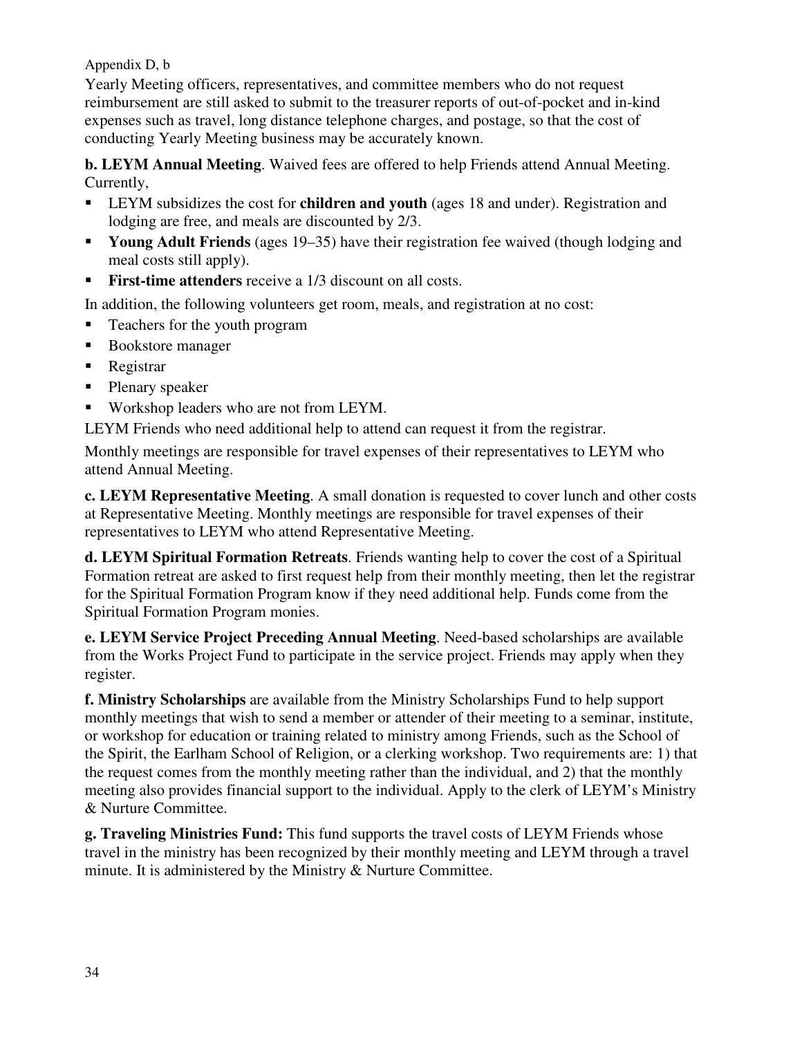Appendix D, b

Yearly Meeting officers, representatives, and committee members who do not request reimbursement are still asked to submit to the treasurer reports of out-of-pocket and in-kind expenses such as travel, long distance telephone charges, and postage, so that the cost of conducting Yearly Meeting business may be accurately known.

**b. LEYM Annual Meeting**. Waived fees are offered to help Friends attend Annual Meeting. Currently,

- LEYM subsidizes the cost for **children and youth** (ages 18 and under). Registration and lodging are free, and meals are discounted by 2/3.
- **Young Adult Friends** (ages 19–35) have their registration fee waived (though lodging and meal costs still apply).
- **First-time attenders** receive a 1/3 discount on all costs.

In addition, the following volunteers get room, meals, and registration at no cost:

- Teachers for the youth program
- Bookstore manager
- Registrar
- Plenary speaker
- Workshop leaders who are not from LEYM.

LEYM Friends who need additional help to attend can request it from the registrar.

Monthly meetings are responsible for travel expenses of their representatives to LEYM who attend Annual Meeting.

**c. LEYM Representative Meeting**. A small donation is requested to cover lunch and other costs at Representative Meeting. Monthly meetings are responsible for travel expenses of their representatives to LEYM who attend Representative Meeting.

**d. LEYM Spiritual Formation Retreats**. Friends wanting help to cover the cost of a Spiritual Formation retreat are asked to first request help from their monthly meeting, then let the registrar for the Spiritual Formation Program know if they need additional help. Funds come from the Spiritual Formation Program monies.

**e. LEYM Service Project Preceding Annual Meeting**. Need-based scholarships are available from the Works Project Fund to participate in the service project. Friends may apply when they register.

**f. Ministry Scholarships** are available from the Ministry Scholarships Fund to help support monthly meetings that wish to send a member or attender of their meeting to a seminar, institute, or workshop for education or training related to ministry among Friends, such as the School of the Spirit, the Earlham School of Religion, or a clerking workshop. Two requirements are: 1) that the request comes from the monthly meeting rather than the individual, and 2) that the monthly meeting also provides financial support to the individual. Apply to the clerk of LEYM's Ministry & Nurture Committee.

**g. Traveling Ministries Fund:** This fund supports the travel costs of LEYM Friends whose travel in the ministry has been recognized by their monthly meeting and LEYM through a travel minute. It is administered by the Ministry & Nurture Committee.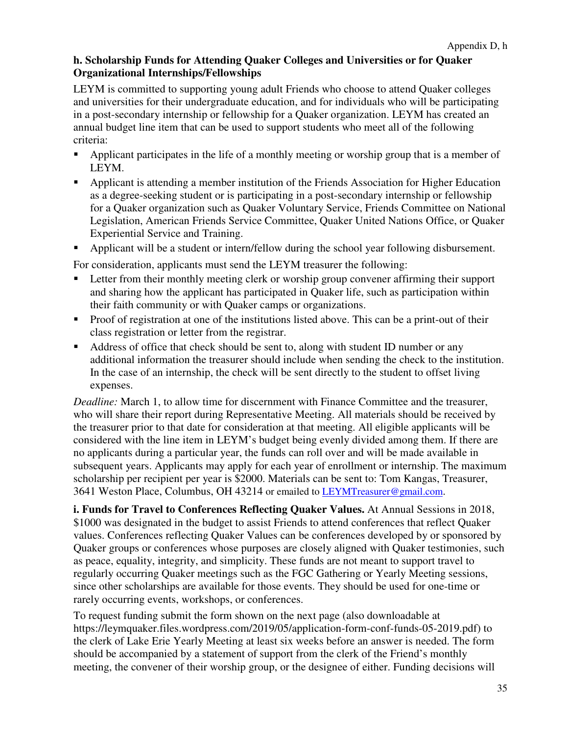### h. Scholarship Funds for Attending Quaker Colleges and Universities or for Quaker Organizational Internships/Fellowships

LEYM is committed to supporting young adult Friends who choose to attend Quaker colleges and universities for their undergraduate education, and for individuals who will be participating in a post-secondary internship or fellowship for a Quaker organization. LEYM has created an annual budget line item that can be used to support students who meet all of the following criteria:

- Applicant participates in the life of a monthly meeting or worship group that is a member of LEYM.
- Applicant is attending a member institution of the Friends Association for Higher Education as a degree-seeking student or is participating in a post-secondary internship or fellowship for a Quaker organization such as Quaker Voluntary Service, Friends Committee on National Legislation, American Friends Service Committee, Quaker United Nations Office, or Quaker Experiential Service and Training.
- Applicant will be a student or intern/fellow during the school year following disbursement.

For consideration, applicants must send the LEYM treasurer the following:

- Letter from their monthly meeting clerk or worship group convener affirming their support and sharing how the applicant has participated in Quaker life, such as participation within their faith community or with Quaker camps or organizations.
- Proof of registration at one of the institutions listed above. This can be a print-out of their class registration or letter from the registrar.
- Address of office that check should be sent to, along with student ID number or any additional information the treasurer should include when sending the check to the institution. In the case of an internship, the check will be sent directly to the student to offset living expenses.

*Deadline:* March 1, to allow time for discernment with Finance Committee and the treasurer, who will share their report during Representative Meeting. All materials should be received by the treasurer prior to that date for consideration at that meeting. All eligible applicants will be considered with the line item in LEYM's budget being evenly divided among them. If there are no applicants during a particular year, the funds can roll over and will be made available in subsequent years. Applicants may apply for each year of enrollment or internship. The maximum scholarship per recipient per year is $2000. Materials can be sent to: Tom Kangas, Treasurer, 3641 Weston Place, Columbus, OH 43214 or emailed to LEYMTreasurer@gmail.com.

**i. Funds for Travel to Conferences Reflecting Quaker Values.** At Annual Sessions in 2018, $1000 was designated in the budget to assist Friends to attend conferences that reflect Quaker values. Conferences reflecting Quaker Values can be conferences developed by or sponsored by Quaker groups or conferences whose purposes are closely aligned with Quaker testimonies, such as peace, equality, integrity, and simplicity. These funds are not meant to support travel to regularly occurring Quaker meetings such as the FGC Gathering or Yearly Meeting sessions, since other scholarships are available for those events. They should be used for one-time or rarely occurring events, workshops, or conferences.

To request funding submit the form shown on the next page (also downloadable at https://leymquaker.files.wordpress.com/2019/05/application-form-conf-funds-05-2019.pdf) to the clerk of Lake Erie Yearly Meeting at least six weeks before an answer is needed. The form should be accompanied by a statement of support from the clerk of the Friend's monthly meeting, the convener of their worship group, or the designee of either. Funding decisions will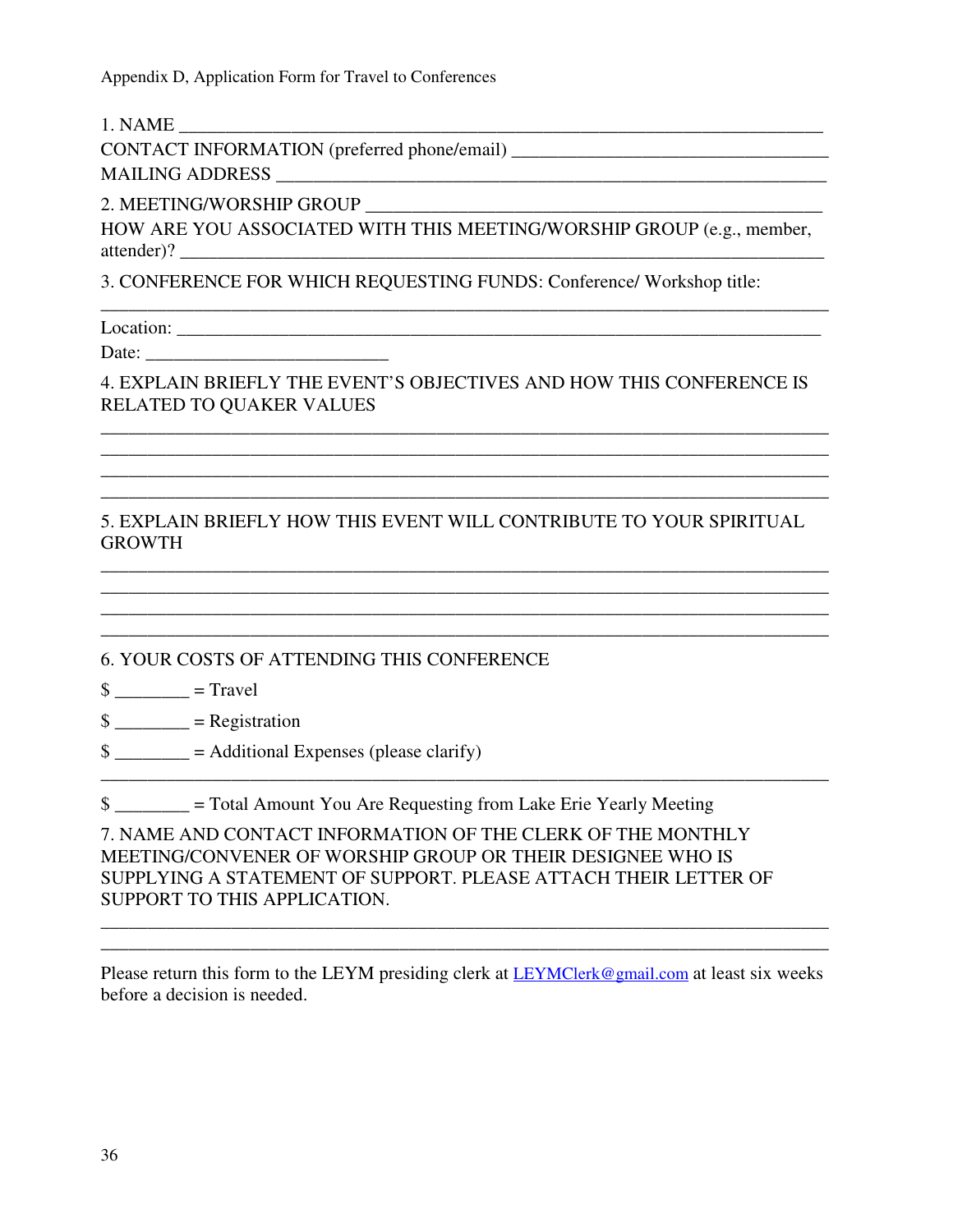Appendix D, Application Form for Travel to Conferences

1. NAME ____________________________________________________________________

CONTACT INFORMATION (preferred phone/email) ________________________________

MAILING ADDRESS ___________________________________________________________

2. MEETING/WORSHIP GROUP _________________________________________________

HOW ARE YOU ASSOCIATED WITH THIS MEETING/WORSHIP GROUP (e.g., member, attender)? ______________________________________________________________

3. CONFERENCE FOR WHICH REQUESTING FUNDS: Conference/ Workshop title:

____________________________________________________________________________

Location: ___________________________________________________________________

Date: _________________________

4. EXPLAIN BRIEFLY THE EVENT'S OBJECTIVES AND HOW THIS CONFERENCE IS RELATED TO QUAKER VALUES

____________________________________________________________________________
____________________________________________________________________________
____________________________________________________________________________
____________________________________________________________________________

5. EXPLAIN BRIEFLY HOW THIS EVENT WILL CONTRIBUTE TO YOUR SPIRITUAL GROWTH

____________________________________________________________________________
____________________________________________________________________________
____________________________________________________________________________
____________________________________________________________________________

6. YOUR COSTS OF ATTENDING THIS CONFERENCE

$ ________ = Travel

$ ________ = Registration

$ ________ = Additional Expenses (please clarify)

____________________________________________________________________________

$ ________ = Total Amount You Are Requesting from Lake Erie Yearly Meeting

7. NAME AND CONTACT INFORMATION OF THE CLERK OF THE MONTHLY MEETING/CONVENER OF WORSHIP GROUP OR THEIR DESIGNEE WHO IS SUPPLYING A STATEMENT OF SUPPORT. PLEASE ATTACH THEIR LETTER OF SUPPORT TO THIS APPLICATION.

____________________________________________________________________________
____________________________________________________________________________

Please return this form to the LEYM presiding clerk at LEYMClerk@gmail.com at least six weeks before a decision is needed.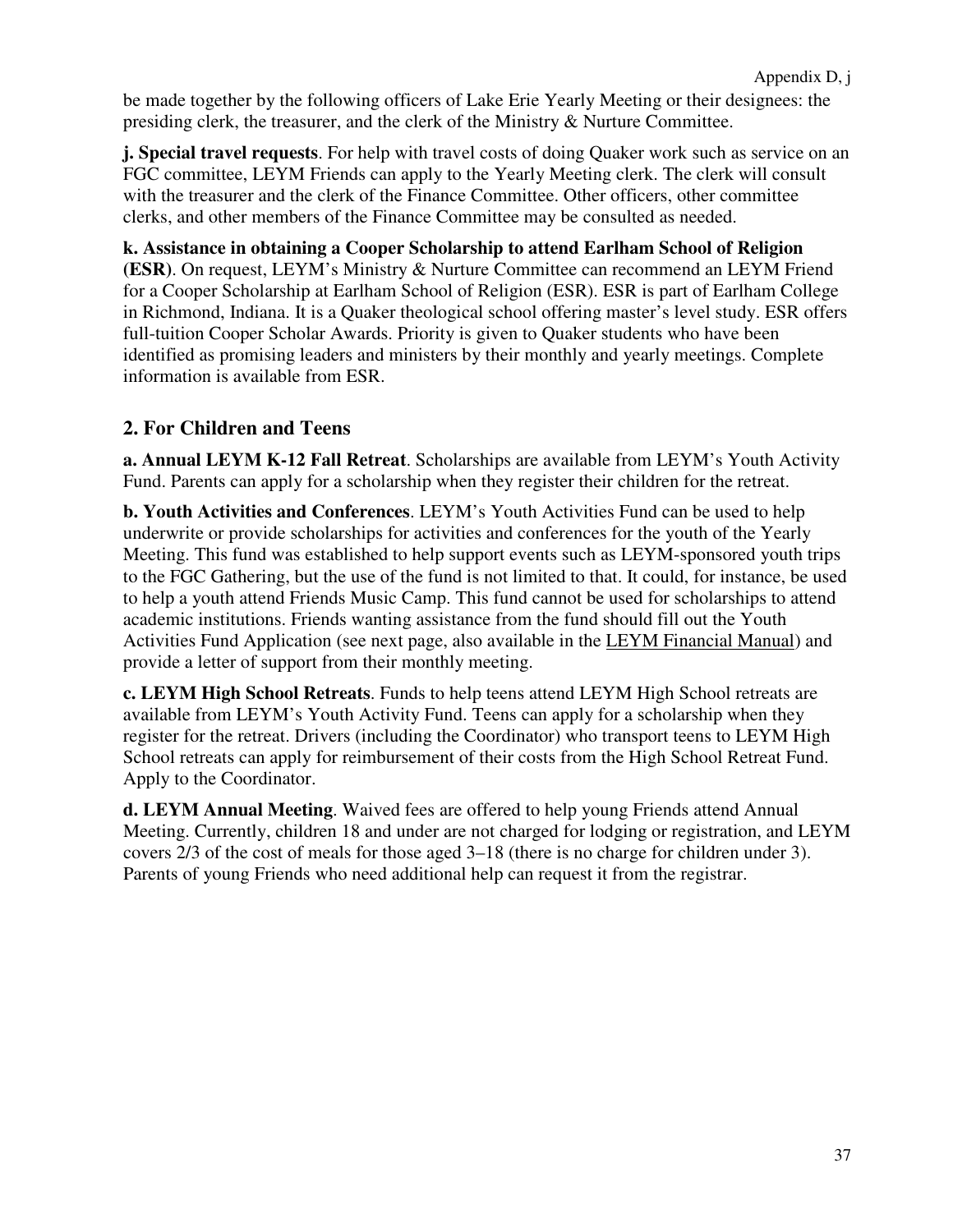be made together by the following officers of Lake Erie Yearly Meeting or their designees: the presiding clerk, the treasurer, and the clerk of the Ministry & Nurture Committee.

**j. Special travel requests**. For help with travel costs of doing Quaker work such as service on an FGC committee, LEYM Friends can apply to the Yearly Meeting clerk. The clerk will consult with the treasurer and the clerk of the Finance Committee. Other officers, other committee clerks, and other members of the Finance Committee may be consulted as needed.

**k. Assistance in obtaining a Cooper Scholarship to attend Earlham School of Religion (ESR)**. On request, LEYM's Ministry & Nurture Committee can recommend an LEYM Friend for a Cooper Scholarship at Earlham School of Religion (ESR). ESR is part of Earlham College in Richmond, Indiana. It is a Quaker theological school offering master's level study. ESR offers full-tuition Cooper Scholar Awards. Priority is given to Quaker students who have been identified as promising leaders and ministers by their monthly and yearly meetings. Complete information is available from ESR.

## 2. For Children and Teens

**a. Annual LEYM K-12 Fall Retreat**. Scholarships are available from LEYM's Youth Activity Fund. Parents can apply for a scholarship when they register their children for the retreat.

**b. Youth Activities and Conferences**. LEYM's Youth Activities Fund can be used to help underwrite or provide scholarships for activities and conferences for the youth of the Yearly Meeting. This fund was established to help support events such as LEYM-sponsored youth trips to the FGC Gathering, but the use of the fund is not limited to that. It could, for instance, be used to help a youth attend Friends Music Camp. This fund cannot be used for scholarships to attend academic institutions. Friends wanting assistance from the fund should fill out the Youth Activities Fund Application (see next page, also available in the LEYM Financial Manual) and provide a letter of support from their monthly meeting.

**c. LEYM High School Retreats**. Funds to help teens attend LEYM High School retreats are available from LEYM's Youth Activity Fund. Teens can apply for a scholarship when they register for the retreat. Drivers (including the Coordinator) who transport teens to LEYM High School retreats can apply for reimbursement of their costs from the High School Retreat Fund. Apply to the Coordinator.

**d. LEYM Annual Meeting**. Waived fees are offered to help young Friends attend Annual Meeting. Currently, children 18 and under are not charged for lodging or registration, and LEYM covers 2/3 of the cost of meals for those aged 3–18 (there is no charge for children under 3). Parents of young Friends who need additional help can request it from the registrar.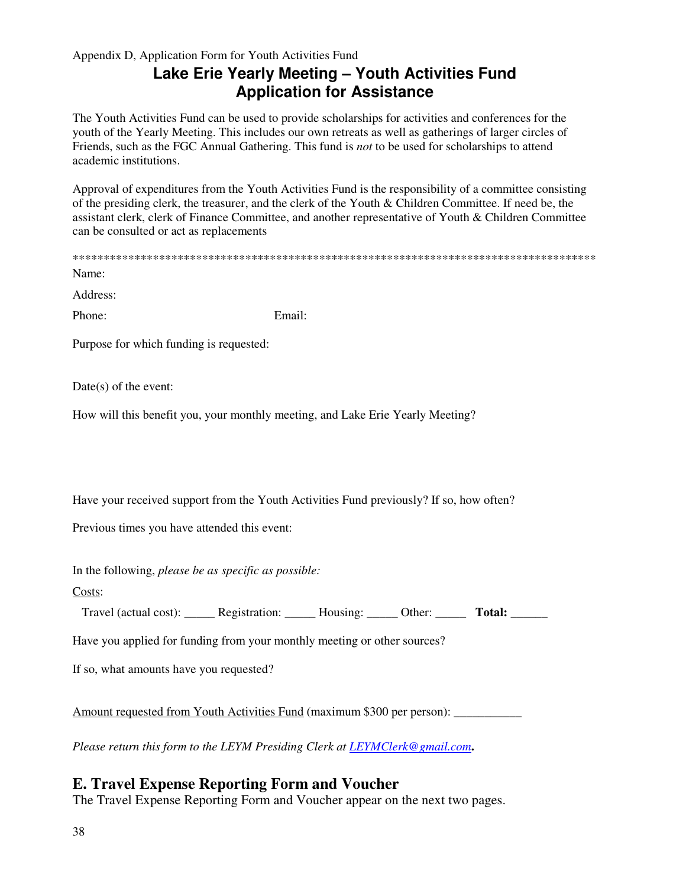Appendix D, Application Form for Youth Activities Fund

## Lake Erie Yearly Meeting – Youth Activities Fund
## Application for Assistance

The Youth Activities Fund can be used to provide scholarships for activities and conferences for the youth of the Yearly Meeting. This includes our own retreats as well as gatherings of larger circles of Friends, such as the FGC Annual Gathering. This fund is *not* to be used for scholarships to attend academic institutions.

Approval of expenditures from the Youth Activities Fund is the responsibility of a committee consisting of the presiding clerk, the treasurer, and the clerk of the Youth & Children Committee. If need be, the assistant clerk, clerk of Finance Committee, and another representative of Youth & Children Committee can be consulted or act as replacements

*****************************************************************************************

Name:

Address:

Phone: Email:

Purpose for which funding is requested:

Date(s) of the event:

How will this benefit you, your monthly meeting, and Lake Erie Yearly Meeting?

Have your received support from the Youth Activities Fund previously? If so, how often?

Previous times you have attended this event:

In the following, *please be as specific as possible:*

Costs:

Travel (actual cost): _____ Registration: _____ Housing: _____ Other: _____ **Total:** ______

Have you applied for funding from your monthly meeting or other sources?

If so, what amounts have you requested?

Amount requested from Youth Activities Fund (maximum $300 per person): ___________

*Please return this form to the LEYM Presiding Clerk at LEYMClerk@gmail.com.*

## E. Travel Expense Reporting Form and Voucher

The Travel Expense Reporting Form and Voucher appear on the next two pages.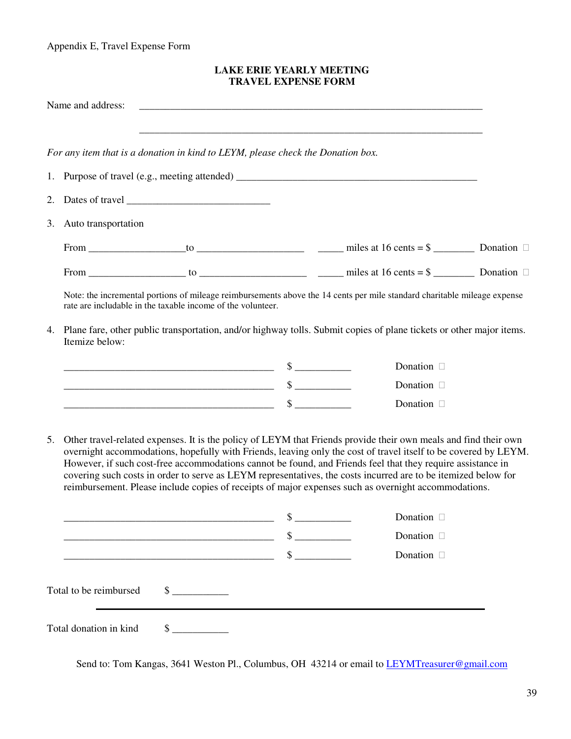Appendix E, Travel Expense Form

## LAKE ERIE YEARLY MEETING
## TRAVEL EXPENSE FORM

Name and address: ______________________________________________________________________

______________________________________________________________________

*For any item that is a donation in kind to LEYM, please check the Donation box.*

1. Purpose of travel (e.g., meeting attended) ________________________________________________

2. Dates of travel ____________________________

3. Auto transportation

   From __________________ to ____________________ _____ miles at 16 cents = $ ________ Donation ☐

   From __________________ to ____________________ _____ miles at 16 cents = $ ________ Donation ☐

   Note: the incremental portions of mileage reimbursements above the 14 cents per mile standard charitable mileage expense rate are includable in the taxable income of the volunteer.

4. Plane fare, other public transportation, and/or highway tolls. Submit copies of plane tickets or other major items. Itemize below:

   ___________________________________________ $ ___________ Donation ☐

   ___________________________________________ $ ___________ Donation ☐

   ___________________________________________ $ ___________ Donation ☐

5. Other travel-related expenses. It is the policy of LEYM that Friends provide their own meals and find their own overnight accommodations, hopefully with Friends, leaving only the cost of travel itself to be covered by LEYM. However, if such cost-free accommodations cannot be found, and Friends feel that they require assistance in covering such costs in order to serve as LEYM representatives, the costs incurred are to be itemized below for reimbursement. Please include copies of receipts of major expenses such as overnight accommodations.

   ___________________________________________ $ ___________ Donation ☐

   ___________________________________________ $ ___________ Donation ☐

   ___________________________________________ $ ___________ Donation ☐

Total to be reimbursed $ ___________

---

Total donation in kind $ ___________

Send to: Tom Kangas, 3641 Weston Pl., Columbus, OH 43214 or email to LEYMTreasurer@gmail.com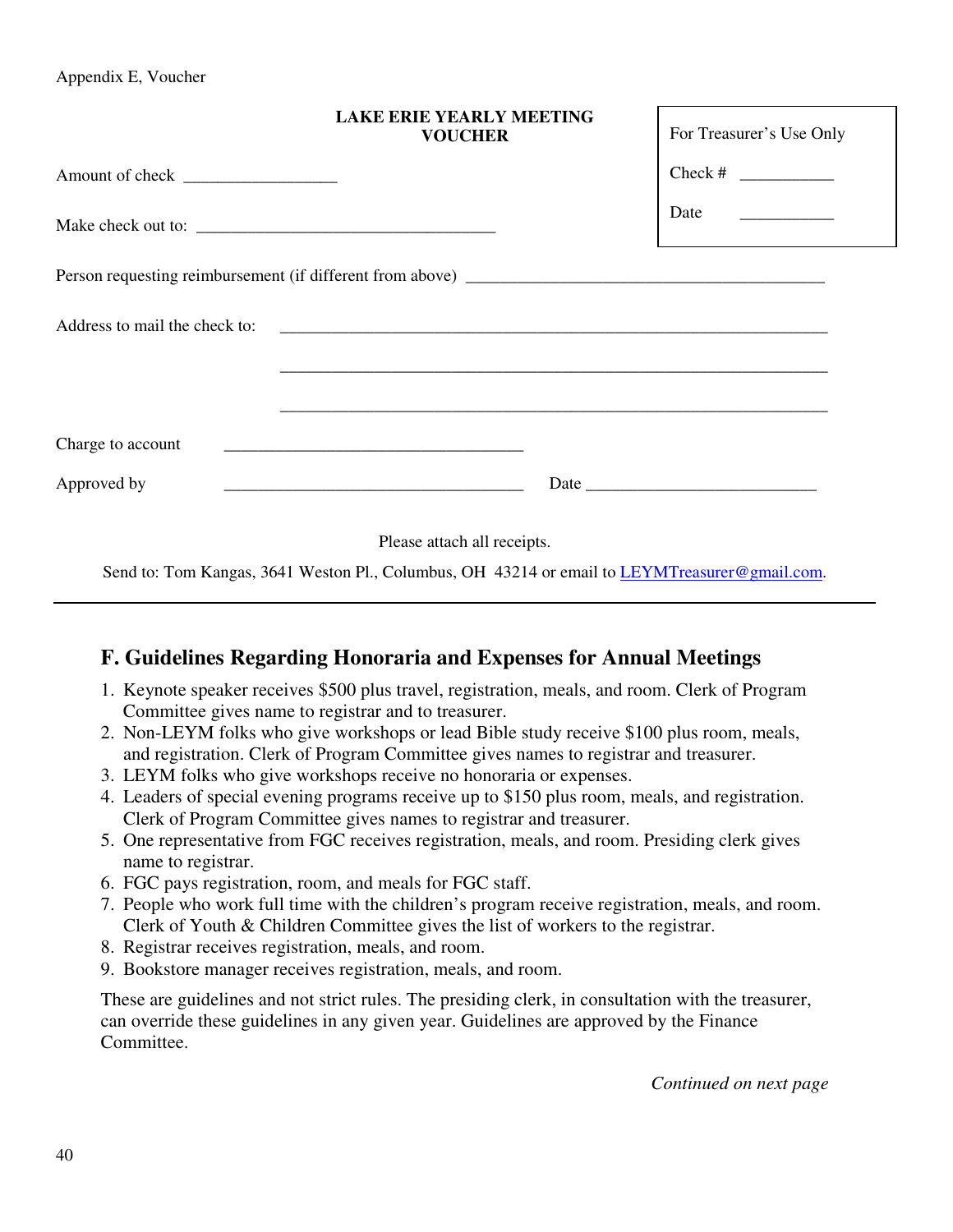Appendix E, Voucher

**LAKE ERIE YEARLY MEETING**
**VOUCHER**

| For Treasurer's Use Only |
|---|
| Check # ___________ |
| Date ___________ |

Amount of check __________________

Make check out to: ____________________________________

Person requesting reimbursement (if different from above) ___________________________________________

Address to mail the check to: ___________________________________________________________________

___________________________________________________________________

___________________________________________________________________

Charge to account ____________________________________

Approved by ____________________________________ Date ____________________________

Please attach all receipts.

Send to: Tom Kangas, 3641 Weston Pl., Columbus, OH 43214 or email to LEYMTreasurer@gmail.com.

---

## F. Guidelines Regarding Honoraria and Expenses for Annual Meetings

1. Keynote speaker receives $500 plus travel, registration, meals, and room. Clerk of Program Committee gives name to registrar and to treasurer.
2. Non-LEYM folks who give workshops or lead Bible study receive $100 plus room, meals, and registration. Clerk of Program Committee gives names to registrar and treasurer.
3. LEYM folks who give workshops receive no honoraria or expenses.
4. Leaders of special evening programs receive up to $150 plus room, meals, and registration. Clerk of Program Committee gives names to registrar and treasurer.
5. One representative from FGC receives registration, meals, and room. Presiding clerk gives name to registrar.
6. FGC pays registration, room, and meals for FGC staff.
7. People who work full time with the children's program receive registration, meals, and room. Clerk of Youth & Children Committee gives the list of workers to the registrar.
8. Registrar receives registration, meals, and room.
9. Bookstore manager receives registration, meals, and room.

These are guidelines and not strict rules. The presiding clerk, in consultation with the treasurer, can override these guidelines in any given year. Guidelines are approved by the Finance Committee.

*Continued on next page*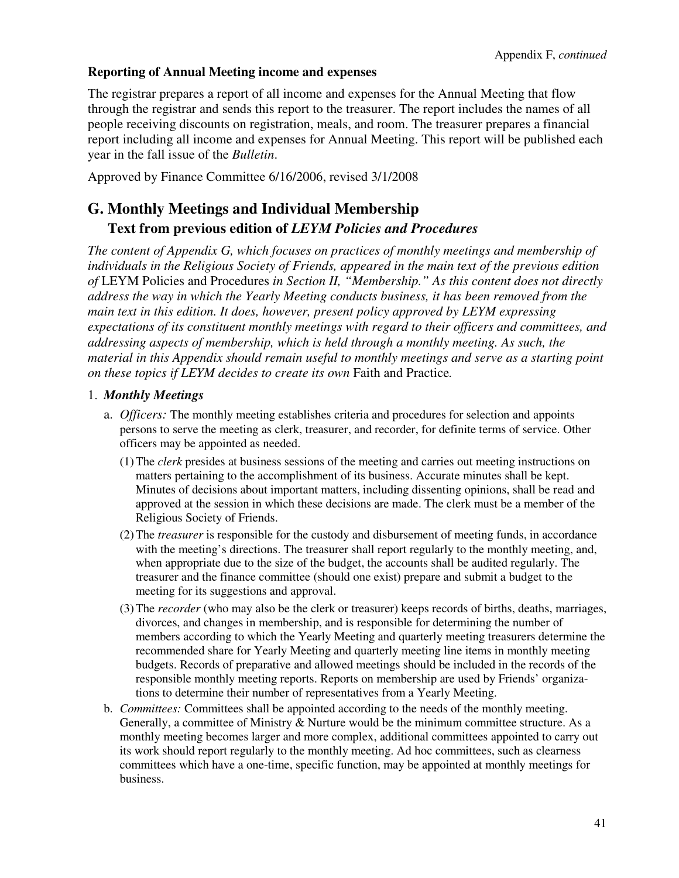Appendix F, *continued*

**Reporting of Annual Meeting income and expenses**

The registrar prepares a report of all income and expenses for the Annual Meeting that flow through the registrar and sends this report to the treasurer. The report includes the names of all people receiving discounts on registration, meals, and room. The treasurer prepares a financial report including all income and expenses for Annual Meeting. This report will be published each year in the fall issue of the *Bulletin*.

Approved by Finance Committee 6/16/2006, revised 3/1/2008

## G. Monthly Meetings and Individual Membership

### Text from previous edition of *LEYM Policies and Procedures*

*The content of Appendix G, which focuses on practices of monthly meetings and membership of individuals in the Religious Society of Friends, appeared in the main text of the previous edition of* LEYM Policies and Procedures *in Section II, "Membership." As this content does not directly address the way in which the Yearly Meeting conducts business, it has been removed from the main text in this edition. It does, however, present policy approved by LEYM expressing expectations of its constituent monthly meetings with regard to their officers and committees, and addressing aspects of membership, which is held through a monthly meeting. As such, the material in this Appendix should remain useful to monthly meetings and serve as a starting point on these topics if LEYM decides to create its own* Faith and Practice*.*

1. ***Monthly Meetings***

   a. *Officers:* The monthly meeting establishes criteria and procedures for selection and appoints persons to serve the meeting as clerk, treasurer, and recorder, for definite terms of service. Other officers may be appointed as needed.

      (1) The *clerk* presides at business sessions of the meeting and carries out meeting instructions on matters pertaining to the accomplishment of its business. Accurate minutes shall be kept. Minutes of decisions about important matters, including dissenting opinions, shall be read and approved at the session in which these decisions are made. The clerk must be a member of the Religious Society of Friends.

      (2) The *treasurer* is responsible for the custody and disbursement of meeting funds, in accordance with the meeting's directions. The treasurer shall report regularly to the monthly meeting, and, when appropriate due to the size of the budget, the accounts shall be audited regularly. The treasurer and the finance committee (should one exist) prepare and submit a budget to the meeting for its suggestions and approval.

      (3) The *recorder* (who may also be the clerk or treasurer) keeps records of births, deaths, marriages, divorces, and changes in membership, and is responsible for determining the number of members according to which the Yearly Meeting and quarterly meeting treasurers determine the recommended share for Yearly Meeting and quarterly meeting line items in monthly meeting budgets. Records of preparative and allowed meetings should be included in the records of the responsible monthly meeting reports. Reports on membership are used by Friends' organizations to determine their number of representatives from a Yearly Meeting.

   b. *Committees:* Committees shall be appointed according to the needs of the monthly meeting. Generally, a committee of Ministry & Nurture would be the minimum committee structure. As a monthly meeting becomes larger and more complex, additional committees appointed to carry out its work should report regularly to the monthly meeting. Ad hoc committees, such as clearness committees which have a one-time, specific function, may be appointed at monthly meetings for business.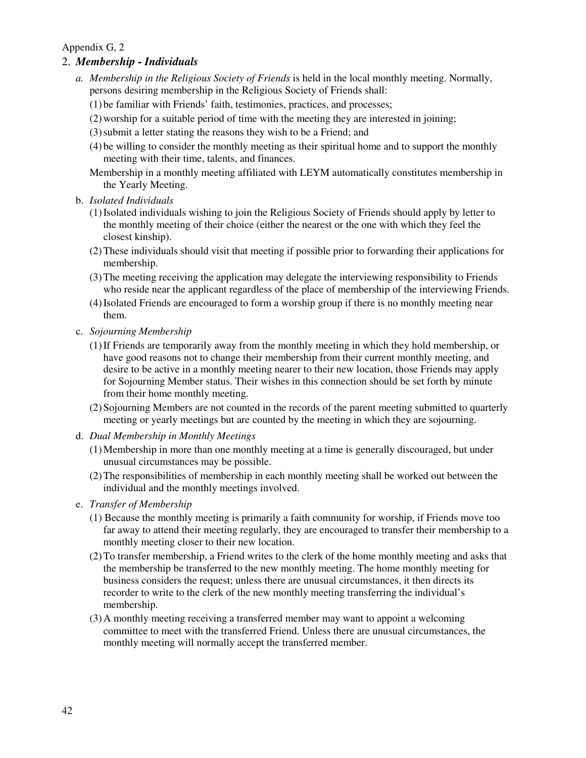Appendix G, 2

## 2. *Membership - Individuals*

*a. Membership in the Religious Society of Friends* is held in the local monthly meeting. Normally, persons desiring membership in the Religious Society of Friends shall:

(1) be familiar with Friends' faith, testimonies, practices, and processes;

(2) worship for a suitable period of time with the meeting they are interested in joining;

(3) submit a letter stating the reasons they wish to be a Friend; and

(4) be willing to consider the monthly meeting as their spiritual home and to support the monthly meeting with their time, talents, and finances.

Membership in a monthly meeting affiliated with LEYM automatically constitutes membership in the Yearly Meeting.

b. *Isolated Individuals*

(1) Isolated individuals wishing to join the Religious Society of Friends should apply by letter to the monthly meeting of their choice (either the nearest or the one with which they feel the closest kinship).

(2) These individuals should visit that meeting if possible prior to forwarding their applications for membership.

(3) The meeting receiving the application may delegate the interviewing responsibility to Friends who reside near the applicant regardless of the place of membership of the interviewing Friends.

(4) Isolated Friends are encouraged to form a worship group if there is no monthly meeting near them.

c. *Sojourning Membership*

(1) If Friends are temporarily away from the monthly meeting in which they hold membership, or have good reasons not to change their membership from their current monthly meeting, and desire to be active in a monthly meeting nearer to their new location, those Friends may apply for Sojourning Member status. Their wishes in this connection should be set forth by minute from their home monthly meeting.

(2) Sojourning Members are not counted in the records of the parent meeting submitted to quarterly meeting or yearly meetings but are counted by the meeting in which they are sojourning.

d. *Dual Membership in Monthly Meetings*

(1) Membership in more than one monthly meeting at a time is generally discouraged, but under unusual circumstances may be possible.

(2) The responsibilities of membership in each monthly meeting shall be worked out between the individual and the monthly meetings involved.

e. *Transfer of Membership*

(1) Because the monthly meeting is primarily a faith community for worship, if Friends move too far away to attend their meeting regularly, they are encouraged to transfer their membership to a monthly meeting closer to their new location.

(2) To transfer membership, a Friend writes to the clerk of the home monthly meeting and asks that the membership be transferred to the new monthly meeting. The home monthly meeting for business considers the request; unless there are unusual circumstances, it then directs its recorder to write to the clerk of the new monthly meeting transferring the individual's membership.

(3) A monthly meeting receiving a transferred member may want to appoint a welcoming committee to meet with the transferred Friend. Unless there are unusual circumstances, the monthly meeting will normally accept the transferred member.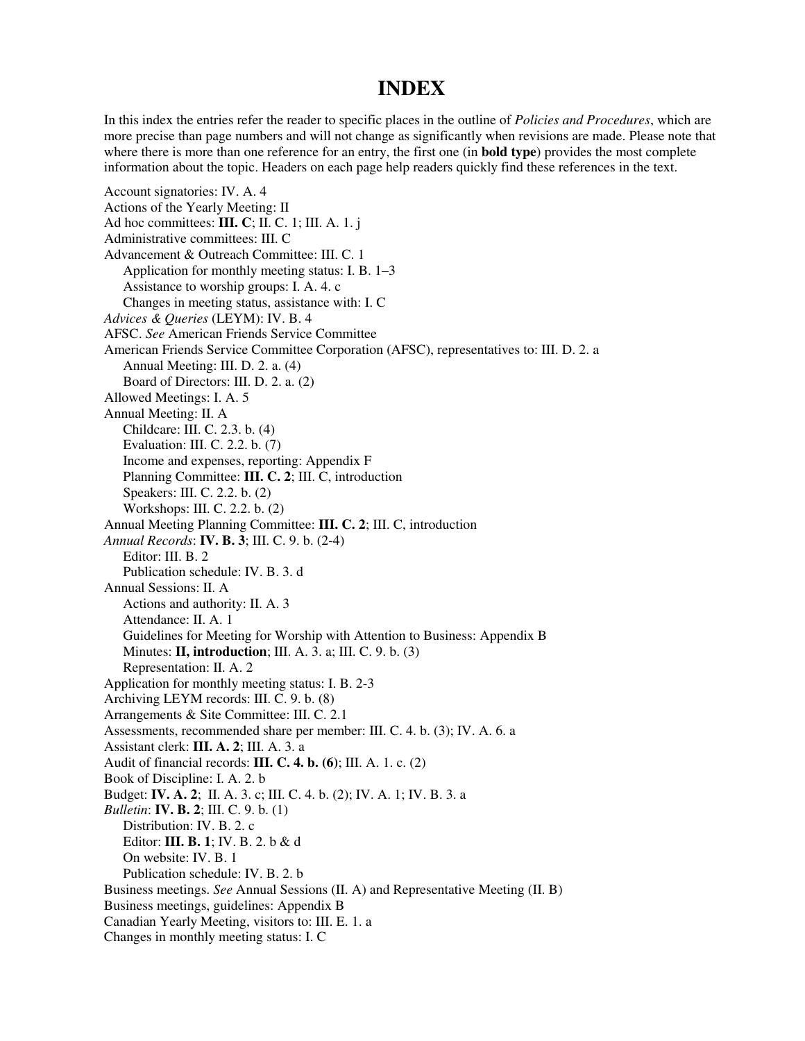# INDEX

In this index the entries refer the reader to specific places in the outline of *Policies and Procedures*, which are more precise than page numbers and will not change as significantly when revisions are made. Please note that where there is more than one reference for an entry, the first one (in **bold type**) provides the most complete information about the topic. Headers on each page help readers quickly find these references in the text.

Account signatories: IV. A. 4
Actions of the Yearly Meeting: II
Ad hoc committees: **III. C**; II. C. 1; III. A. 1. j
Administrative committees: III. C
Advancement & Outreach Committee: III. C. 1
  Application for monthly meeting status: I. B. 1–3
  Assistance to worship groups: I. A. 4. c
  Changes in meeting status, assistance with: I. C
*Advices & Queries* (LEYM): IV. B. 4
AFSC. *See* American Friends Service Committee
American Friends Service Committee Corporation (AFSC), representatives to: III. D. 2. a
  Annual Meeting: III. D. 2. a. (4)
  Board of Directors: III. D. 2. a. (2)
Allowed Meetings: I. A. 5
Annual Meeting: II. A
  Childcare: III. C. 2.3. b. (4)
  Evaluation: III. C. 2.2. b. (7)
  Income and expenses, reporting: Appendix F
  Planning Committee: **III. C. 2**; III. C, introduction
  Speakers: III. C. 2.2. b. (2)
  Workshops: III. C. 2.2. b. (2)
Annual Meeting Planning Committee: **III. C. 2**; III. C, introduction
*Annual Records*: **IV. B. 3**; III. C. 9. b. (2-4)
  Editor: III. B. 2
  Publication schedule: IV. B. 3. d
Annual Sessions: II. A
  Actions and authority: II. A. 3
  Attendance: II. A. 1
  Guidelines for Meeting for Worship with Attention to Business: Appendix B
  Minutes: **II, introduction**; III. A. 3. a; III. C. 9. b. (3)
  Representation: II. A. 2
Application for monthly meeting status: I. B. 2-3
Archiving LEYM records: III. C. 9. b. (8)
Arrangements & Site Committee: III. C. 2.1
Assessments, recommended share per member: III. C. 4. b. (3); IV. A. 6. a
Assistant clerk: **III. A. 2**; III. A. 3. a
Audit of financial records: **III. C. 4. b. (6)**; III. A. 1. c. (2)
Book of Discipline: I. A. 2. b
Budget: **IV. A. 2**; II. A. 3. c; III. C. 4. b. (2); IV. A. 1; IV. B. 3. a
*Bulletin*: **IV. B. 2**; III. C. 9. b. (1)
  Distribution: IV. B. 2. c
  Editor: **III. B. 1**; IV. B. 2. b & d
  On website: IV. B. 1
  Publication schedule: IV. B. 2. b
Business meetings. *See* Annual Sessions (II. A) and Representative Meeting (II. B)
Business meetings, guidelines: Appendix B
Canadian Yearly Meeting, visitors to: III. E. 1. a
Changes in monthly meeting status: I. C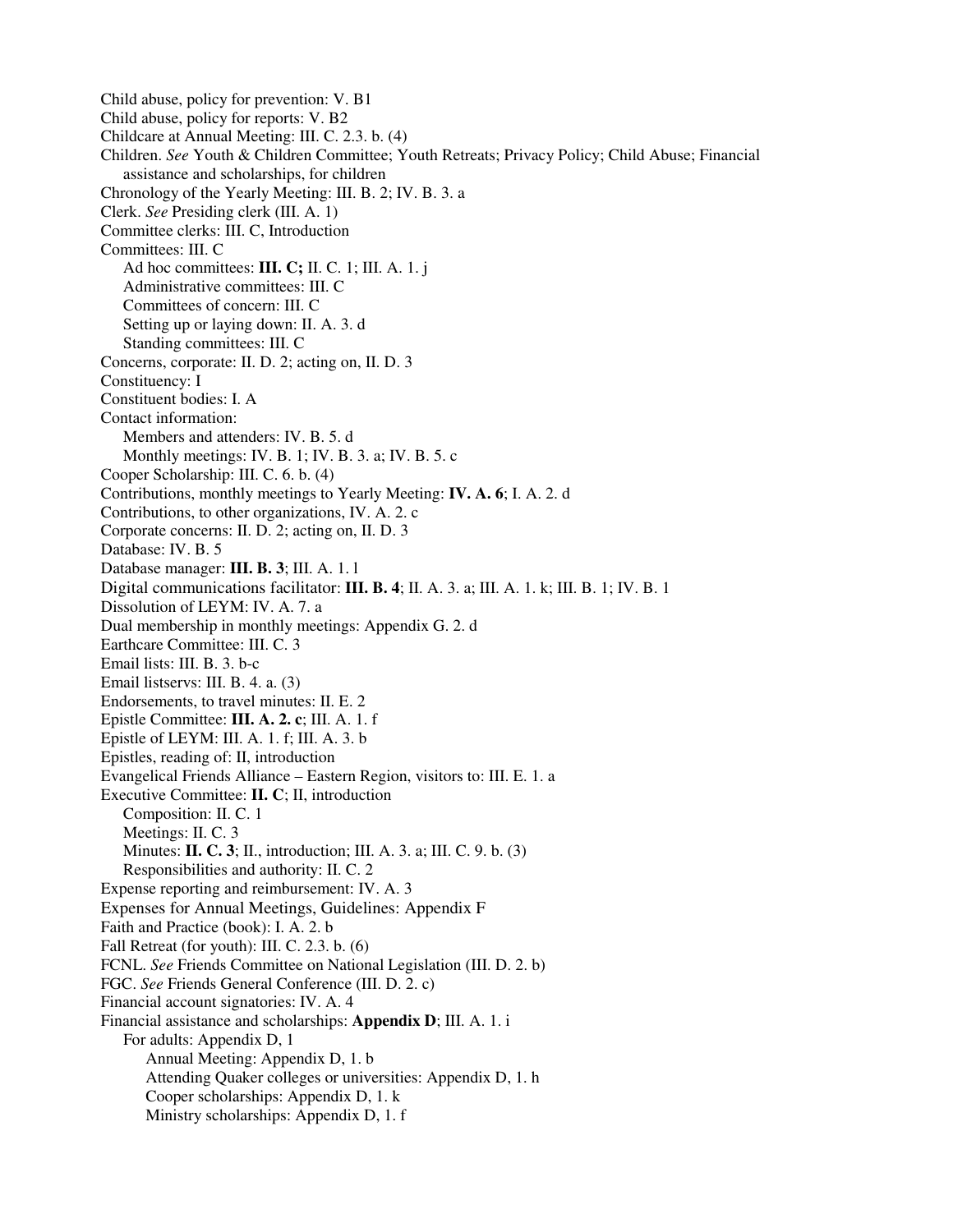Child abuse, policy for prevention: V. B1
Child abuse, policy for reports: V. B2
Childcare at Annual Meeting: III. C. 2.3. b. (4)
Children. *See* Youth & Children Committee; Youth Retreats; Privacy Policy; Child Abuse; Financial assistance and scholarships, for children
Chronology of the Yearly Meeting: III. B. 2; IV. B. 3. a
Clerk. *See* Presiding clerk (III. A. 1)
Committee clerks: III. C, Introduction
Committees: III. C
&nbsp;&nbsp;&nbsp;&nbsp;Ad hoc committees: **III. C;** II. C. 1; III. A. 1. j
&nbsp;&nbsp;&nbsp;&nbsp;Administrative committees: III. C
&nbsp;&nbsp;&nbsp;&nbsp;Committees of concern: III. C
&nbsp;&nbsp;&nbsp;&nbsp;Setting up or laying down: II. A. 3. d
&nbsp;&nbsp;&nbsp;&nbsp;Standing committees: III. C
Concerns, corporate: II. D. 2; acting on, II. D. 3
Constituency: I
Constituent bodies: I. A
Contact information:
&nbsp;&nbsp;&nbsp;&nbsp;Members and attenders: IV. B. 5. d
&nbsp;&nbsp;&nbsp;&nbsp;Monthly meetings: IV. B. 1; IV. B. 3. a; IV. B. 5. c
Cooper Scholarship: III. C. 6. b. (4)
Contributions, monthly meetings to Yearly Meeting: **IV. A. 6**; I. A. 2. d
Contributions, to other organizations, IV. A. 2. c
Corporate concerns: II. D. 2; acting on, II. D. 3
Database: IV. B. 5
Database manager: **III. B. 3**; III. A. 1. l
Digital communications facilitator: **III. B. 4**; II. A. 3. a; III. A. 1. k; III. B. 1; IV. B. 1
Dissolution of LEYM: IV. A. 7. a
Dual membership in monthly meetings: Appendix G. 2. d
Earthcare Committee: III. C. 3
Email lists: III. B. 3. b-c
Email listservs: III. B. 4. a. (3)
Endorsements, to travel minutes: II. E. 2
Epistle Committee: **III. A. 2. c**; III. A. 1. f
Epistle of LEYM: III. A. 1. f; III. A. 3. b
Epistles, reading of: II, introduction
Evangelical Friends Alliance – Eastern Region, visitors to: III. E. 1. a
Executive Committee: **II. C**; II, introduction
&nbsp;&nbsp;&nbsp;&nbsp;Composition: II. C. 1
&nbsp;&nbsp;&nbsp;&nbsp;Meetings: II. C. 3
&nbsp;&nbsp;&nbsp;&nbsp;Minutes: **II. C. 3**; II., introduction; III. A. 3. a; III. C. 9. b. (3)
&nbsp;&nbsp;&nbsp;&nbsp;Responsibilities and authority: II. C. 2
Expense reporting and reimbursement: IV. A. 3
Expenses for Annual Meetings, Guidelines: Appendix F
Faith and Practice (book): I. A. 2. b
Fall Retreat (for youth): III. C. 2.3. b. (6)
FCNL. *See* Friends Committee on National Legislation (III. D. 2. b)
FGC. *See* Friends General Conference (III. D. 2. c)
Financial account signatories: IV. A. 4
Financial assistance and scholarships: **Appendix D**; III. A. 1. i
&nbsp;&nbsp;&nbsp;&nbsp;For adults: Appendix D, 1
&nbsp;&nbsp;&nbsp;&nbsp;&nbsp;&nbsp;&nbsp;&nbsp;Annual Meeting: Appendix D, 1. b
&nbsp;&nbsp;&nbsp;&nbsp;&nbsp;&nbsp;&nbsp;&nbsp;Attending Quaker colleges or universities: Appendix D, 1. h
&nbsp;&nbsp;&nbsp;&nbsp;&nbsp;&nbsp;&nbsp;&nbsp;Cooper scholarships: Appendix D, 1. k
&nbsp;&nbsp;&nbsp;&nbsp;&nbsp;&nbsp;&nbsp;&nbsp;Ministry scholarships: Appendix D, 1. f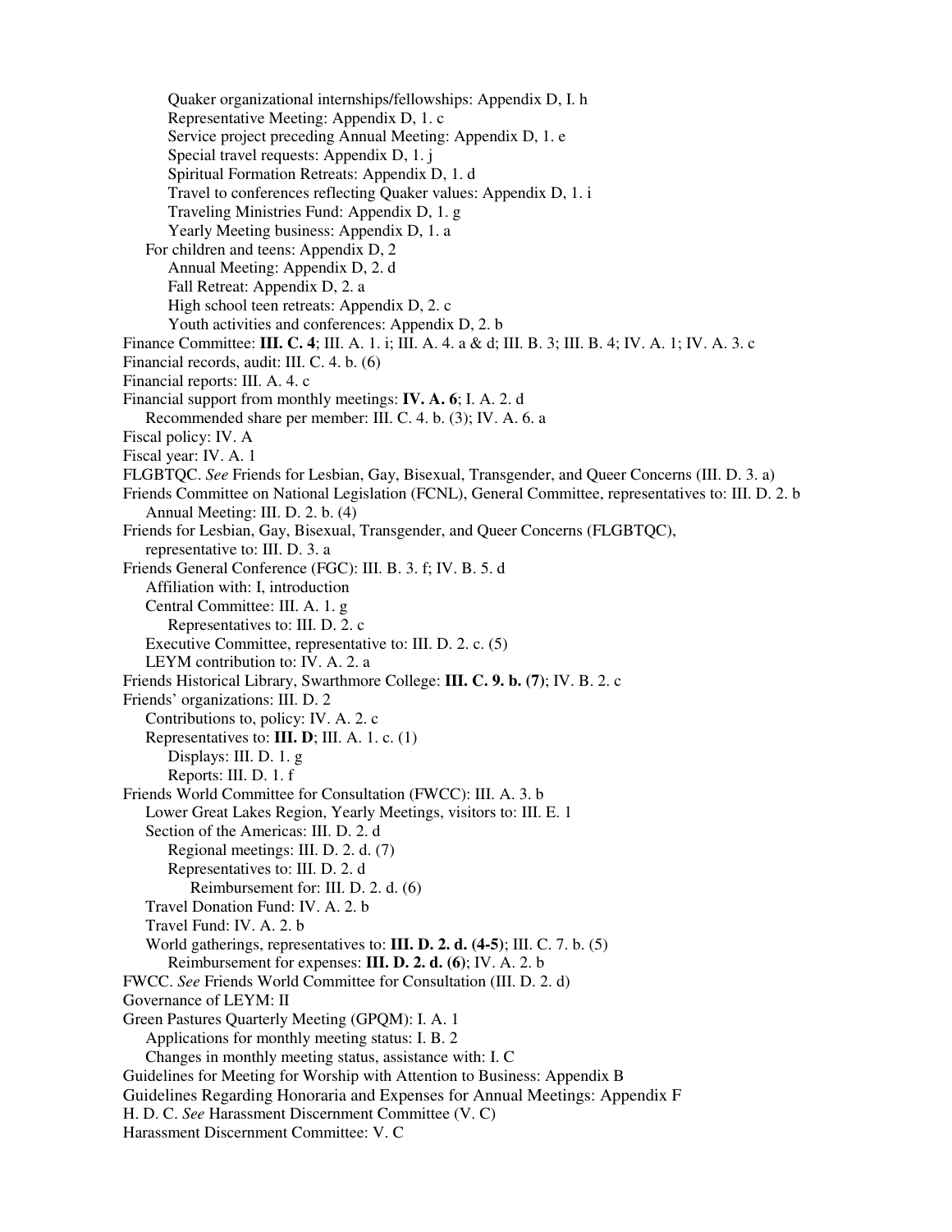Quaker organizational internships/fellowships: Appendix D, I. h
Representative Meeting: Appendix D, 1. c
Service project preceding Annual Meeting: Appendix D, 1. e
Special travel requests: Appendix D, 1. j
Spiritual Formation Retreats: Appendix D, 1. d
Travel to conferences reflecting Quaker values: Appendix D, 1. i
Traveling Ministries Fund: Appendix D, 1. g
Yearly Meeting business: Appendix D, 1. a
For children and teens: Appendix D, 2
Annual Meeting: Appendix D, 2. d
Fall Retreat: Appendix D, 2. a
High school teen retreats: Appendix D, 2. c
Youth activities and conferences: Appendix D, 2. b
Finance Committee: **III. C. 4**; III. A. 1. i; III. A. 4. a & d; III. B. 3; III. B. 4; IV. A. 1; IV. A. 3. c
Financial records, audit: III. C. 4. b. (6)
Financial reports: III. A. 4. c
Financial support from monthly meetings: **IV. A. 6**; I. A. 2. d
Recommended share per member: III. C. 4. b. (3); IV. A. 6. a
Fiscal policy: IV. A
Fiscal year: IV. A. 1
FLGBTQC. *See* Friends for Lesbian, Gay, Bisexual, Transgender, and Queer Concerns (III. D. 3. a)
Friends Committee on National Legislation (FCNL), General Committee, representatives to: III. D. 2. b
Annual Meeting: III. D. 2. b. (4)
Friends for Lesbian, Gay, Bisexual, Transgender, and Queer Concerns (FLGBTQC), representative to: III. D. 3. a
Friends General Conference (FGC): III. B. 3. f; IV. B. 5. d
Affiliation with: I, introduction
Central Committee: III. A. 1. g
Representatives to: III. D. 2. c
Executive Committee, representative to: III. D. 2. c. (5)
LEYM contribution to: IV. A. 2. a
Friends Historical Library, Swarthmore College: **III. C. 9. b. (7)**; IV. B. 2. c
Friends' organizations: III. D. 2
Contributions to, policy: IV. A. 2. c
Representatives to: **III. D**; III. A. 1. c. (1)
Displays: III. D. 1. g
Reports: III. D. 1. f
Friends World Committee for Consultation (FWCC): III. A. 3. b
Lower Great Lakes Region, Yearly Meetings, visitors to: III. E. 1
Section of the Americas: III. D. 2. d
Regional meetings: III. D. 2. d. (7)
Representatives to: III. D. 2. d
Reimbursement for: III. D. 2. d. (6)
Travel Donation Fund: IV. A. 2. b
Travel Fund: IV. A. 2. b
World gatherings, representatives to: **III. D. 2. d. (4-5)**; III. C. 7. b. (5)
Reimbursement for expenses: **III. D. 2. d. (6)**; IV. A. 2. b
FWCC. *See* Friends World Committee for Consultation (III. D. 2. d)
Governance of LEYM: II
Green Pastures Quarterly Meeting (GPQM): I. A. 1
Applications for monthly meeting status: I. B. 2
Changes in monthly meeting status, assistance with: I. C
Guidelines for Meeting for Worship with Attention to Business: Appendix B
Guidelines Regarding Honoraria and Expenses for Annual Meetings: Appendix F
H. D. C. *See* Harassment Discernment Committee (V. C)
Harassment Discernment Committee: V. C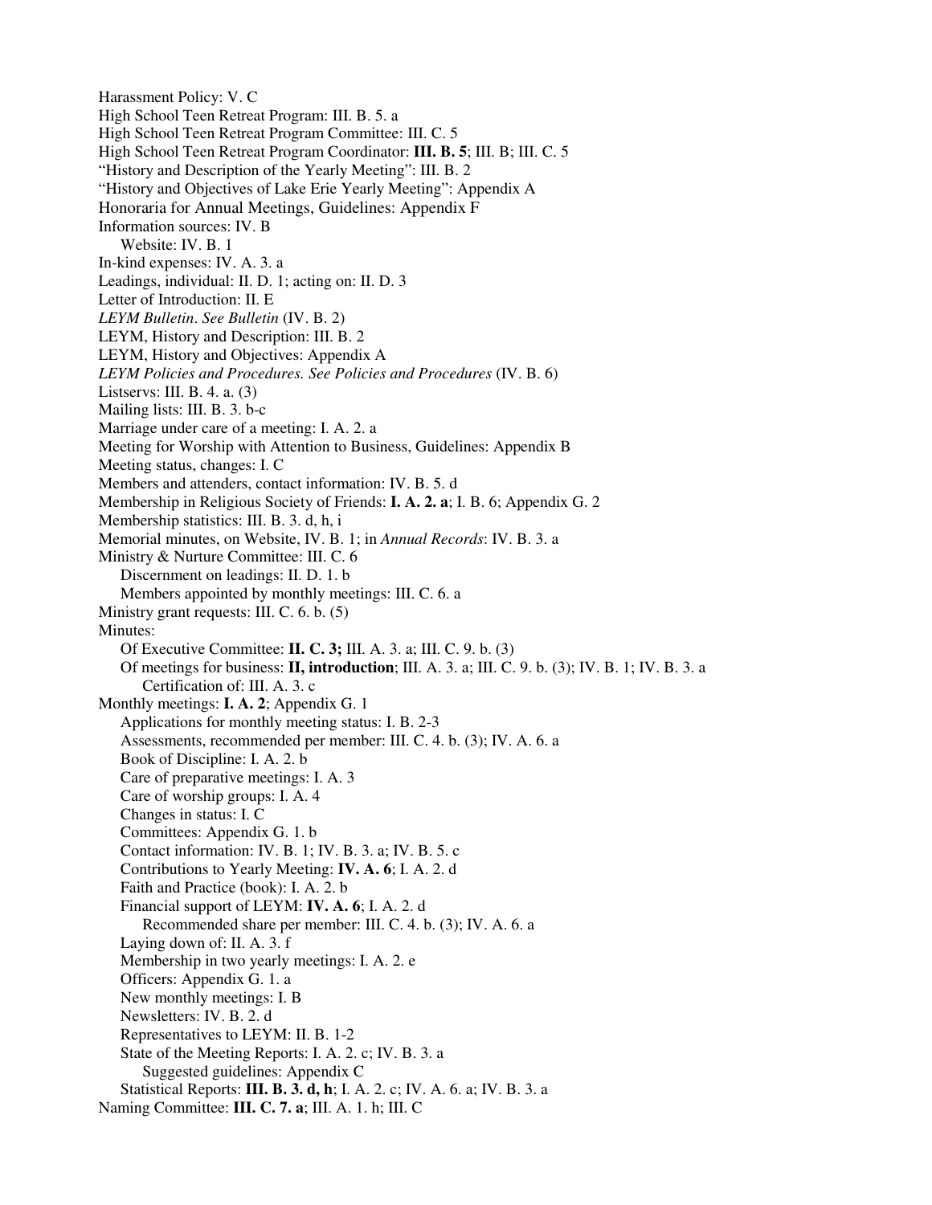Harassment Policy: V. C
High School Teen Retreat Program: III. B. 5. a
High School Teen Retreat Program Committee: III. C. 5
High School Teen Retreat Program Coordinator: **III. B. 5**; III. B; III. C. 5
"History and Description of the Yearly Meeting": III. B. 2
"History and Objectives of Lake Erie Yearly Meeting": Appendix A
Honoraria for Annual Meetings, Guidelines: Appendix F
Information sources: IV. B
  Website: IV. B. 1
In-kind expenses: IV. A. 3. a
Leadings, individual: II. D. 1; acting on: II. D. 3
Letter of Introduction: II. E
*LEYM Bulletin*. *See Bulletin* (IV. B. 2)
LEYM, History and Description: III. B. 2
LEYM, History and Objectives: Appendix A
*LEYM Policies and Procedures*. *See Policies and Procedures* (IV. B. 6)
Listservs: III. B. 4. a. (3)
Mailing lists: III. B. 3. b-c
Marriage under care of a meeting: I. A. 2. a
Meeting for Worship with Attention to Business, Guidelines: Appendix B
Meeting status, changes: I. C
Members and attenders, contact information: IV. B. 5. d
Membership in Religious Society of Friends: **I. A. 2. a**; I. B. 6; Appendix G. 2
Membership statistics: III. B. 3. d, h, i
Memorial minutes, on Website, IV. B. 1; in *Annual Records*: IV. B. 3. a
Ministry & Nurture Committee: III. C. 6
  Discernment on leadings: II. D. 1. b
  Members appointed by monthly meetings: III. C. 6. a
Ministry grant requests: III. C. 6. b. (5)
Minutes:
  Of Executive Committee: **II. C. 3;** III. A. 3. a; III. C. 9. b. (3)
  Of meetings for business: **II, introduction**; III. A. 3. a; III. C. 9. b. (3); IV. B. 1; IV. B. 3. a
    Certification of: III. A. 3. c
Monthly meetings: **I. A. 2**; Appendix G. 1
  Applications for monthly meeting status: I. B. 2-3
  Assessments, recommended per member: III. C. 4. b. (3); IV. A. 6. a
  Book of Discipline: I. A. 2. b
  Care of preparative meetings: I. A. 3
  Care of worship groups: I. A. 4
  Changes in status: I. C
  Committees: Appendix G. 1. b
  Contact information: IV. B. 1; IV. B. 3. a; IV. B. 5. c
  Contributions to Yearly Meeting: **IV. A. 6**; I. A. 2. d
  Faith and Practice (book): I. A. 2. b
  Financial support of LEYM: **IV. A. 6**; I. A. 2. d
    Recommended share per member: III. C. 4. b. (3); IV. A. 6. a
  Laying down of: II. A. 3. f
  Membership in two yearly meetings: I. A. 2. e
  Officers: Appendix G. 1. a
  New monthly meetings: I. B
  Newsletters: IV. B. 2. d
  Representatives to LEYM: II. B. 1-2
  State of the Meeting Reports: I. A. 2. c; IV. B. 3. a
    Suggested guidelines: Appendix C
  Statistical Reports: **III. B. 3. d, h**; I. A. 2. c; IV. A. 6. a; IV. B. 3. a
Naming Committee: **III. C. 7. a**; III. A. 1. h; III. C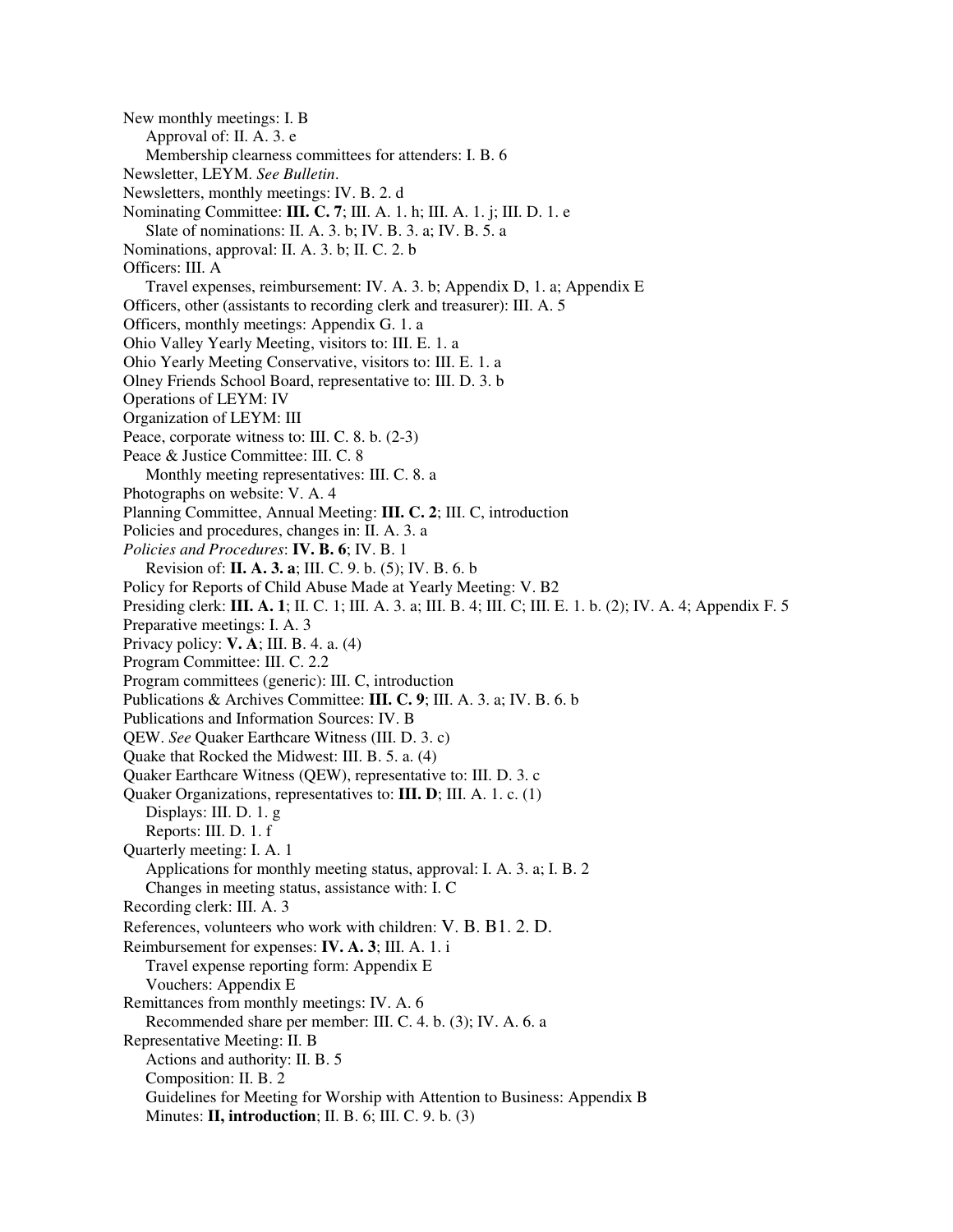New monthly meetings: I. B
    Approval of: II. A. 3. e
    Membership clearness committees for attenders: I. B. 6
Newsletter, LEYM. *See Bulletin*.
Newsletters, monthly meetings: IV. B. 2. d
Nominating Committee: **III. C. 7**; III. A. 1. h; III. A. 1. j; III. D. 1. e
    Slate of nominations: II. A. 3. b; IV. B. 3. a; IV. B. 5. a
Nominations, approval: II. A. 3. b; II. C. 2. b
Officers: III. A
    Travel expenses, reimbursement: IV. A. 3. b; Appendix D, 1. a; Appendix E
Officers, other (assistants to recording clerk and treasurer): III. A. 5
Officers, monthly meetings: Appendix G. 1. a
Ohio Valley Yearly Meeting, visitors to: III. E. 1. a
Ohio Yearly Meeting Conservative, visitors to: III. E. 1. a
Olney Friends School Board, representative to: III. D. 3. b
Operations of LEYM: IV
Organization of LEYM: III
Peace, corporate witness to: III. C. 8. b. (2-3)
Peace & Justice Committee: III. C. 8
    Monthly meeting representatives: III. C. 8. a
Photographs on website: V. A. 4
Planning Committee, Annual Meeting: **III. C. 2**; III. C, introduction
Policies and procedures, changes in: II. A. 3. a
*Policies and Procedures*: **IV. B. 6**; IV. B. 1
    Revision of: **II. A. 3. a**; III. C. 9. b. (5); IV. B. 6. b
Policy for Reports of Child Abuse Made at Yearly Meeting: V. B2
Presiding clerk: **III. A. 1**; II. C. 1; III. A. 3. a; III. B. 4; III. C; III. E. 1. b. (2); IV. A. 4; Appendix F. 5
Preparative meetings: I. A. 3
Privacy policy: **V. A**; III. B. 4. a. (4)
Program Committee: III. C. 2.2
Program committees (generic): III. C, introduction
Publications & Archives Committee: **III. C. 9**; III. A. 3. a; IV. B. 6. b
Publications and Information Sources: IV. B
QEW. *See* Quaker Earthcare Witness (III. D. 3. c)
Quake that Rocked the Midwest: III. B. 5. a. (4)
Quaker Earthcare Witness (QEW), representative to: III. D. 3. c
Quaker Organizations, representatives to: **III. D**; III. A. 1. c. (1)
    Displays: III. D. 1. g
    Reports: III. D. 1. f
Quarterly meeting: I. A. 1
    Applications for monthly meeting status, approval: I. A. 3. a; I. B. 2
    Changes in meeting status, assistance with: I. C
Recording clerk: III. A. 3
References, volunteers who work with children: V. B. B1. 2. D.
Reimbursement for expenses: **IV. A. 3**; III. A. 1. i
    Travel expense reporting form: Appendix E
    Vouchers: Appendix E
Remittances from monthly meetings: IV. A. 6
    Recommended share per member: III. C. 4. b. (3); IV. A. 6. a
Representative Meeting: II. B
    Actions and authority: II. B. 5
    Composition: II. B. 2
    Guidelines for Meeting for Worship with Attention to Business: Appendix B
    Minutes: **II, introduction**; II. B. 6; III. C. 9. b. (3)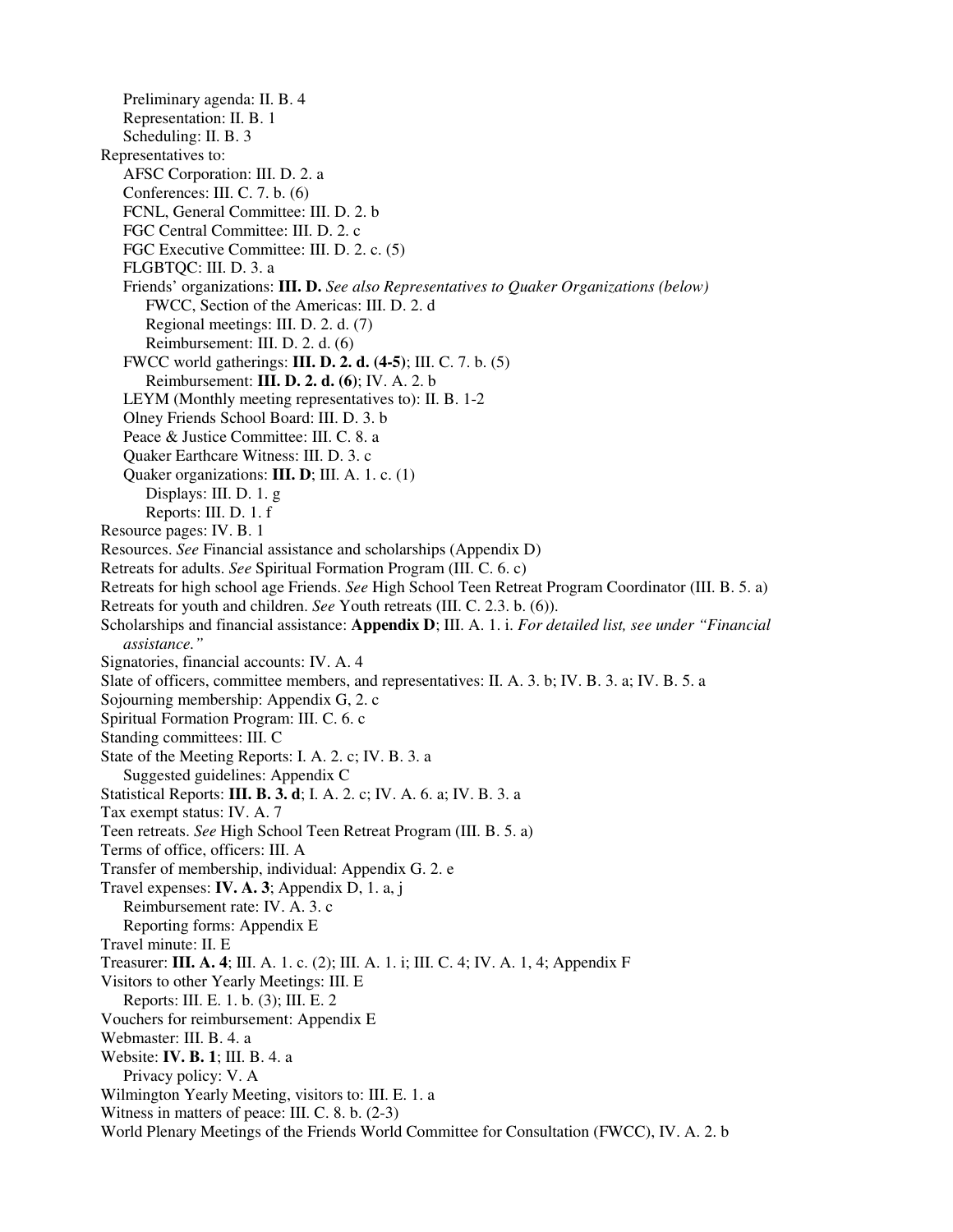Preliminary agenda: II. B. 4
 Representation: II. B. 1
 Scheduling: II. B. 3

Representatives to:
 AFSC Corporation: III. D. 2. a
 Conferences: III. C. 7. b. (6)
 FCNL, General Committee: III. D. 2. b
 FGC Central Committee: III. D. 2. c
 FGC Executive Committee: III. D. 2. c. (5)
 FLGBTQC: III. D. 3. a
 Friends' organizations: **III. D.** *See also Representatives to Quaker Organizations (below)*
  FWCC, Section of the Americas: III. D. 2. d
  Regional meetings: III. D. 2. d. (7)
  Reimbursement: III. D. 2. d. (6)
 FWCC world gatherings: **III. D. 2. d. (4-5)**; III. C. 7. b. (5)
  Reimbursement: **III. D. 2. d. (6)**; IV. A. 2. b
 LEYM (Monthly meeting representatives to): II. B. 1-2
 Olney Friends School Board: III. D. 3. b
 Peace & Justice Committee: III. C. 8. a
 Quaker Earthcare Witness: III. D. 3. c
 Quaker organizations: **III. D**; III. A. 1. c. (1)
  Displays: III. D. 1. g
  Reports: III. D. 1. f

Resource pages: IV. B. 1

Resources. *See* Financial assistance and scholarships (Appendix D)

Retreats for adults. *See* Spiritual Formation Program (III. C. 6. c)

Retreats for high school age Friends. *See* High School Teen Retreat Program Coordinator (III. B. 5. a)

Retreats for youth and children. *See* Youth retreats (III. C. 2.3. b. (6)).

Scholarships and financial assistance: **Appendix D**; III. A. 1. i. *For detailed list, see under "Financial assistance."*

Signatories, financial accounts: IV. A. 4

Slate of officers, committee members, and representatives: II. A. 3. b; IV. B. 3. a; IV. B. 5. a

Sojourning membership: Appendix G, 2. c

Spiritual Formation Program: III. C. 6. c

Standing committees: III. C

State of the Meeting Reports: I. A. 2. c; IV. B. 3. a
 Suggested guidelines: Appendix C

Statistical Reports: **III. B. 3. d**; I. A. 2. c; IV. A. 6. a; IV. B. 3. a

Tax exempt status: IV. A. 7

Teen retreats. *See* High School Teen Retreat Program (III. B. 5. a)

Terms of office, officers: III. A

Transfer of membership, individual: Appendix G. 2. e

Travel expenses: **IV. A. 3**; Appendix D, 1. a, j
 Reimbursement rate: IV. A. 3. c
 Reporting forms: Appendix E

Travel minute: II. E

Treasurer: **III. A. 4**; III. A. 1. c. (2); III. A. 1. i; III. C. 4; IV. A. 1, 4; Appendix F

Visitors to other Yearly Meetings: III. E
 Reports: III. E. 1. b. (3); III. E. 2

Vouchers for reimbursement: Appendix E

Webmaster: III. B. 4. a

Website: **IV. B. 1**; III. B. 4. a
 Privacy policy: V. A

Wilmington Yearly Meeting, visitors to: III. E. 1. a

Witness in matters of peace: III. C. 8. b. (2-3)

World Plenary Meetings of the Friends World Committee for Consultation (FWCC), IV. A. 2. b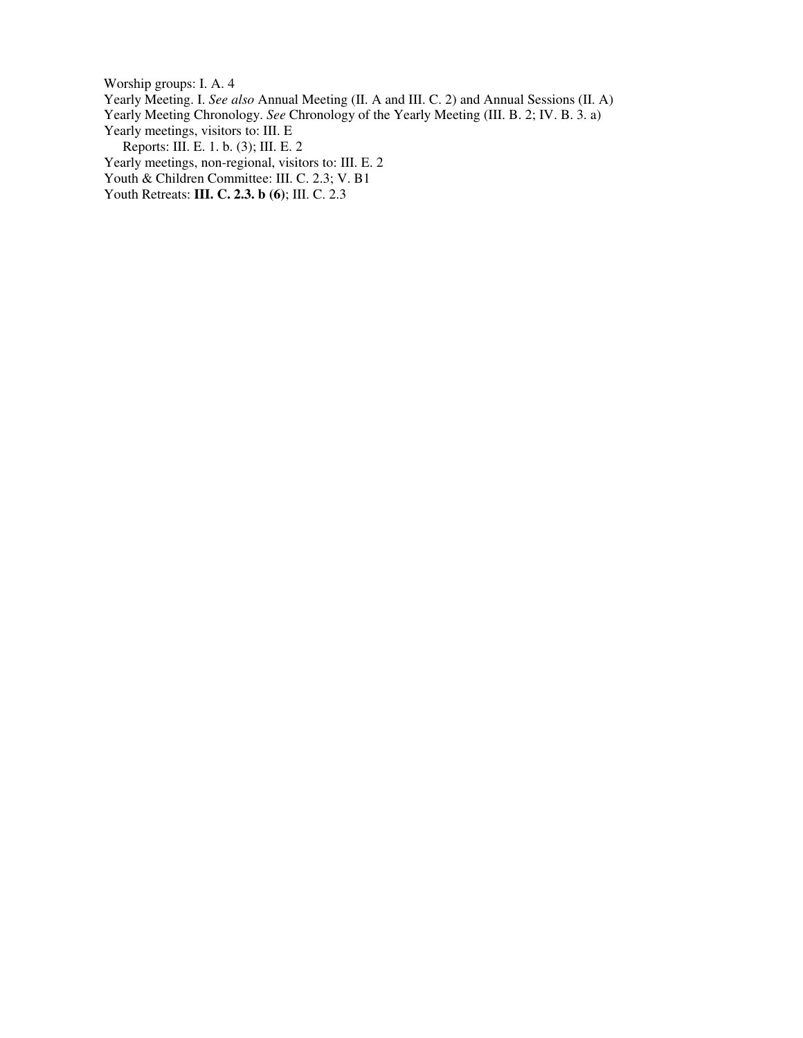Worship groups: I. A. 4

Yearly Meeting. I. *See also* Annual Meeting (II. A and III. C. 2) and Annual Sessions (II. A)

Yearly Meeting Chronology. *See* Chronology of the Yearly Meeting (III. B. 2; IV. B. 3. a)

Yearly meetings, visitors to: III. E

    Reports: III. E. 1. b. (3); III. E. 2

Yearly meetings, non-regional, visitors to: III. E. 2

Youth & Children Committee: III. C. 2.3; V. B1

Youth Retreats: **III. C. 2.3. b (6)**; III. C. 2.3